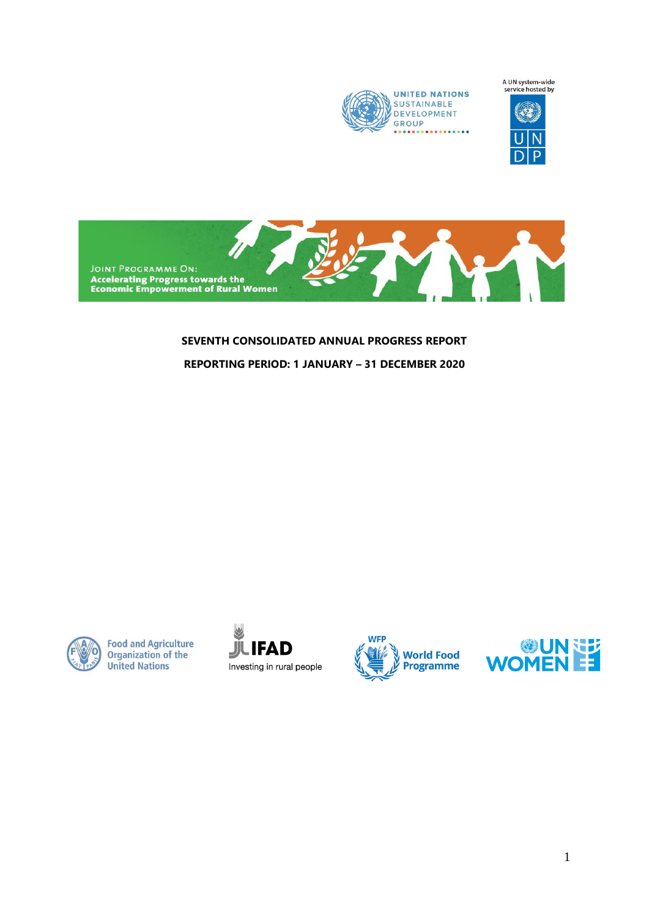UNITED NATIONS SUSTAINABLE DEVELOPMENT GROUP

A UN system-wide service hosted by UNDP

JOINT PROGRAMME ON:
**Accelerating Progress towards the Economic Empowerment of Rural Women**

**SEVENTH CONSOLIDATED ANNUAL PROGRESS REPORT**

**REPORTING PERIOD: 1 JANUARY – 31 DECEMBER 2020**

Food and Agriculture Organization of the United Nations

IFAD Investing in rural people

WFP World Food Programme

UN WOMEN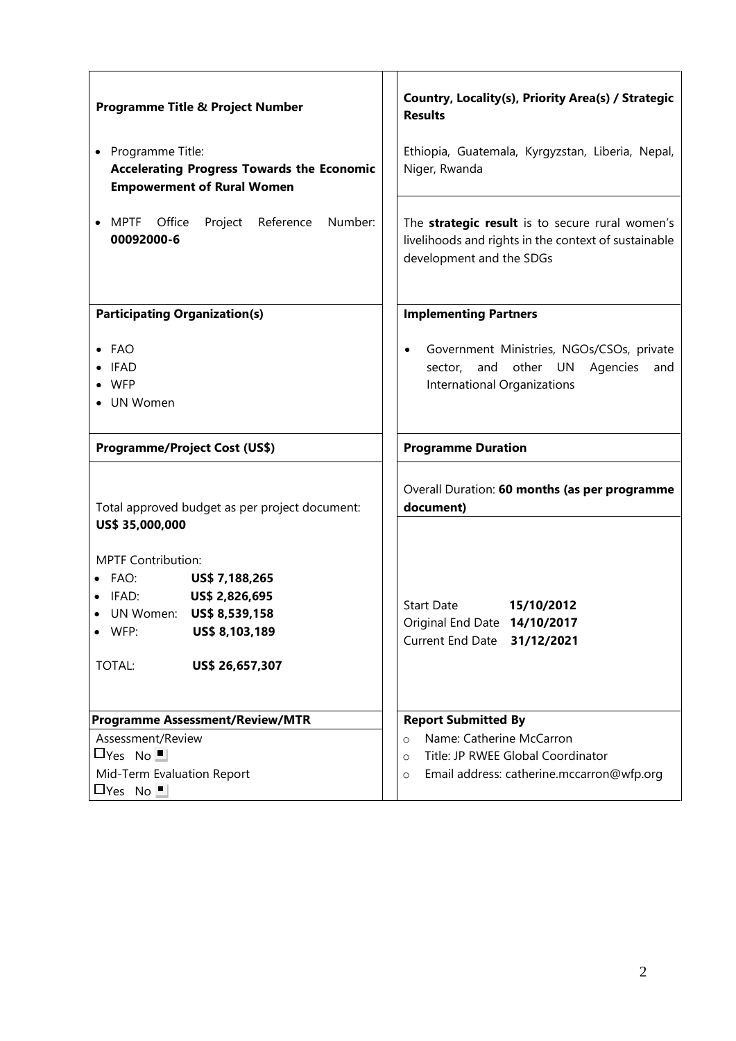| **Programme Title & Project Number** | **Country, Locality(s), Priority Area(s) / Strategic Results** |
|---|---|
| • Programme Title: **Accelerating Progress Towards the Economic Empowerment of Rural Women**<br>• MPTF Office Project Reference Number: **00092000-6** | Ethiopia, Guatemala, Kyrgyzstan, Liberia, Nepal, Niger, Rwanda<br><br>The **strategic result** is to secure rural women's livelihoods and rights in the context of sustainable development and the SDGs |
| **Participating Organization(s)** | **Implementing Partners** |
| • FAO<br>• IFAD<br>• WFP<br>• UN Women | • Government Ministries, NGOs/CSOs, private sector, and other UN Agencies and International Organizations |
| **Programme/Project Cost (US$)** | **Programme Duration** |
| Total approved budget as per project document: **US$ 35,000,000**<br><br>MPTF Contribution:<br>• FAO: **US$ 7,188,265**<br>• IFAD: **US$ 2,826,695**<br>• UN Women: **US$ 8,539,158**<br>• WFP: **US$ 8,103,189**<br><br>TOTAL: **US$ 26,657,307** | Overall Duration: **60 months (as per programme document)**<br><br>Start Date **15/10/2012**<br>Original End Date **14/10/2017**<br>Current End Date **31/12/2021** |
| **Programme Assessment/Review/MTR** | **Report Submitted By** |
| Assessment/Review<br>☐Yes No ■<br>Mid-Term Evaluation Report<br>☐Yes No ■ | ○ Name: Catherine McCarron<br>○ Title: JP RWEE Global Coordinator<br>○ Email address: catherine.mccarron@wfp.org |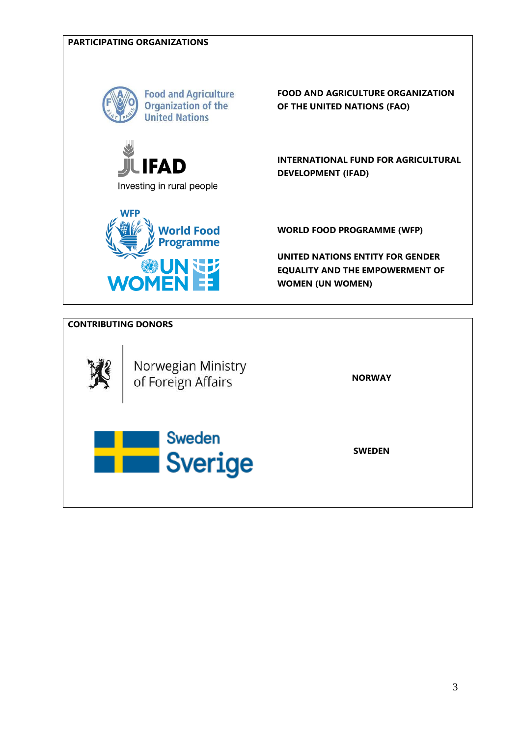**PARTICIPATING ORGANIZATIONS**

| | |
|---|---|
| Food and Agriculture Organization of the United Nations | **FOOD AND AGRICULTURE ORGANIZATION OF THE UNITED NATIONS (FAO)** |
| IFAD Investing in rural people | **INTERNATIONAL FUND FOR AGRICULTURAL DEVELOPMENT (IFAD)** |
| WFP World Food Programme | **WORLD FOOD PROGRAMME (WFP)** |
| UN WOMEN | **UNITED NATIONS ENTITY FOR GENDER EQUALITY AND THE EMPOWERMENT OF WOMEN (UN WOMEN)** |

**CONTRIBUTING DONORS**

| | |
|---|---|
| Norwegian Ministry of Foreign Affairs | **NORWAY** |
| Sweden Sverige | **SWEDEN** |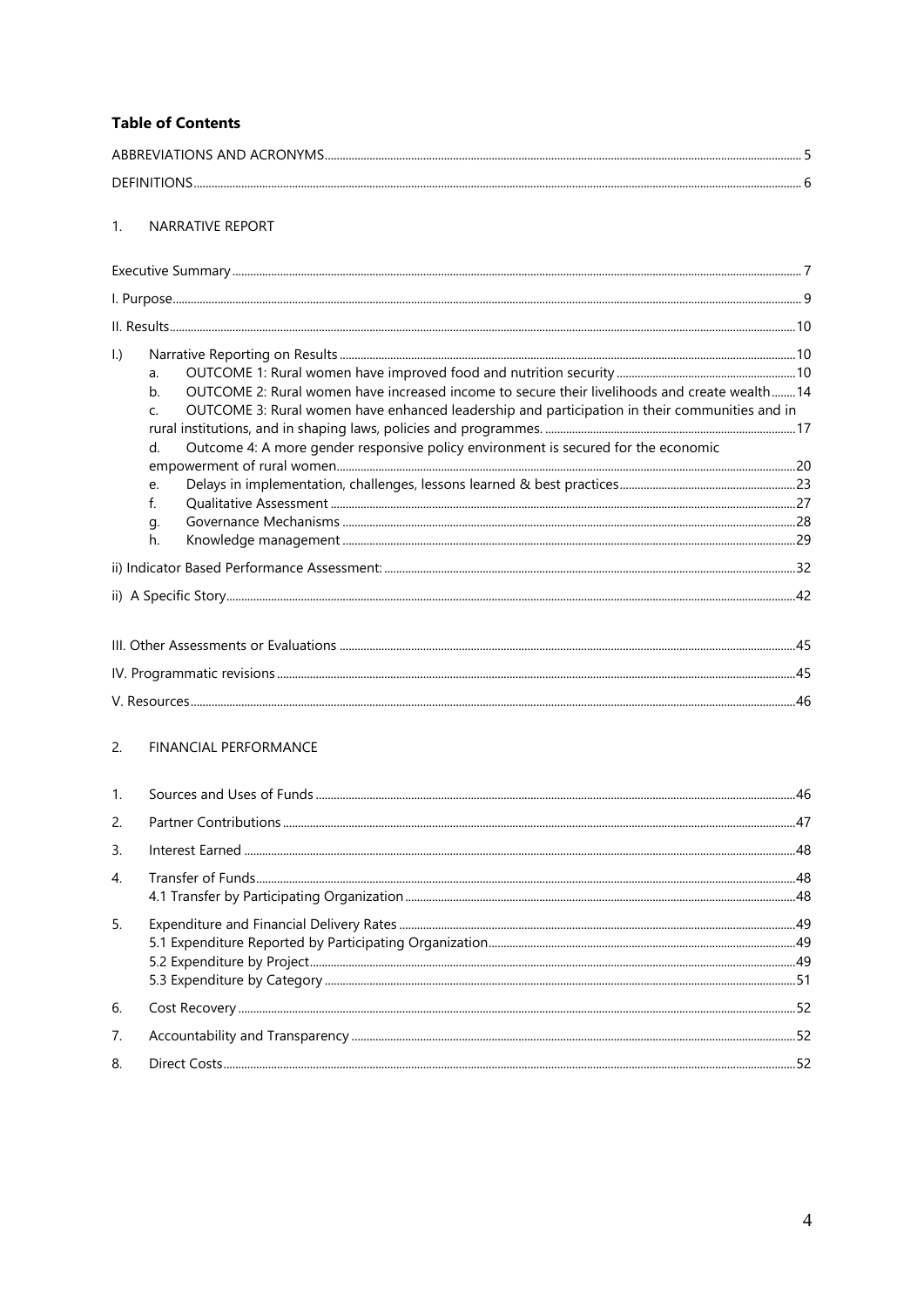## Table of Contents

ABBREVIATIONS AND ACRONYMS ..... 5

DEFINITIONS ..... 6

1. NARRATIVE REPORT

Executive Summary ..... 7

I. Purpose ..... 9

II. Results ..... 10

I.) Narrative Reporting on Results ..... 10
   - a. OUTCOME 1: Rural women have improved food and nutrition security ..... 10
   - b. OUTCOME 2: Rural women have increased income to secure their livelihoods and create wealth ..... 14
   - c. OUTCOME 3: Rural women have enhanced leadership and participation in their communities and in rural institutions, and in shaping laws, policies and programmes. ..... 17
   - d. Outcome 4: A more gender responsive policy environment is secured for the economic empowerment of rural women ..... 20
   - e. Delays in implementation, challenges, lessons learned & best practices ..... 23
   - f. Qualitative Assessment ..... 27
   - g. Governance Mechanisms ..... 28
   - h. Knowledge management ..... 29

ii) Indicator Based Performance Assessment: ..... 32

ii) A Specific Story ..... 42

III. Other Assessments or Evaluations ..... 45

IV. Programmatic revisions ..... 45

V. Resources ..... 46

2. FINANCIAL PERFORMANCE

1. Sources and Uses of Funds ..... 46
2. Partner Contributions ..... 47
3. Interest Earned ..... 48
4. Transfer of Funds ..... 48
   - 4.1 Transfer by Participating Organization ..... 48
5. Expenditure and Financial Delivery Rates ..... 49
   - 5.1 Expenditure Reported by Participating Organization ..... 49
   - 5.2 Expenditure by Project ..... 49
   - 5.3 Expenditure by Category ..... 51
6. Cost Recovery ..... 52
7. Accountability and Transparency ..... 52
8. Direct Costs ..... 52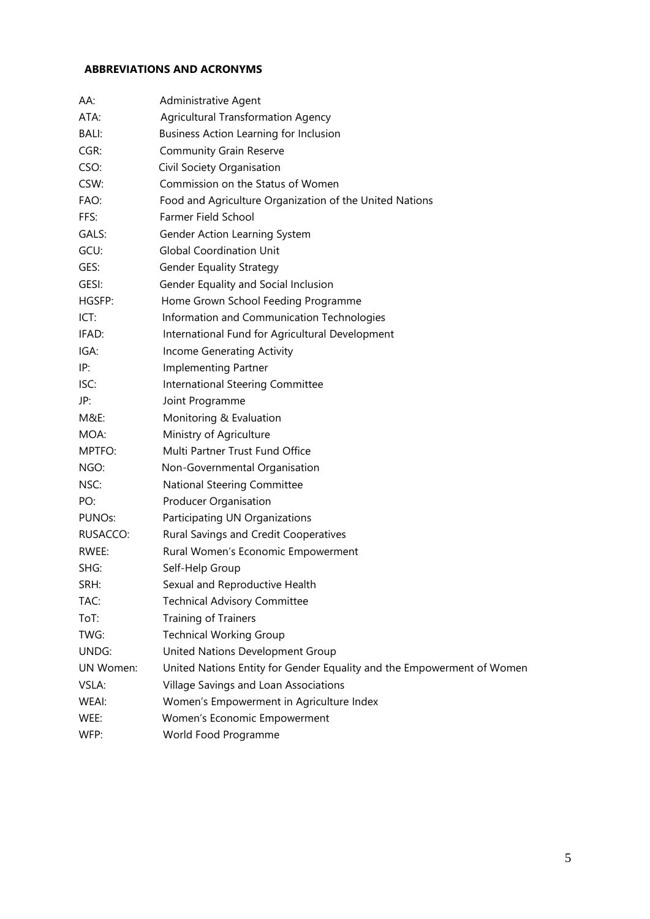## ABBREVIATIONS AND ACRONYMS

| | |
|---|---|
| AA: | Administrative Agent |
| ATA: | Agricultural Transformation Agency |
| BALI: | Business Action Learning for Inclusion |
| CGR: | Community Grain Reserve |
| CSO: | Civil Society Organisation |
| CSW: | Commission on the Status of Women |
| FAO: | Food and Agriculture Organization of the United Nations |
| FFS: | Farmer Field School |
| GALS: | Gender Action Learning System |
| GCU: | Global Coordination Unit |
| GES: | Gender Equality Strategy |
| GESI: | Gender Equality and Social Inclusion |
| HGSFP: | Home Grown School Feeding Programme |
| ICT: | Information and Communication Technologies |
| IFAD: | International Fund for Agricultural Development |
| IGA: | Income Generating Activity |
| IP: | Implementing Partner |
| ISC: | International Steering Committee |
| JP: | Joint Programme |
| M&E: | Monitoring & Evaluation |
| MOA: | Ministry of Agriculture |
| MPTFO: | Multi Partner Trust Fund Office |
| NGO: | Non-Governmental Organisation |
| NSC: | National Steering Committee |
| PO: | Producer Organisation |
| PUNOs: | Participating UN Organizations |
| RUSACCO: | Rural Savings and Credit Cooperatives |
| RWEE: | Rural Women's Economic Empowerment |
| SHG: | Self-Help Group |
| SRH: | Sexual and Reproductive Health |
| TAC: | Technical Advisory Committee |
| ToT: | Training of Trainers |
| TWG: | Technical Working Group |
| UNDG: | United Nations Development Group |
| UN Women: | United Nations Entity for Gender Equality and the Empowerment of Women |
| VSLA: | Village Savings and Loan Associations |
| WEAI: | Women's Empowerment in Agriculture Index |
| WEE: | Women's Economic Empowerment |
| WFP: | World Food Programme |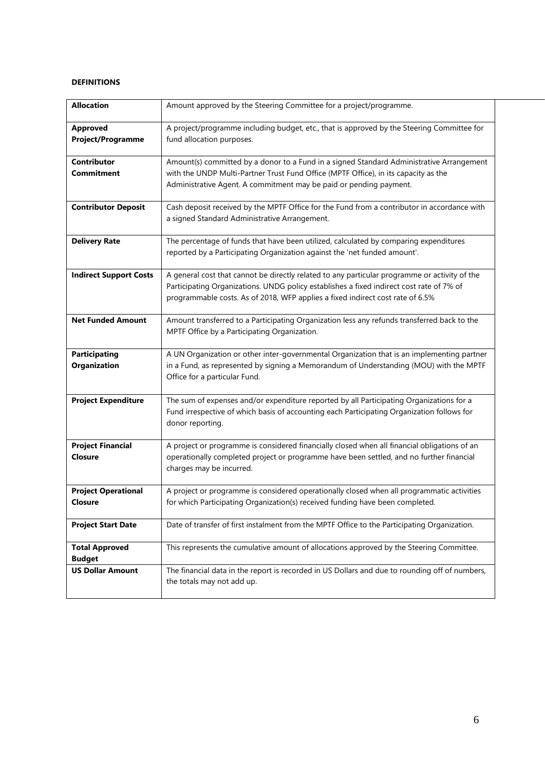**DEFINITIONS**

| | |
|---|---|
| **Allocation** | Amount approved by the Steering Committee for a project/programme. |
| **Approved Project/Programme** | A project/programme including budget, etc., that is approved by the Steering Committee for fund allocation purposes. |
| **Contributor Commitment** | Amount(s) committed by a donor to a Fund in a signed Standard Administrative Arrangement with the UNDP Multi-Partner Trust Fund Office (MPTF Office), in its capacity as the Administrative Agent. A commitment may be paid or pending payment. |
| **Contributor Deposit** | Cash deposit received by the MPTF Office for the Fund from a contributor in accordance with a signed Standard Administrative Arrangement. |
| **Delivery Rate** | The percentage of funds that have been utilized, calculated by comparing expenditures reported by a Participating Organization against the 'net funded amount'. |
| **Indirect Support Costs** | A general cost that cannot be directly related to any particular programme or activity of the Participating Organizations. UNDG policy establishes a fixed indirect cost rate of 7% of programmable costs. As of 2018, WFP applies a fixed indirect cost rate of 6.5% |
| **Net Funded Amount** | Amount transferred to a Participating Organization less any refunds transferred back to the MPTF Office by a Participating Organization. |
| **Participating Organization** | A UN Organization or other inter-governmental Organization that is an implementing partner in a Fund, as represented by signing a Memorandum of Understanding (MOU) with the MPTF Office for a particular Fund. |
| **Project Expenditure** | The sum of expenses and/or expenditure reported by all Participating Organizations for a Fund irrespective of which basis of accounting each Participating Organization follows for donor reporting. |
| **Project Financial Closure** | A project or programme is considered financially closed when all financial obligations of an operationally completed project or programme have been settled, and no further financial charges may be incurred. |
| **Project Operational Closure** | A project or programme is considered operationally closed when all programmatic activities for which Participating Organization(s) received funding have been completed. |
| **Project Start Date** | Date of transfer of first instalment from the MPTF Office to the Participating Organization. |
| **Total Approved Budget** | This represents the cumulative amount of allocations approved by the Steering Committee. |
| **US Dollar Amount** | The financial data in the report is recorded in US Dollars and due to rounding off of numbers, the totals may not add up. |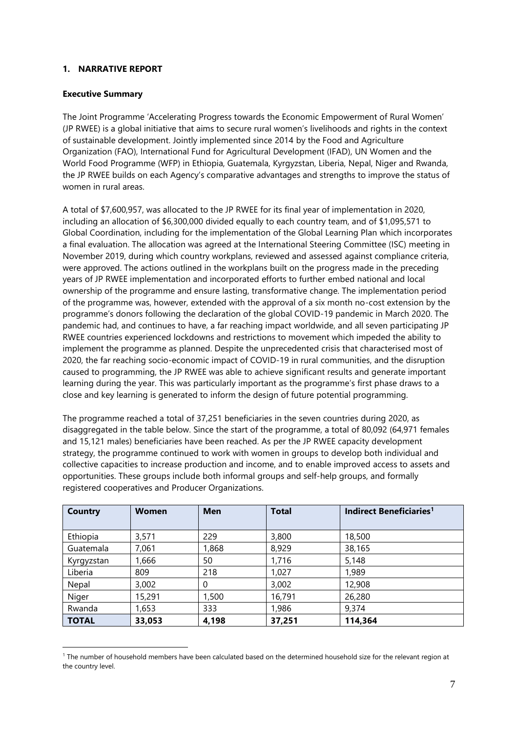## 1. NARRATIVE REPORT

**Executive Summary**

The Joint Programme 'Accelerating Progress towards the Economic Empowerment of Rural Women' (JP RWEE) is a global initiative that aims to secure rural women's livelihoods and rights in the context of sustainable development. Jointly implemented since 2014 by the Food and Agriculture Organization (FAO), International Fund for Agricultural Development (IFAD), UN Women and the World Food Programme (WFP) in Ethiopia, Guatemala, Kyrgyzstan, Liberia, Nepal, Niger and Rwanda, the JP RWEE builds on each Agency's comparative advantages and strengths to improve the status of women in rural areas.

A total of $7,600,957, was allocated to the JP RWEE for its final year of implementation in 2020, including an allocation of $6,300,000 divided equally to each country team, and of $1,095,571 to Global Coordination, including for the implementation of the Global Learning Plan which incorporates a final evaluation. The allocation was agreed at the International Steering Committee (ISC) meeting in November 2019, during which country workplans, reviewed and assessed against compliance criteria, were approved. The actions outlined in the workplans built on the progress made in the preceding years of JP RWEE implementation and incorporated efforts to further embed national and local ownership of the programme and ensure lasting, transformative change. The implementation period of the programme was, however, extended with the approval of a six month no-cost extension by the programme's donors following the declaration of the global COVID-19 pandemic in March 2020. The pandemic had, and continues to have, a far reaching impact worldwide, and all seven participating JP RWEE countries experienced lockdowns and restrictions to movement which impeded the ability to implement the programme as planned. Despite the unprecedented crisis that characterised most of 2020, the far reaching socio-economic impact of COVID-19 in rural communities, and the disruption caused to programming, the JP RWEE was able to achieve significant results and generate important learning during the year. This was particularly important as the programme's first phase draws to a close and key learning is generated to inform the design of future potential programming.

The programme reached a total of 37,251 beneficiaries in the seven countries during 2020, as disaggregated in the table below. Since the start of the programme, a total of 80,092 (64,971 females and 15,121 males) beneficiaries have been reached. As per the JP RWEE capacity development strategy, the programme continued to work with women in groups to develop both individual and collective capacities to increase production and income, and to enable improved access to assets and opportunities. These groups include both informal groups and self-help groups, and formally registered cooperatives and Producer Organizations.

| Country | Women | Men | Total | Indirect Beneficiaries[1] |
|---|---|---|---|---|
| Ethiopia | 3,571 | 229 | 3,800 | 18,500 |
| Guatemala | 7,061 | 1,868 | 8,929 | 38,165 |
| Kyrgyzstan | 1,666 | 50 | 1,716 | 5,148 |
| Liberia | 809 | 218 | 1,027 | 1,989 |
| Nepal | 3,002 | 0 | 3,002 | 12,908 |
| Niger | 15,291 | 1,500 | 16,791 | 26,280 |
| Rwanda | 1,653 | 333 | 1,986 | 9,374 |
| **TOTAL** | **33,053** | **4,198** | **37,251** | **114,364** |

[1] The number of household members have been calculated based on the determined household size for the relevant region at the country level.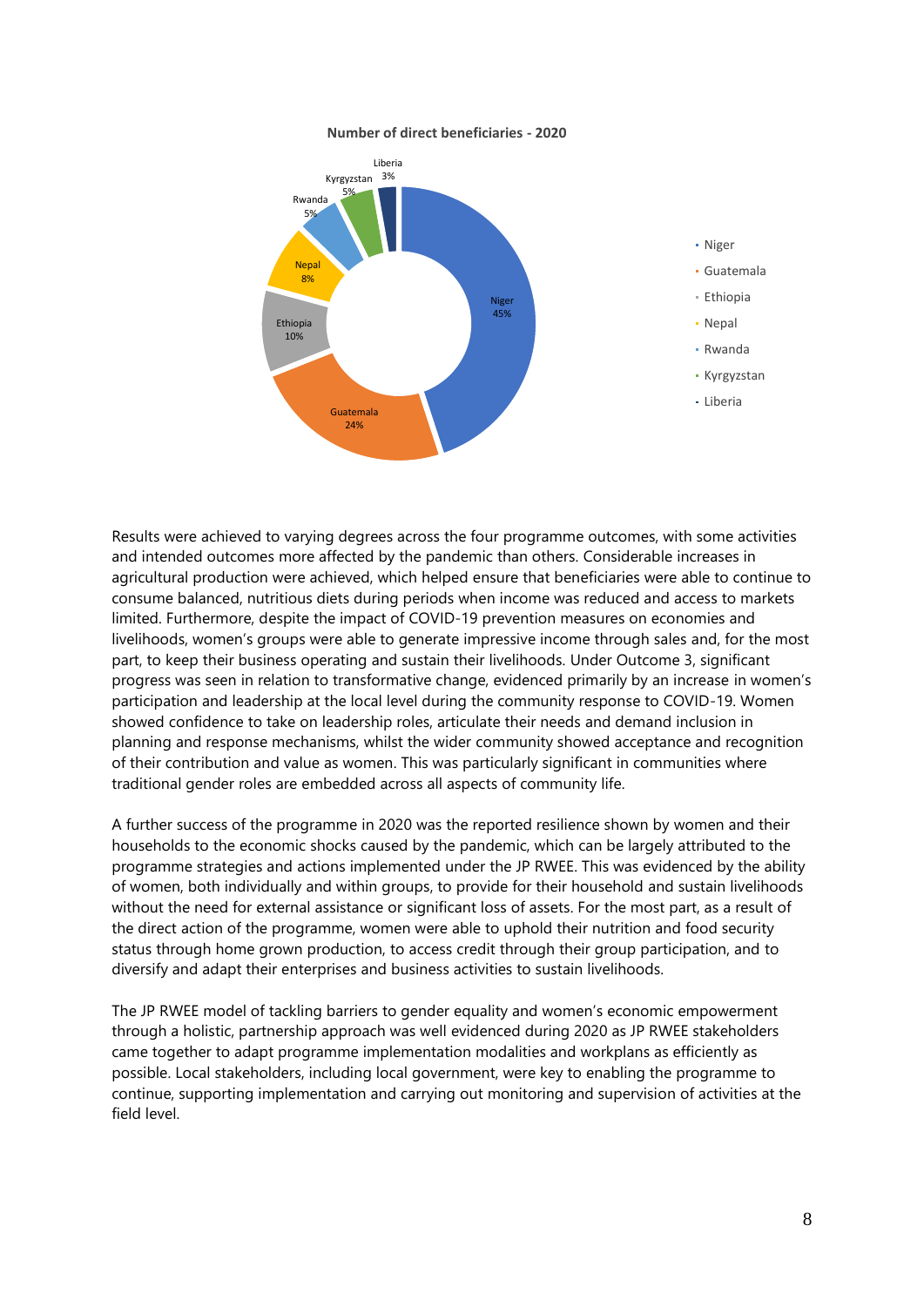**Number of direct beneficiaries - 2020**

| Country | Share |
| --- | --- |
| Niger | 45% |
| Guatemala | 24% |
| Ethiopia | 10% |
| Nepal | 8% |
| Rwanda | 5% |
| Kyrgyzstan | 5% |
| Liberia | 3% |

Results were achieved to varying degrees across the four programme outcomes, with some activities and intended outcomes more affected by the pandemic than others. Considerable increases in agricultural production were achieved, which helped ensure that beneficiaries were able to continue to consume balanced, nutritious diets during periods when income was reduced and access to markets limited. Furthermore, despite the impact of COVID-19 prevention measures on economies and livelihoods, women's groups were able to generate impressive income through sales and, for the most part, to keep their business operating and sustain their livelihoods. Under Outcome 3, significant progress was seen in relation to transformative change, evidenced primarily by an increase in women's participation and leadership at the local level during the community response to COVID-19. Women showed confidence to take on leadership roles, articulate their needs and demand inclusion in planning and response mechanisms, whilst the wider community showed acceptance and recognition of their contribution and value as women. This was particularly significant in communities where traditional gender roles are embedded across all aspects of community life.

A further success of the programme in 2020 was the reported resilience shown by women and their households to the economic shocks caused by the pandemic, which can be largely attributed to the programme strategies and actions implemented under the JP RWEE. This was evidenced by the ability of women, both individually and within groups, to provide for their household and sustain livelihoods without the need for external assistance or significant loss of assets. For the most part, as a result of the direct action of the programme, women were able to uphold their nutrition and food security status through home grown production, to access credit through their group participation, and to diversify and adapt their enterprises and business activities to sustain livelihoods.

The JP RWEE model of tackling barriers to gender equality and women's economic empowerment through a holistic, partnership approach was well evidenced during 2020 as JP RWEE stakeholders came together to adapt programme implementation modalities and workplans as efficiently as possible. Local stakeholders, including local government, were key to enabling the programme to continue, supporting implementation and carrying out monitoring and supervision of activities at the field level.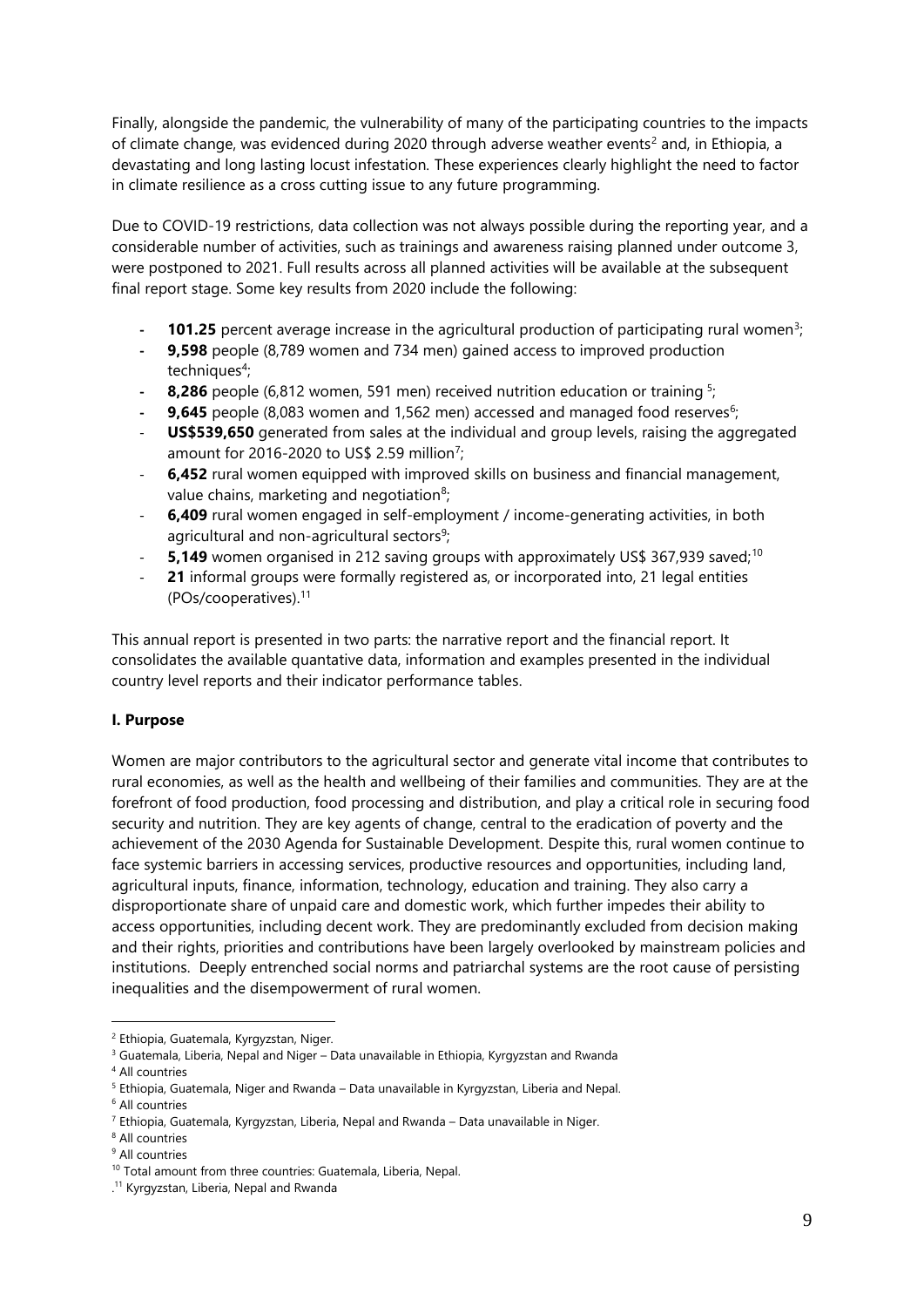Finally, alongside the pandemic, the vulnerability of many of the participating countries to the impacts of climate change, was evidenced during 2020 through adverse weather events[2] and, in Ethiopia, a devastating and long lasting locust infestation. These experiences clearly highlight the need to factor in climate resilience as a cross cutting issue to any future programming.

Due to COVID-19 restrictions, data collection was not always possible during the reporting year, and a considerable number of activities, such as trainings and awareness raising planned under outcome 3, were postponed to 2021. Full results across all planned activities will be available at the subsequent final report stage. Some key results from 2020 include the following:

- **101.25** percent average increase in the agricultural production of participating rural women[3];
- **9,598** people (8,789 women and 734 men) gained access to improved production techniques[4];
- **8,286** people (6,812 women, 591 men) received nutrition education or training [5];
- **9,645** people (8,083 women and 1,562 men) accessed and managed food reserves[6];
- **US$539,650** generated from sales at the individual and group levels, raising the aggregated amount for 2016-2020 to US$ 2.59 million[7];
- **6,452** rural women equipped with improved skills on business and financial management, value chains, marketing and negotiation[8];
- **6,409** rural women engaged in self-employment / income-generating activities, in both agricultural and non-agricultural sectors[9];
- **5,149** women organised in 212 saving groups with approximately US$ 367,939 saved;[10]
- **21** informal groups were formally registered as, or incorporated into, 21 legal entities (POs/cooperatives).[11]

This annual report is presented in two parts: the narrative report and the financial report. It consolidates the available quantative data, information and examples presented in the individual country level reports and their indicator performance tables.

## I. Purpose

Women are major contributors to the agricultural sector and generate vital income that contributes to rural economies, as well as the health and wellbeing of their families and communities. They are at the forefront of food production, food processing and distribution, and play a critical role in securing food security and nutrition. They are key agents of change, central to the eradication of poverty and the achievement of the 2030 Agenda for Sustainable Development. Despite this, rural women continue to face systemic barriers in accessing services, productive resources and opportunities, including land, agricultural inputs, finance, information, technology, education and training. They also carry a disproportionate share of unpaid care and domestic work, which further impedes their ability to access opportunities, including decent work. They are predominantly excluded from decision making and their rights, priorities and contributions have been largely overlooked by mainstream policies and institutions. Deeply entrenched social norms and patriarchal systems are the root cause of persisting inequalities and the disempowerment of rural women.

---

[2] Ethiopia, Guatemala, Kyrgyzstan, Niger.

[3] Guatemala, Liberia, Nepal and Niger – Data unavailable in Ethiopia, Kyrgyzstan and Rwanda

[4] All countries

[5] Ethiopia, Guatemala, Niger and Rwanda – Data unavailable in Kyrgyzstan, Liberia and Nepal.

[6] All countries

[7] Ethiopia, Guatemala, Kyrgyzstan, Liberia, Nepal and Rwanda – Data unavailable in Niger.

[8] All countries

[9] All countries

[10] Total amount from three countries: Guatemala, Liberia, Nepal.

.[11] Kyrgyzstan, Liberia, Nepal and Rwanda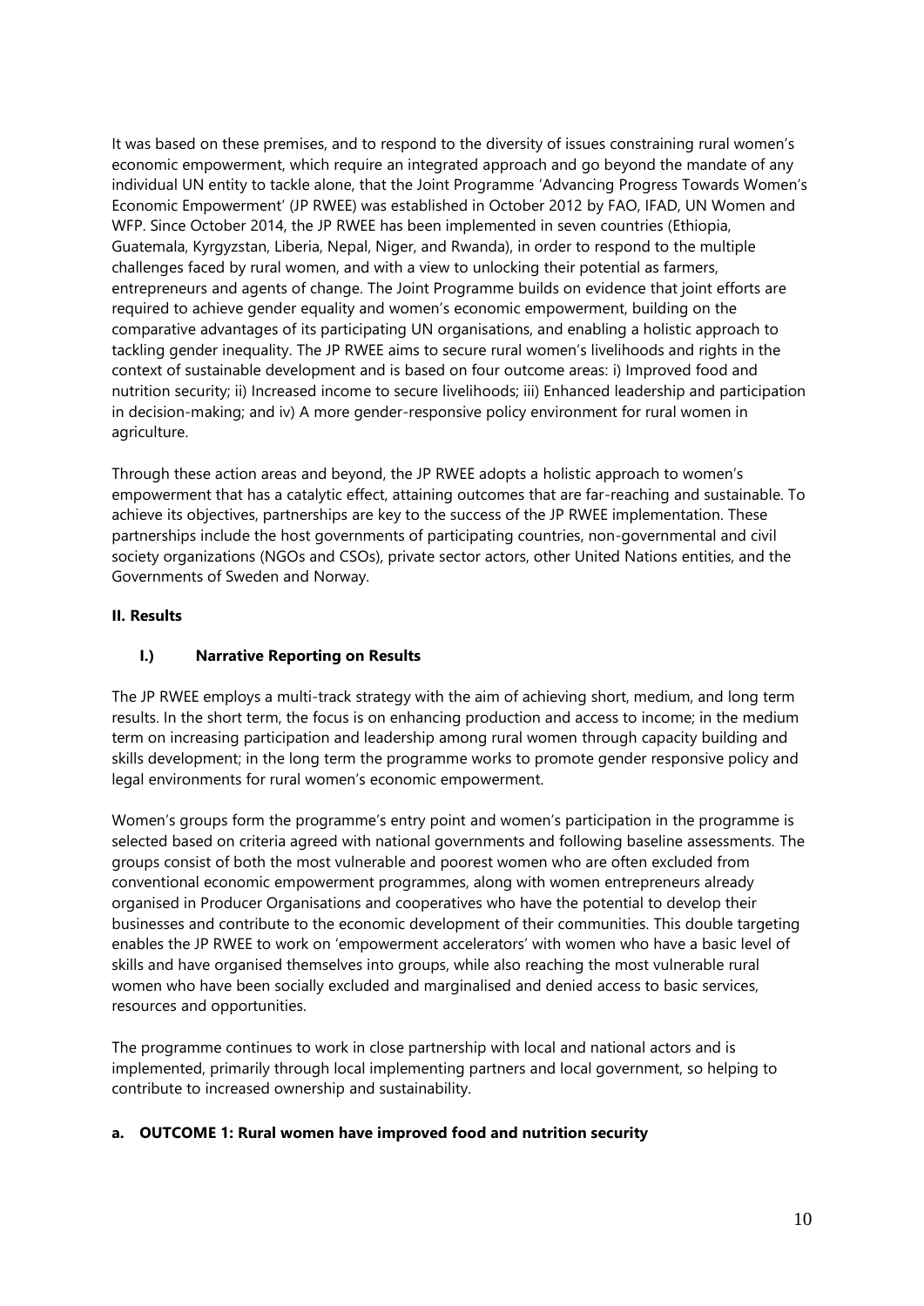It was based on these premises, and to respond to the diversity of issues constraining rural women's economic empowerment, which require an integrated approach and go beyond the mandate of any individual UN entity to tackle alone, that the Joint Programme 'Advancing Progress Towards Women's Economic Empowerment' (JP RWEE) was established in October 2012 by FAO, IFAD, UN Women and WFP. Since October 2014, the JP RWEE has been implemented in seven countries (Ethiopia, Guatemala, Kyrgyzstan, Liberia, Nepal, Niger, and Rwanda), in order to respond to the multiple challenges faced by rural women, and with a view to unlocking their potential as farmers, entrepreneurs and agents of change. The Joint Programme builds on evidence that joint efforts are required to achieve gender equality and women's economic empowerment, building on the comparative advantages of its participating UN organisations, and enabling a holistic approach to tackling gender inequality. The JP RWEE aims to secure rural women's livelihoods and rights in the context of sustainable development and is based on four outcome areas: i) Improved food and nutrition security; ii) Increased income to secure livelihoods; iii) Enhanced leadership and participation in decision-making; and iv) A more gender-responsive policy environment for rural women in agriculture.

Through these action areas and beyond, the JP RWEE adopts a holistic approach to women's empowerment that has a catalytic effect, attaining outcomes that are far-reaching and sustainable. To achieve its objectives, partnerships are key to the success of the JP RWEE implementation. These partnerships include the host governments of participating countries, non-governmental and civil society organizations (NGOs and CSOs), private sector actors, other United Nations entities, and the Governments of Sweden and Norway.

## II. Results

### I.) Narrative Reporting on Results

The JP RWEE employs a multi-track strategy with the aim of achieving short, medium, and long term results. In the short term, the focus is on enhancing production and access to income; in the medium term on increasing participation and leadership among rural women through capacity building and skills development; in the long term the programme works to promote gender responsive policy and legal environments for rural women's economic empowerment.

Women's groups form the programme's entry point and women's participation in the programme is selected based on criteria agreed with national governments and following baseline assessments. The groups consist of both the most vulnerable and poorest women who are often excluded from conventional economic empowerment programmes, along with women entrepreneurs already organised in Producer Organisations and cooperatives who have the potential to develop their businesses and contribute to the economic development of their communities. This double targeting enables the JP RWEE to work on 'empowerment accelerators' with women who have a basic level of skills and have organised themselves into groups, while also reaching the most vulnerable rural women who have been socially excluded and marginalised and denied access to basic services, resources and opportunities.

The programme continues to work in close partnership with local and national actors and is implemented, primarily through local implementing partners and local government, so helping to contribute to increased ownership and sustainability.

#### a. OUTCOME 1: Rural women have improved food and nutrition security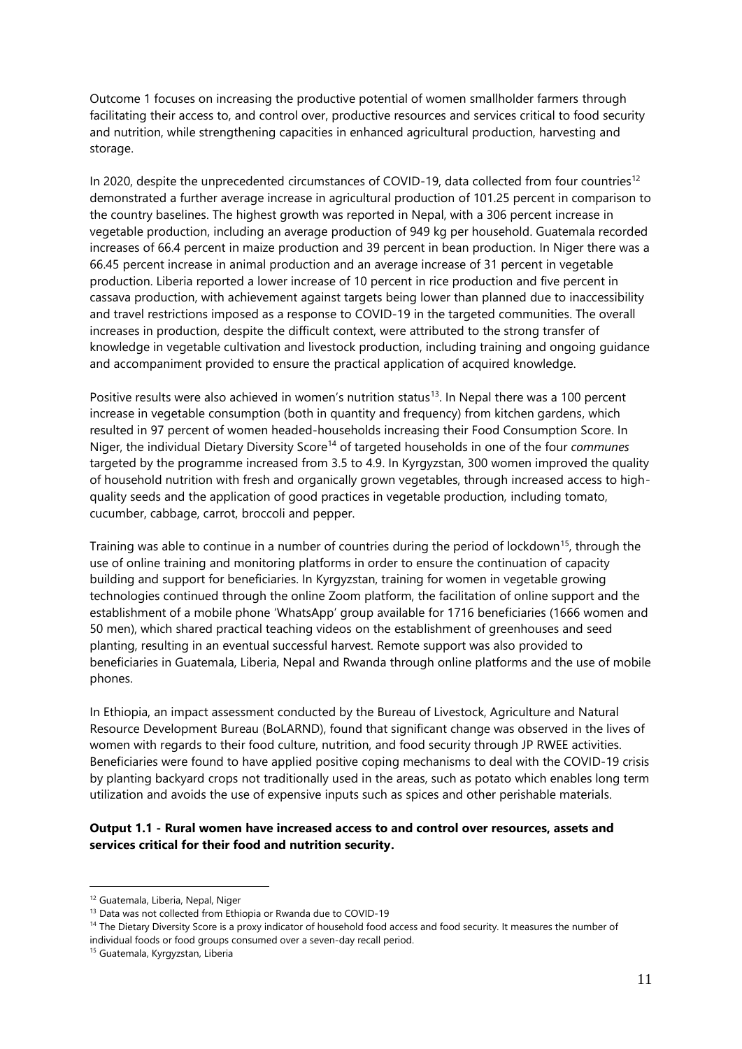Outcome 1 focuses on increasing the productive potential of women smallholder farmers through facilitating their access to, and control over, productive resources and services critical to food security and nutrition, while strengthening capacities in enhanced agricultural production, harvesting and storage.

In 2020, despite the unprecedented circumstances of COVID-19, data collected from four countries[12] demonstrated a further average increase in agricultural production of 101.25 percent in comparison to the country baselines. The highest growth was reported in Nepal, with a 306 percent increase in vegetable production, including an average production of 949 kg per household. Guatemala recorded increases of 66.4 percent in maize production and 39 percent in bean production. In Niger there was a 66.45 percent increase in animal production and an average increase of 31 percent in vegetable production. Liberia reported a lower increase of 10 percent in rice production and five percent in cassava production, with achievement against targets being lower than planned due to inaccessibility and travel restrictions imposed as a response to COVID-19 in the targeted communities. The overall increases in production, despite the difficult context, were attributed to the strong transfer of knowledge in vegetable cultivation and livestock production, including training and ongoing guidance and accompaniment provided to ensure the practical application of acquired knowledge.

Positive results were also achieved in women's nutrition status[13]. In Nepal there was a 100 percent increase in vegetable consumption (both in quantity and frequency) from kitchen gardens, which resulted in 97 percent of women headed-households increasing their Food Consumption Score. In Niger, the individual Dietary Diversity Score[14] of targeted households in one of the four *communes* targeted by the programme increased from 3.5 to 4.9. In Kyrgyzstan, 300 women improved the quality of household nutrition with fresh and organically grown vegetables, through increased access to high-quality seeds and the application of good practices in vegetable production, including tomato, cucumber, cabbage, carrot, broccoli and pepper.

Training was able to continue in a number of countries during the period of lockdown[15], through the use of online training and monitoring platforms in order to ensure the continuation of capacity building and support for beneficiaries. In Kyrgyzstan, training for women in vegetable growing technologies continued through the online Zoom platform, the facilitation of online support and the establishment of a mobile phone 'WhatsApp' group available for 1716 beneficiaries (1666 women and 50 men), which shared practical teaching videos on the establishment of greenhouses and seed planting, resulting in an eventual successful harvest. Remote support was also provided to beneficiaries in Guatemala, Liberia, Nepal and Rwanda through online platforms and the use of mobile phones.

In Ethiopia, an impact assessment conducted by the Bureau of Livestock, Agriculture and Natural Resource Development Bureau (BoLARND), found that significant change was observed in the lives of women with regards to their food culture, nutrition, and food security through JP RWEE activities. Beneficiaries were found to have applied positive coping mechanisms to deal with the COVID-19 crisis by planting backyard crops not traditionally used in the areas, such as potato which enables long term utilization and avoids the use of expensive inputs such as spices and other perishable materials.

**Output 1.1 - Rural women have increased access to and control over resources, assets and services critical for their food and nutrition security.**

---

[12] Guatemala, Liberia, Nepal, Niger

[13] Data was not collected from Ethiopia or Rwanda due to COVID-19

[14] The Dietary Diversity Score is a proxy indicator of household food access and food security. It measures the number of individual foods or food groups consumed over a seven-day recall period.

[15] Guatemala, Kyrgyzstan, Liberia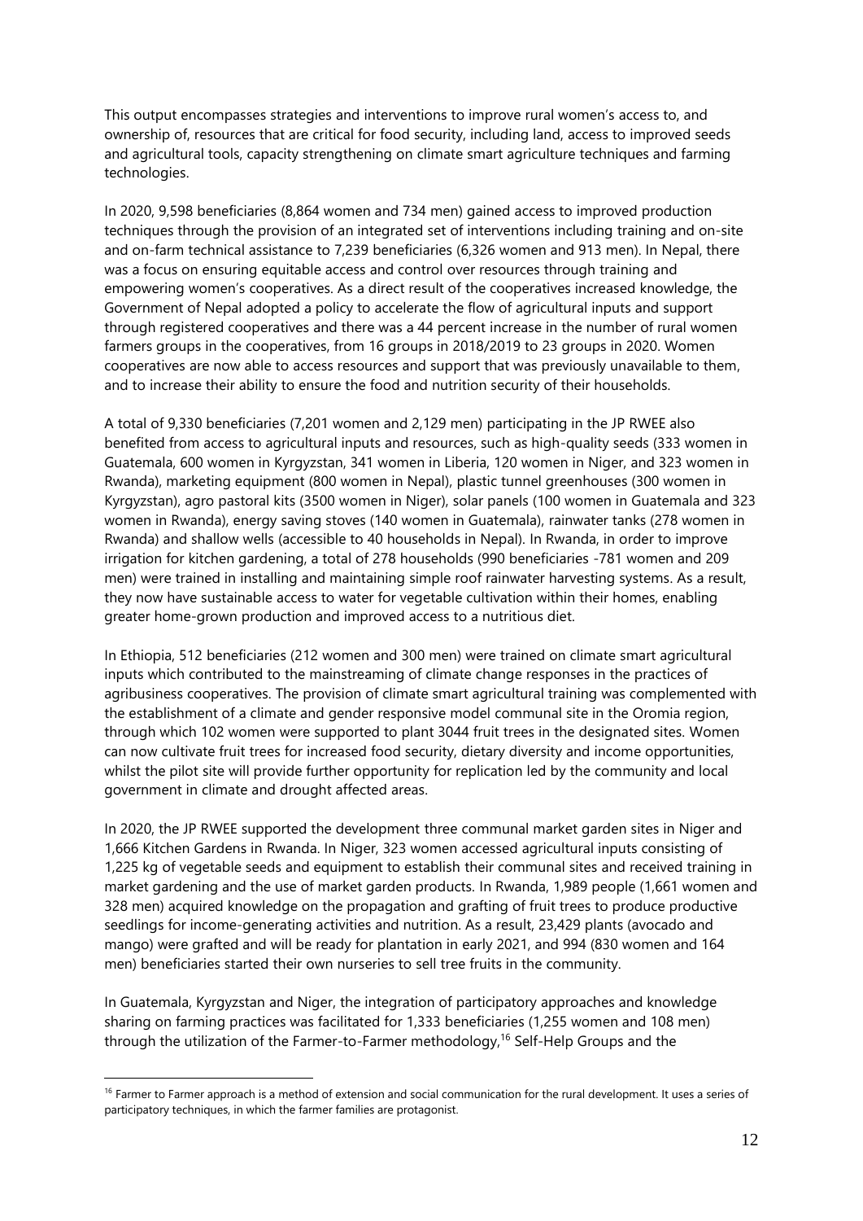This output encompasses strategies and interventions to improve rural women's access to, and ownership of, resources that are critical for food security, including land, access to improved seeds and agricultural tools, capacity strengthening on climate smart agriculture techniques and farming technologies.

In 2020, 9,598 beneficiaries (8,864 women and 734 men) gained access to improved production techniques through the provision of an integrated set of interventions including training and on-site and on-farm technical assistance to 7,239 beneficiaries (6,326 women and 913 men). In Nepal, there was a focus on ensuring equitable access and control over resources through training and empowering women's cooperatives. As a direct result of the cooperatives increased knowledge, the Government of Nepal adopted a policy to accelerate the flow of agricultural inputs and support through registered cooperatives and there was a 44 percent increase in the number of rural women farmers groups in the cooperatives, from 16 groups in 2018/2019 to 23 groups in 2020. Women cooperatives are now able to access resources and support that was previously unavailable to them, and to increase their ability to ensure the food and nutrition security of their households.

A total of 9,330 beneficiaries (7,201 women and 2,129 men) participating in the JP RWEE also benefited from access to agricultural inputs and resources, such as high-quality seeds (333 women in Guatemala, 600 women in Kyrgyzstan, 341 women in Liberia, 120 women in Niger, and 323 women in Rwanda), marketing equipment (800 women in Nepal), plastic tunnel greenhouses (300 women in Kyrgyzstan), agro pastoral kits (3500 women in Niger), solar panels (100 women in Guatemala and 323 women in Rwanda), energy saving stoves (140 women in Guatemala), rainwater tanks (278 women in Rwanda) and shallow wells (accessible to 40 households in Nepal). In Rwanda, in order to improve irrigation for kitchen gardening, a total of 278 households (990 beneficiaries -781 women and 209 men) were trained in installing and maintaining simple roof rainwater harvesting systems. As a result, they now have sustainable access to water for vegetable cultivation within their homes, enabling greater home-grown production and improved access to a nutritious diet.

In Ethiopia, 512 beneficiaries (212 women and 300 men) were trained on climate smart agricultural inputs which contributed to the mainstreaming of climate change responses in the practices of agribusiness cooperatives. The provision of climate smart agricultural training was complemented with the establishment of a climate and gender responsive model communal site in the Oromia region, through which 102 women were supported to plant 3044 fruit trees in the designated sites. Women can now cultivate fruit trees for increased food security, dietary diversity and income opportunities, whilst the pilot site will provide further opportunity for replication led by the community and local government in climate and drought affected areas.

In 2020, the JP RWEE supported the development three communal market garden sites in Niger and 1,666 Kitchen Gardens in Rwanda. In Niger, 323 women accessed agricultural inputs consisting of 1,225 kg of vegetable seeds and equipment to establish their communal sites and received training in market gardening and the use of market garden products. In Rwanda, 1,989 people (1,661 women and 328 men) acquired knowledge on the propagation and grafting of fruit trees to produce productive seedlings for income-generating activities and nutrition. As a result, 23,429 plants (avocado and mango) were grafted and will be ready for plantation in early 2021, and 994 (830 women and 164 men) beneficiaries started their own nurseries to sell tree fruits in the community.

In Guatemala, Kyrgyzstan and Niger, the integration of participatory approaches and knowledge sharing on farming practices was facilitated for 1,333 beneficiaries (1,255 women and 108 men) through the utilization of the Farmer-to-Farmer methodology,[16] Self-Help Groups and the

[16] Farmer to Farmer approach is a method of extension and social communication for the rural development. It uses a series of participatory techniques, in which the farmer families are protagonist.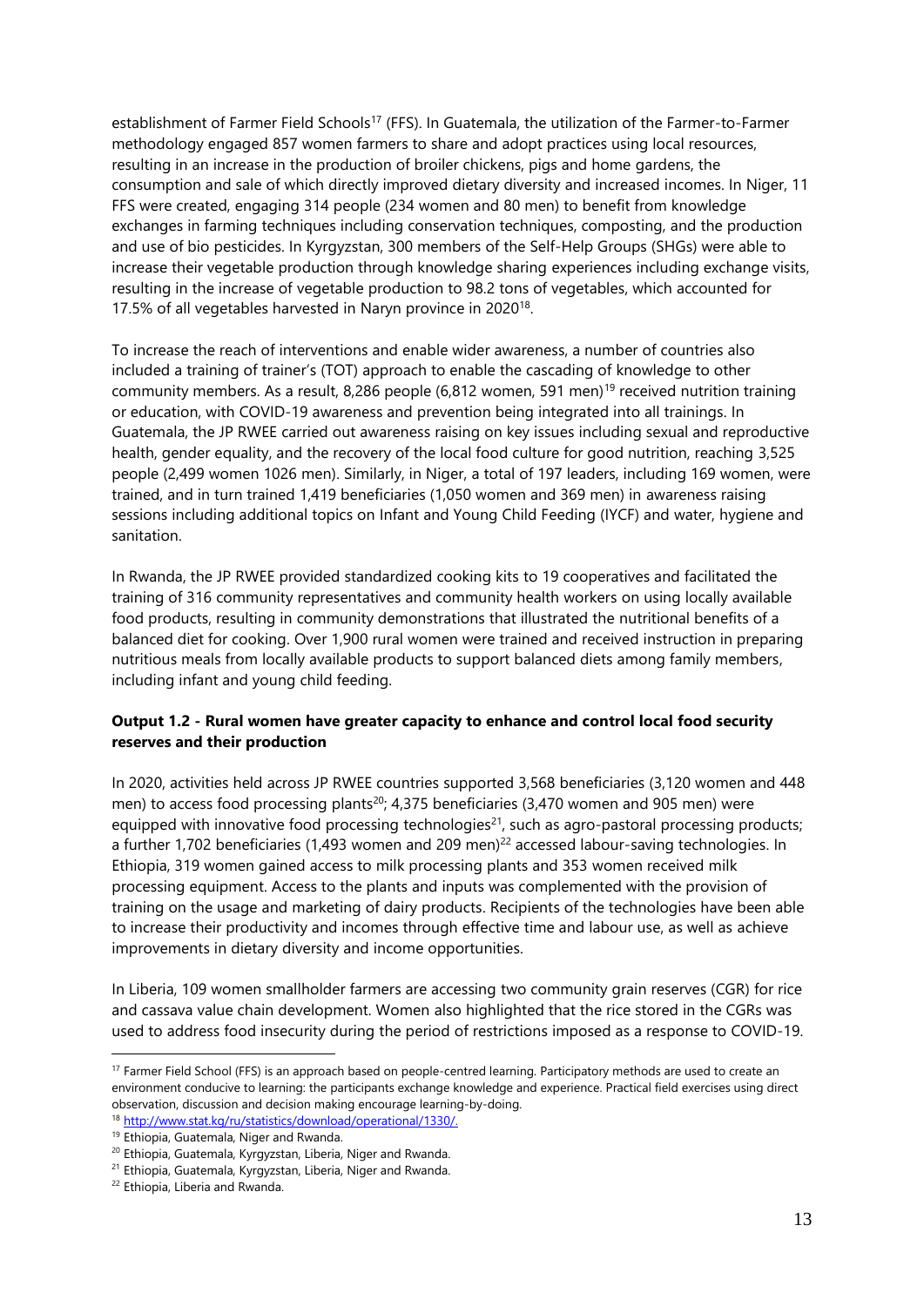establishment of Farmer Field Schools[17] (FFS). In Guatemala, the utilization of the Farmer-to-Farmer methodology engaged 857 women farmers to share and adopt practices using local resources, resulting in an increase in the production of broiler chickens, pigs and home gardens, the consumption and sale of which directly improved dietary diversity and increased incomes. In Niger, 11 FFS were created, engaging 314 people (234 women and 80 men) to benefit from knowledge exchanges in farming techniques including conservation techniques, composting, and the production and use of bio pesticides. In Kyrgyzstan, 300 members of the Self-Help Groups (SHGs) were able to increase their vegetable production through knowledge sharing experiences including exchange visits, resulting in the increase of vegetable production to 98.2 tons of vegetables, which accounted for 17.5% of all vegetables harvested in Naryn province in 2020[18].

To increase the reach of interventions and enable wider awareness, a number of countries also included a training of trainer's (TOT) approach to enable the cascading of knowledge to other community members. As a result, 8,286 people (6,812 women, 591 men)[19] received nutrition training or education, with COVID-19 awareness and prevention being integrated into all trainings. In Guatemala, the JP RWEE carried out awareness raising on key issues including sexual and reproductive health, gender equality, and the recovery of the local food culture for good nutrition, reaching 3,525 people (2,499 women 1026 men). Similarly, in Niger, a total of 197 leaders, including 169 women, were trained, and in turn trained 1,419 beneficiaries (1,050 women and 369 men) in awareness raising sessions including additional topics on Infant and Young Child Feeding (IYCF) and water, hygiene and sanitation.

In Rwanda, the JP RWEE provided standardized cooking kits to 19 cooperatives and facilitated the training of 316 community representatives and community health workers on using locally available food products, resulting in community demonstrations that illustrated the nutritional benefits of a balanced diet for cooking. Over 1,900 rural women were trained and received instruction in preparing nutritious meals from locally available products to support balanced diets among family members, including infant and young child feeding.

**Output 1.2 - Rural women have greater capacity to enhance and control local food security reserves and their production**

In 2020, activities held across JP RWEE countries supported 3,568 beneficiaries (3,120 women and 448 men) to access food processing plants[20]; 4,375 beneficiaries (3,470 women and 905 men) were equipped with innovative food processing technologies[21], such as agro-pastoral processing products; a further 1,702 beneficiaries (1,493 women and 209 men)[22] accessed labour-saving technologies. In Ethiopia, 319 women gained access to milk processing plants and 353 women received milk processing equipment. Access to the plants and inputs was complemented with the provision of training on the usage and marketing of dairy products. Recipients of the technologies have been able to increase their productivity and incomes through effective time and labour use, as well as achieve improvements in dietary diversity and income opportunities.

In Liberia, 109 women smallholder farmers are accessing two community grain reserves (CGR) for rice and cassava value chain development. Women also highlighted that the rice stored in the CGRs was used to address food insecurity during the period of restrictions imposed as a response to COVID-19.

---

[17] Farmer Field School (FFS) is an approach based on people-centred learning. Participatory methods are used to create an environment conducive to learning: the participants exchange knowledge and experience. Practical field exercises using direct observation, discussion and decision making encourage learning-by-doing.

[18] http://www.stat.kg/ru/statistics/download/operational/1330/.

[19] Ethiopia, Guatemala, Niger and Rwanda.

[20] Ethiopia, Guatemala, Kyrgyzstan, Liberia, Niger and Rwanda.

[21] Ethiopia, Guatemala, Kyrgyzstan, Liberia, Niger and Rwanda.

[22] Ethiopia, Liberia and Rwanda.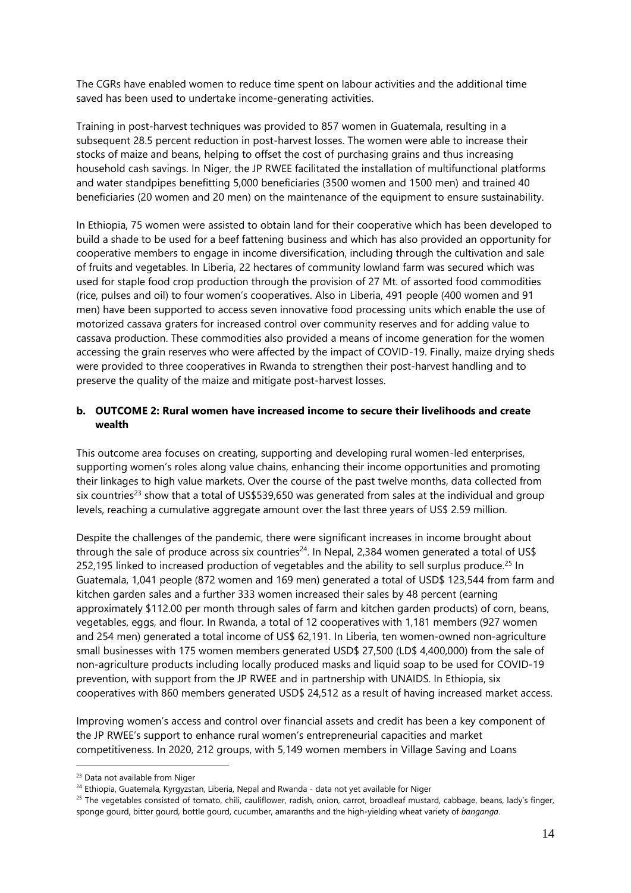The CGRs have enabled women to reduce time spent on labour activities and the additional time saved has been used to undertake income-generating activities.

Training in post-harvest techniques was provided to 857 women in Guatemala, resulting in a subsequent 28.5 percent reduction in post-harvest losses. The women were able to increase their stocks of maize and beans, helping to offset the cost of purchasing grains and thus increasing household cash savings. In Niger, the JP RWEE facilitated the installation of multifunctional platforms and water standpipes benefitting 5,000 beneficiaries (3500 women and 1500 men) and trained 40 beneficiaries (20 women and 20 men) on the maintenance of the equipment to ensure sustainability.

In Ethiopia, 75 women were assisted to obtain land for their cooperative which has been developed to build a shade to be used for a beef fattening business and which has also provided an opportunity for cooperative members to engage in income diversification, including through the cultivation and sale of fruits and vegetables. In Liberia, 22 hectares of community lowland farm was secured which was used for staple food crop production through the provision of 27 Mt. of assorted food commodities (rice, pulses and oil) to four women's cooperatives. Also in Liberia, 491 people (400 women and 91 men) have been supported to access seven innovative food processing units which enable the use of motorized cassava graters for increased control over community reserves and for adding value to cassava production. These commodities also provided a means of income generation for the women accessing the grain reserves who were affected by the impact of COVID-19. Finally, maize drying sheds were provided to three cooperatives in Rwanda to strengthen their post-harvest handling and to preserve the quality of the maize and mitigate post-harvest losses.

### b. OUTCOME 2: Rural women have increased income to secure their livelihoods and create wealth

This outcome area focuses on creating, supporting and developing rural women-led enterprises, supporting women's roles along value chains, enhancing their income opportunities and promoting their linkages to high value markets. Over the course of the past twelve months, data collected from six countries[23] show that a total of US$539,650 was generated from sales at the individual and group levels, reaching a cumulative aggregate amount over the last three years of US$ 2.59 million.

Despite the challenges of the pandemic, there were significant increases in income brought about through the sale of produce across six countries[24]. In Nepal, 2,384 women generated a total of US$ 252,195 linked to increased production of vegetables and the ability to sell surplus produce.[25] In Guatemala, 1,041 people (872 women and 169 men) generated a total of USD$ 123,544 from farm and kitchen garden sales and a further 333 women increased their sales by 48 percent (earning approximately $112.00 per month through sales of farm and kitchen garden products) of corn, beans, vegetables, eggs, and flour. In Rwanda, a total of 12 cooperatives with 1,181 members (927 women and 254 men) generated a total income of US$ 62,191. In Liberia, ten women-owned non-agriculture small businesses with 175 women members generated USD$ 27,500 (LD$ 4,400,000) from the sale of non-agriculture products including locally produced masks and liquid soap to be used for COVID-19 prevention, with support from the JP RWEE and in partnership with UNAIDS. In Ethiopia, six cooperatives with 860 members generated USD$ 24,512 as a result of having increased market access.

Improving women's access and control over financial assets and credit has been a key component of the JP RWEE's support to enhance rural women's entrepreneurial capacities and market competitiveness. In 2020, 212 groups, with 5,149 women members in Village Saving and Loans

---

[23] Data not available from Niger

[24] Ethiopia, Guatemala, Kyrgyzstan, Liberia, Nepal and Rwanda - data not yet available for Niger

[25] The vegetables consisted of tomato, chili, cauliflower, radish, onion, carrot, broadleaf mustard, cabbage, beans, lady's finger, sponge gourd, bitter gourd, bottle gourd, cucumber, amaranths and the high-yielding wheat variety of *banganga*.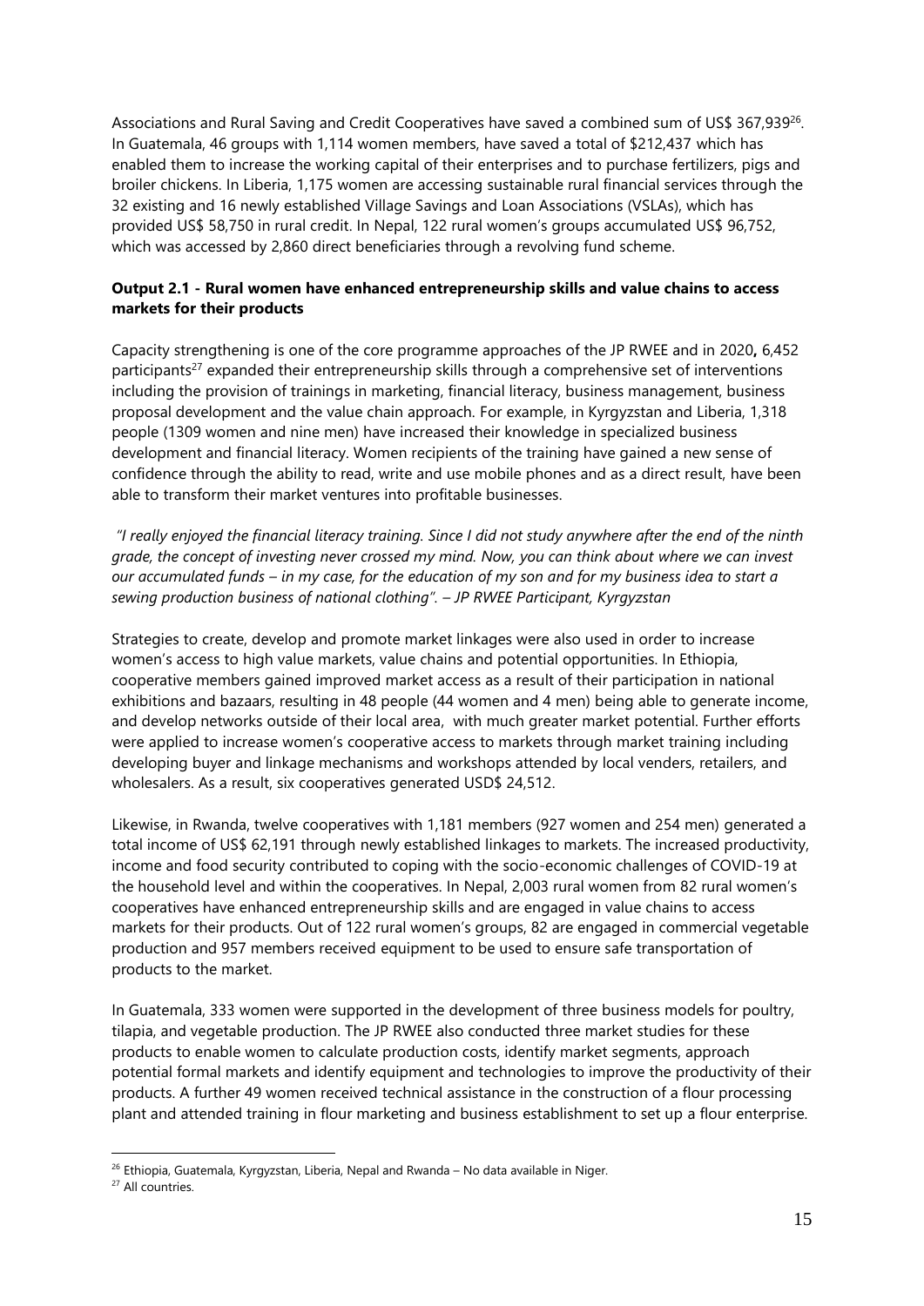Associations and Rural Saving and Credit Cooperatives have saved a combined sum of US$ 367,939[26]. In Guatemala, 46 groups with 1,114 women members, have saved a total of $212,437 which has enabled them to increase the working capital of their enterprises and to purchase fertilizers, pigs and broiler chickens. In Liberia, 1,175 women are accessing sustainable rural financial services through the 32 existing and 16 newly established Village Savings and Loan Associations (VSLAs), which has provided US$ 58,750 in rural credit. In Nepal, 122 rural women's groups accumulated US$ 96,752, which was accessed by 2,860 direct beneficiaries through a revolving fund scheme.

**Output 2.1 - Rural women have enhanced entrepreneurship skills and value chains to access markets for their products**

Capacity strengthening is one of the core programme approaches of the JP RWEE and in 2020**,** 6,452 participants[27] expanded their entrepreneurship skills through a comprehensive set of interventions including the provision of trainings in marketing, financial literacy, business management, business proposal development and the value chain approach. For example, in Kyrgyzstan and Liberia, 1,318 people (1309 women and nine men) have increased their knowledge in specialized business development and financial literacy. Women recipients of the training have gained a new sense of confidence through the ability to read, write and use mobile phones and as a direct result, have been able to transform their market ventures into profitable businesses.

*"I really enjoyed the financial literacy training. Since I did not study anywhere after the end of the ninth grade, the concept of investing never crossed my mind. Now, you can think about where we can invest our accumulated funds – in my case, for the education of my son and for my business idea to start a sewing production business of national clothing". – JP RWEE Participant, Kyrgyzstan*

Strategies to create, develop and promote market linkages were also used in order to increase women's access to high value markets, value chains and potential opportunities. In Ethiopia, cooperative members gained improved market access as a result of their participation in national exhibitions and bazaars, resulting in 48 people (44 women and 4 men) being able to generate income, and develop networks outside of their local area, with much greater market potential. Further efforts were applied to increase women's cooperative access to markets through market training including developing buyer and linkage mechanisms and workshops attended by local venders, retailers, and wholesalers. As a result, six cooperatives generated USD$ 24,512.

Likewise, in Rwanda, twelve cooperatives with 1,181 members (927 women and 254 men) generated a total income of US$ 62,191 through newly established linkages to markets. The increased productivity, income and food security contributed to coping with the socio-economic challenges of COVID-19 at the household level and within the cooperatives. In Nepal, 2,003 rural women from 82 rural women's cooperatives have enhanced entrepreneurship skills and are engaged in value chains to access markets for their products. Out of 122 rural women's groups, 82 are engaged in commercial vegetable production and 957 members received equipment to be used to ensure safe transportation of products to the market.

In Guatemala, 333 women were supported in the development of three business models for poultry, tilapia, and vegetable production. The JP RWEE also conducted three market studies for these products to enable women to calculate production costs, identify market segments, approach potential formal markets and identify equipment and technologies to improve the productivity of their products. A further 49 women received technical assistance in the construction of a flour processing plant and attended training in flour marketing and business establishment to set up a flour enterprise.

[26] Ethiopia, Guatemala, Kyrgyzstan, Liberia, Nepal and Rwanda – No data available in Niger.

[27] All countries.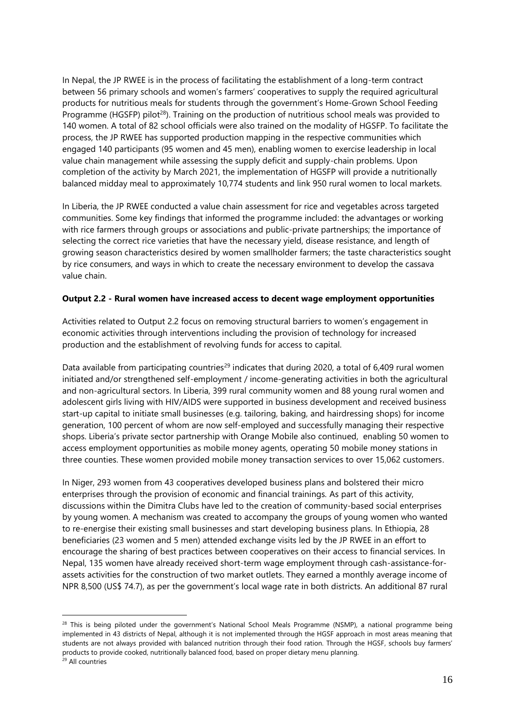In Nepal, the JP RWEE is in the process of facilitating the establishment of a long-term contract between 56 primary schools and women's farmers' cooperatives to supply the required agricultural products for nutritious meals for students through the government's Home-Grown School Feeding Programme (HGSFP) pilot[28]). Training on the production of nutritious school meals was provided to 140 women. A total of 82 school officials were also trained on the modality of HGSFP. To facilitate the process, the JP RWEE has supported production mapping in the respective communities which engaged 140 participants (95 women and 45 men), enabling women to exercise leadership in local value chain management while assessing the supply deficit and supply-chain problems. Upon completion of the activity by March 2021, the implementation of HGSFP will provide a nutritionally balanced midday meal to approximately 10,774 students and link 950 rural women to local markets.

In Liberia, the JP RWEE conducted a value chain assessment for rice and vegetables across targeted communities. Some key findings that informed the programme included: the advantages or working with rice farmers through groups or associations and public-private partnerships; the importance of selecting the correct rice varieties that have the necessary yield, disease resistance, and length of growing season characteristics desired by women smallholder farmers; the taste characteristics sought by rice consumers, and ways in which to create the necessary environment to develop the cassava value chain.

**Output 2.2 - Rural women have increased access to decent wage employment opportunities**

Activities related to Output 2.2 focus on removing structural barriers to women's engagement in economic activities through interventions including the provision of technology for increased production and the establishment of revolving funds for access to capital.

Data available from participating countries[29] indicates that during 2020, a total of 6,409 rural women initiated and/or strengthened self-employment / income-generating activities in both the agricultural and non-agricultural sectors. In Liberia, 399 rural community women and 88 young rural women and adolescent girls living with HIV/AIDS were supported in business development and received business start-up capital to initiate small businesses (e.g. tailoring, baking, and hairdressing shops) for income generation, 100 percent of whom are now self-employed and successfully managing their respective shops. Liberia's private sector partnership with Orange Mobile also continued, enabling 50 women to access employment opportunities as mobile money agents, operating 50 mobile money stations in three counties. These women provided mobile money transaction services to over 15,062 customers.

In Niger, 293 women from 43 cooperatives developed business plans and bolstered their micro enterprises through the provision of economic and financial trainings. As part of this activity, discussions within the Dimitra Clubs have led to the creation of community-based social enterprises by young women. A mechanism was created to accompany the groups of young women who wanted to re-energise their existing small businesses and start developing business plans. In Ethiopia, 28 beneficiaries (23 women and 5 men) attended exchange visits led by the JP RWEE in an effort to encourage the sharing of best practices between cooperatives on their access to financial services. In Nepal, 135 women have already received short-term wage employment through cash-assistance-for-assets activities for the construction of two market outlets. They earned a monthly average income of NPR 8,500 (US$ 74.7), as per the government's local wage rate in both districts. An additional 87 rural

---

[28] This is being piloted under the government's National School Meals Programme (NSMP), a national programme being implemented in 43 districts of Nepal, although it is not implemented through the HGSF approach in most areas meaning that students are not always provided with balanced nutrition through their food ration. Through the HGSF, schools buy farmers' products to provide cooked, nutritionally balanced food, based on proper dietary menu planning.

[29] All countries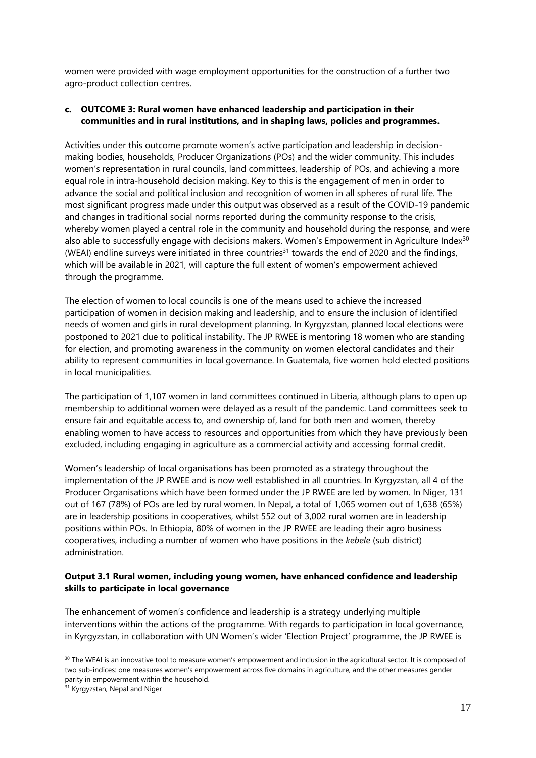women were provided with wage employment opportunities for the construction of a further two agro-product collection centres.

### c. OUTCOME 3: Rural women have enhanced leadership and participation in their communities and in rural institutions, and in shaping laws, policies and programmes.

Activities under this outcome promote women's active participation and leadership in decision-making bodies, households, Producer Organizations (POs) and the wider community. This includes women's representation in rural councils, land committees, leadership of POs, and achieving a more equal role in intra-household decision making. Key to this is the engagement of men in order to advance the social and political inclusion and recognition of women in all spheres of rural life. The most significant progress made under this output was observed as a result of the COVID-19 pandemic and changes in traditional social norms reported during the community response to the crisis, whereby women played a central role in the community and household during the response, and were also able to successfully engage with decisions makers. Women's Empowerment in Agriculture Index[30] (WEAI) endline surveys were initiated in three countries[31] towards the end of 2020 and the findings, which will be available in 2021, will capture the full extent of women's empowerment achieved through the programme.

The election of women to local councils is one of the means used to achieve the increased participation of women in decision making and leadership, and to ensure the inclusion of identified needs of women and girls in rural development planning. In Kyrgyzstan, planned local elections were postponed to 2021 due to political instability. The JP RWEE is mentoring 18 women who are standing for election, and promoting awareness in the community on women electoral candidates and their ability to represent communities in local governance. In Guatemala, five women hold elected positions in local municipalities.

The participation of 1,107 women in land committees continued in Liberia, although plans to open up membership to additional women were delayed as a result of the pandemic. Land committees seek to ensure fair and equitable access to, and ownership of, land for both men and women, thereby enabling women to have access to resources and opportunities from which they have previously been excluded, including engaging in agriculture as a commercial activity and accessing formal credit.

Women's leadership of local organisations has been promoted as a strategy throughout the implementation of the JP RWEE and is now well established in all countries. In Kyrgyzstan, all 4 of the Producer Organisations which have been formed under the JP RWEE are led by women. In Niger, 131 out of 167 (78%) of POs are led by rural women. In Nepal, a total of 1,065 women out of 1,638 (65%) are in leadership positions in cooperatives, whilst 552 out of 3,002 rural women are in leadership positions within POs. In Ethiopia, 80% of women in the JP RWEE are leading their agro business cooperatives, including a number of women who have positions in the *kebele* (sub district) administration.

#### Output 3.1 Rural women, including young women, have enhanced confidence and leadership skills to participate in local governance

The enhancement of women's confidence and leadership is a strategy underlying multiple interventions within the actions of the programme. With regards to participation in local governance, in Kyrgyzstan, in collaboration with UN Women's wider 'Election Project' programme, the JP RWEE is

---

[30] The WEAI is an innovative tool to measure women's empowerment and inclusion in the agricultural sector. It is composed of two sub-indices: one measures women's empowerment across five domains in agriculture, and the other measures gender parity in empowerment within the household.

[31] Kyrgyzstan, Nepal and Niger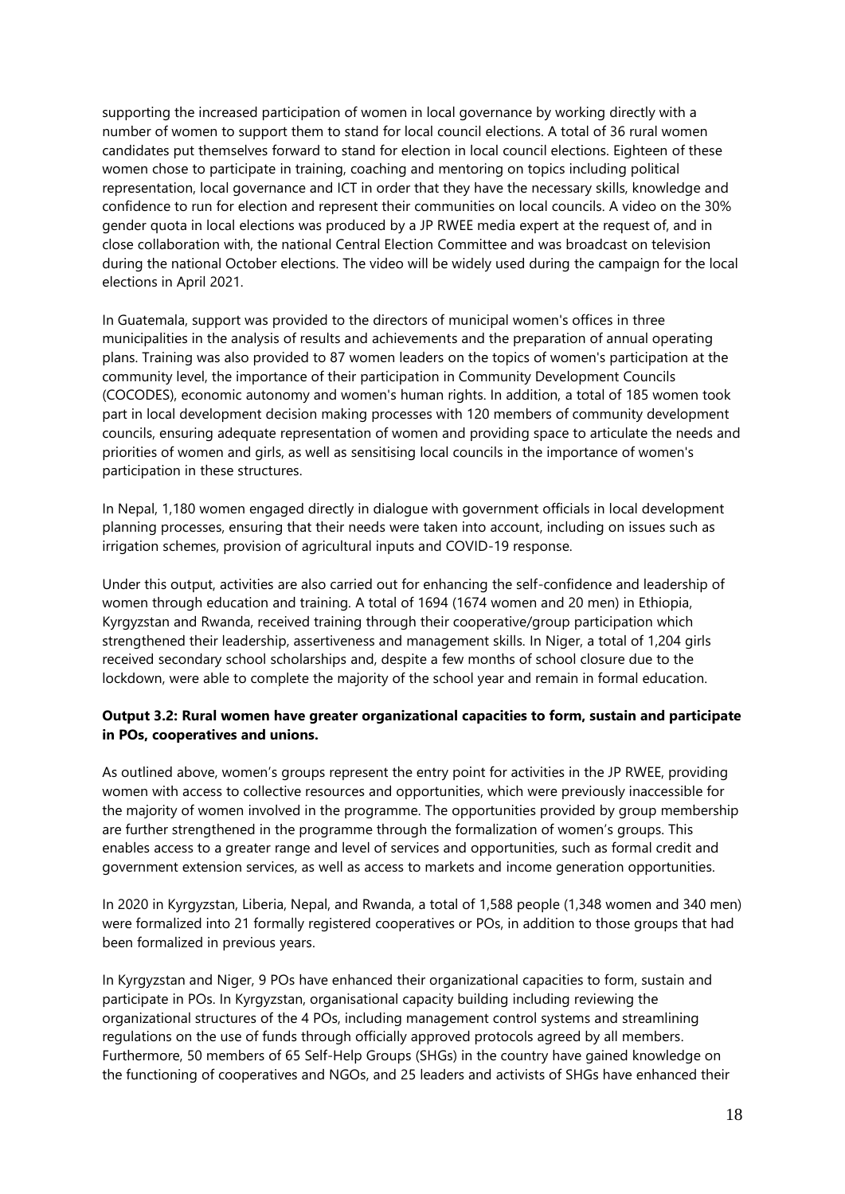supporting the increased participation of women in local governance by working directly with a number of women to support them to stand for local council elections. A total of 36 rural women candidates put themselves forward to stand for election in local council elections. Eighteen of these women chose to participate in training, coaching and mentoring on topics including political representation, local governance and ICT in order that they have the necessary skills, knowledge and confidence to run for election and represent their communities on local councils. A video on the 30% gender quota in local elections was produced by a JP RWEE media expert at the request of, and in close collaboration with, the national Central Election Committee and was broadcast on television during the national October elections. The video will be widely used during the campaign for the local elections in April 2021.

In Guatemala, support was provided to the directors of municipal women's offices in three municipalities in the analysis of results and achievements and the preparation of annual operating plans. Training was also provided to 87 women leaders on the topics of women's participation at the community level, the importance of their participation in Community Development Councils (COCODES), economic autonomy and women's human rights. In addition, a total of 185 women took part in local development decision making processes with 120 members of community development councils, ensuring adequate representation of women and providing space to articulate the needs and priorities of women and girls, as well as sensitising local councils in the importance of women's participation in these structures.

In Nepal, 1,180 women engaged directly in dialogue with government officials in local development planning processes, ensuring that their needs were taken into account, including on issues such as irrigation schemes, provision of agricultural inputs and COVID-19 response.

Under this output, activities are also carried out for enhancing the self-confidence and leadership of women through education and training. A total of 1694 (1674 women and 20 men) in Ethiopia, Kyrgyzstan and Rwanda, received training through their cooperative/group participation which strengthened their leadership, assertiveness and management skills. In Niger, a total of 1,204 girls received secondary school scholarships and, despite a few months of school closure due to the lockdown, were able to complete the majority of the school year and remain in formal education.

**Output 3.2: Rural women have greater organizational capacities to form, sustain and participate in POs, cooperatives and unions.**

As outlined above, women's groups represent the entry point for activities in the JP RWEE, providing women with access to collective resources and opportunities, which were previously inaccessible for the majority of women involved in the programme. The opportunities provided by group membership are further strengthened in the programme through the formalization of women's groups. This enables access to a greater range and level of services and opportunities, such as formal credit and government extension services, as well as access to markets and income generation opportunities.

In 2020 in Kyrgyzstan, Liberia, Nepal, and Rwanda, a total of 1,588 people (1,348 women and 340 men) were formalized into 21 formally registered cooperatives or POs, in addition to those groups that had been formalized in previous years.

In Kyrgyzstan and Niger, 9 POs have enhanced their organizational capacities to form, sustain and participate in POs. In Kyrgyzstan, organisational capacity building including reviewing the organizational structures of the 4 POs, including management control systems and streamlining regulations on the use of funds through officially approved protocols agreed by all members. Furthermore, 50 members of 65 Self-Help Groups (SHGs) in the country have gained knowledge on the functioning of cooperatives and NGOs, and 25 leaders and activists of SHGs have enhanced their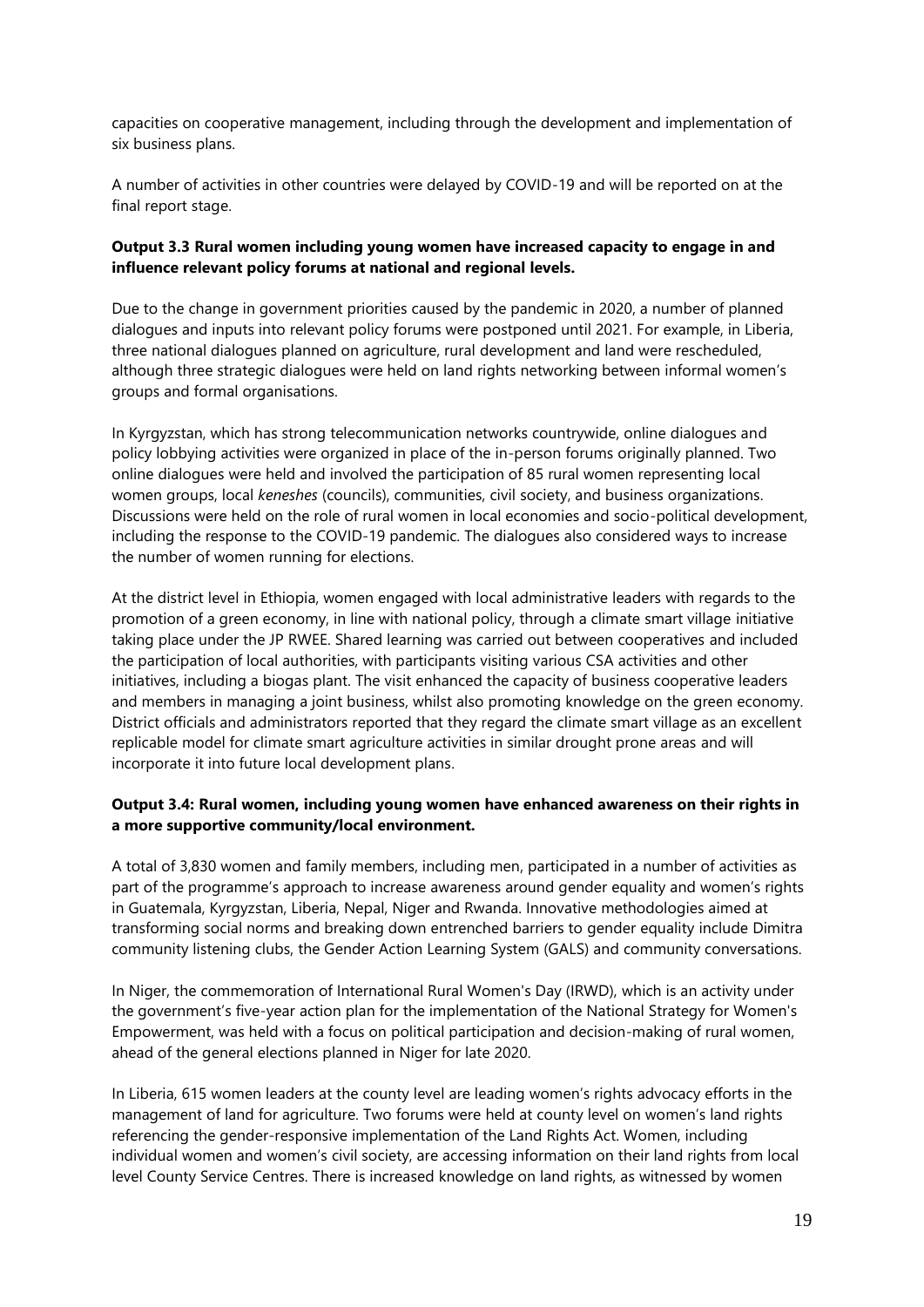capacities on cooperative management, including through the development and implementation of six business plans.

A number of activities in other countries were delayed by COVID-19 and will be reported on at the final report stage.

**Output 3.3 Rural women including young women have increased capacity to engage in and influence relevant policy forums at national and regional levels.**

Due to the change in government priorities caused by the pandemic in 2020, a number of planned dialogues and inputs into relevant policy forums were postponed until 2021. For example, in Liberia, three national dialogues planned on agriculture, rural development and land were rescheduled, although three strategic dialogues were held on land rights networking between informal women's groups and formal organisations.

In Kyrgyzstan, which has strong telecommunication networks countrywide, online dialogues and policy lobbying activities were organized in place of the in-person forums originally planned. Two online dialogues were held and involved the participation of 85 rural women representing local women groups, local *keneshes* (councils), communities, civil society, and business organizations. Discussions were held on the role of rural women in local economies and socio-political development, including the response to the COVID-19 pandemic. The dialogues also considered ways to increase the number of women running for elections.

At the district level in Ethiopia, women engaged with local administrative leaders with regards to the promotion of a green economy, in line with national policy, through a climate smart village initiative taking place under the JP RWEE. Shared learning was carried out between cooperatives and included the participation of local authorities, with participants visiting various CSA activities and other initiatives, including a biogas plant. The visit enhanced the capacity of business cooperative leaders and members in managing a joint business, whilst also promoting knowledge on the green economy. District officials and administrators reported that they regard the climate smart village as an excellent replicable model for climate smart agriculture activities in similar drought prone areas and will incorporate it into future local development plans.

**Output 3.4: Rural women, including young women have enhanced awareness on their rights in a more supportive community/local environment.**

A total of 3,830 women and family members, including men, participated in a number of activities as part of the programme's approach to increase awareness around gender equality and women's rights in Guatemala, Kyrgyzstan, Liberia, Nepal, Niger and Rwanda. Innovative methodologies aimed at transforming social norms and breaking down entrenched barriers to gender equality include Dimitra community listening clubs, the Gender Action Learning System (GALS) and community conversations.

In Niger, the commemoration of International Rural Women's Day (IRWD), which is an activity under the government's five-year action plan for the implementation of the National Strategy for Women's Empowerment, was held with a focus on political participation and decision-making of rural women, ahead of the general elections planned in Niger for late 2020.

In Liberia, 615 women leaders at the county level are leading women's rights advocacy efforts in the management of land for agriculture. Two forums were held at county level on women's land rights referencing the gender-responsive implementation of the Land Rights Act. Women, including individual women and women's civil society, are accessing information on their land rights from local level County Service Centres. There is increased knowledge on land rights, as witnessed by women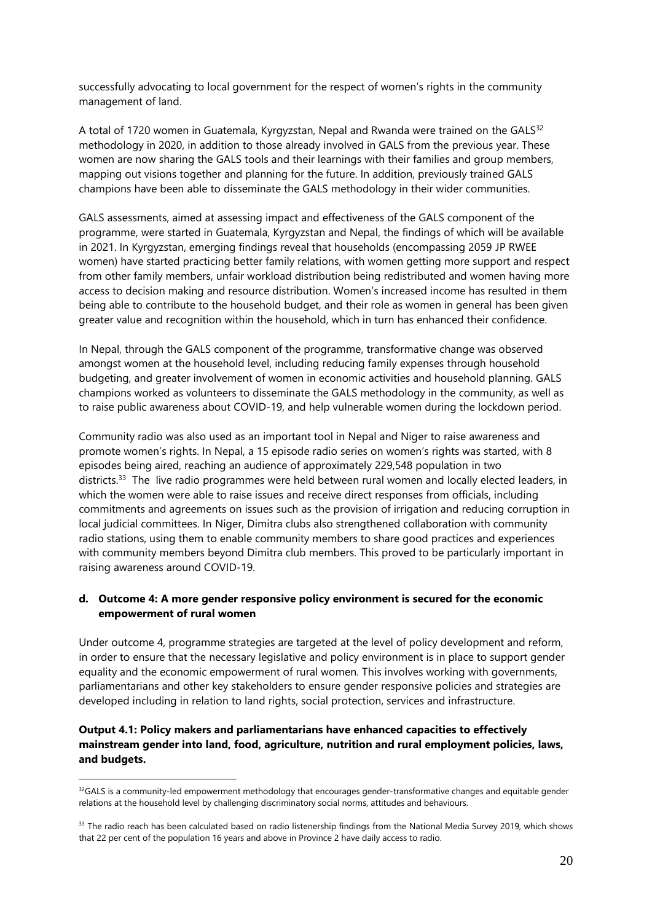successfully advocating to local government for the respect of women's rights in the community management of land.

A total of 1720 women in Guatemala, Kyrgyzstan, Nepal and Rwanda were trained on the GALS[32] methodology in 2020, in addition to those already involved in GALS from the previous year. These women are now sharing the GALS tools and their learnings with their families and group members, mapping out visions together and planning for the future. In addition, previously trained GALS champions have been able to disseminate the GALS methodology in their wider communities.

GALS assessments, aimed at assessing impact and effectiveness of the GALS component of the programme, were started in Guatemala, Kyrgyzstan and Nepal, the findings of which will be available in 2021. In Kyrgyzstan, emerging findings reveal that households (encompassing 2059 JP RWEE women) have started practicing better family relations, with women getting more support and respect from other family members, unfair workload distribution being redistributed and women having more access to decision making and resource distribution. Women's increased income has resulted in them being able to contribute to the household budget, and their role as women in general has been given greater value and recognition within the household, which in turn has enhanced their confidence.

In Nepal, through the GALS component of the programme, transformative change was observed amongst women at the household level, including reducing family expenses through household budgeting, and greater involvement of women in economic activities and household planning. GALS champions worked as volunteers to disseminate the GALS methodology in the community, as well as to raise public awareness about COVID-19, and help vulnerable women during the lockdown period.

Community radio was also used as an important tool in Nepal and Niger to raise awareness and promote women's rights. In Nepal, a 15 episode radio series on women's rights was started, with 8 episodes being aired, reaching an audience of approximately 229,548 population in two districts.[33] The live radio programmes were held between rural women and locally elected leaders, in which the women were able to raise issues and receive direct responses from officials, including commitments and agreements on issues such as the provision of irrigation and reducing corruption in local judicial committees. In Niger, Dimitra clubs also strengthened collaboration with community radio stations, using them to enable community members to share good practices and experiences with community members beyond Dimitra club members. This proved to be particularly important in raising awareness around COVID-19.

### d. Outcome 4: A more gender responsive policy environment is secured for the economic empowerment of rural women

Under outcome 4, programme strategies are targeted at the level of policy development and reform, in order to ensure that the necessary legislative and policy environment is in place to support gender equality and the economic empowerment of rural women. This involves working with governments, parliamentarians and other key stakeholders to ensure gender responsive policies and strategies are developed including in relation to land rights, social protection, services and infrastructure.

**Output 4.1: Policy makers and parliamentarians have enhanced capacities to effectively mainstream gender into land, food, agriculture, nutrition and rural employment policies, laws, and budgets.**

---

[32] GALS is a community-led empowerment methodology that encourages gender-transformative changes and equitable gender relations at the household level by challenging discriminatory social norms, attitudes and behaviours.

[33] The radio reach has been calculated based on radio listenership findings from the National Media Survey 2019, which shows that 22 per cent of the population 16 years and above in Province 2 have daily access to radio.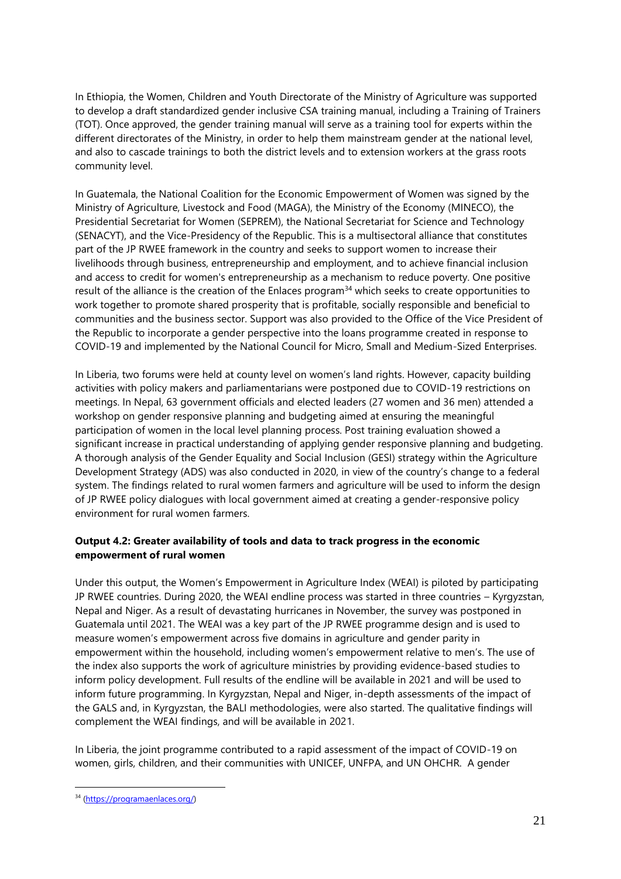In Ethiopia, the Women, Children and Youth Directorate of the Ministry of Agriculture was supported to develop a draft standardized gender inclusive CSA training manual, including a Training of Trainers (TOT). Once approved, the gender training manual will serve as a training tool for experts within the different directorates of the Ministry, in order to help them mainstream gender at the national level, and also to cascade trainings to both the district levels and to extension workers at the grass roots community level.

In Guatemala, the National Coalition for the Economic Empowerment of Women was signed by the Ministry of Agriculture, Livestock and Food (MAGA), the Ministry of the Economy (MINECO), the Presidential Secretariat for Women (SEPREM), the National Secretariat for Science and Technology (SENACYT), and the Vice-Presidency of the Republic. This is a multisectoral alliance that constitutes part of the JP RWEE framework in the country and seeks to support women to increase their livelihoods through business, entrepreneurship and employment, and to achieve financial inclusion and access to credit for women's entrepreneurship as a mechanism to reduce poverty. One positive result of the alliance is the creation of the Enlaces program[34] which seeks to create opportunities to work together to promote shared prosperity that is profitable, socially responsible and beneficial to communities and the business sector. Support was also provided to the Office of the Vice President of the Republic to incorporate a gender perspective into the loans programme created in response to COVID-19 and implemented by the National Council for Micro, Small and Medium-Sized Enterprises.

In Liberia, two forums were held at county level on women's land rights. However, capacity building activities with policy makers and parliamentarians were postponed due to COVID-19 restrictions on meetings. In Nepal, 63 government officials and elected leaders (27 women and 36 men) attended a workshop on gender responsive planning and budgeting aimed at ensuring the meaningful participation of women in the local level planning process. Post training evaluation showed a significant increase in practical understanding of applying gender responsive planning and budgeting. A thorough analysis of the Gender Equality and Social Inclusion (GESI) strategy within the Agriculture Development Strategy (ADS) was also conducted in 2020, in view of the country's change to a federal system. The findings related to rural women farmers and agriculture will be used to inform the design of JP RWEE policy dialogues with local government aimed at creating a gender-responsive policy environment for rural women farmers.

**Output 4.2: Greater availability of tools and data to track progress in the economic empowerment of rural women**

Under this output, the Women's Empowerment in Agriculture Index (WEAI) is piloted by participating JP RWEE countries. During 2020, the WEAI endline process was started in three countries – Kyrgyzstan, Nepal and Niger. As a result of devastating hurricanes in November, the survey was postponed in Guatemala until 2021. The WEAI was a key part of the JP RWEE programme design and is used to measure women's empowerment across five domains in agriculture and gender parity in empowerment within the household, including women's empowerment relative to men's. The use of the index also supports the work of agriculture ministries by providing evidence-based studies to inform policy development. Full results of the endline will be available in 2021 and will be used to inform future programming. In Kyrgyzstan, Nepal and Niger, in-depth assessments of the impact of the GALS and, in Kyrgyzstan, the BALI methodologies, were also started. The qualitative findings will complement the WEAI findings, and will be available in 2021.

In Liberia, the joint programme contributed to a rapid assessment of the impact of COVID-19 on women, girls, children, and their communities with UNICEF, UNFPA, and UN OHCHR. A gender

[34] (https://programaenlaces.org/)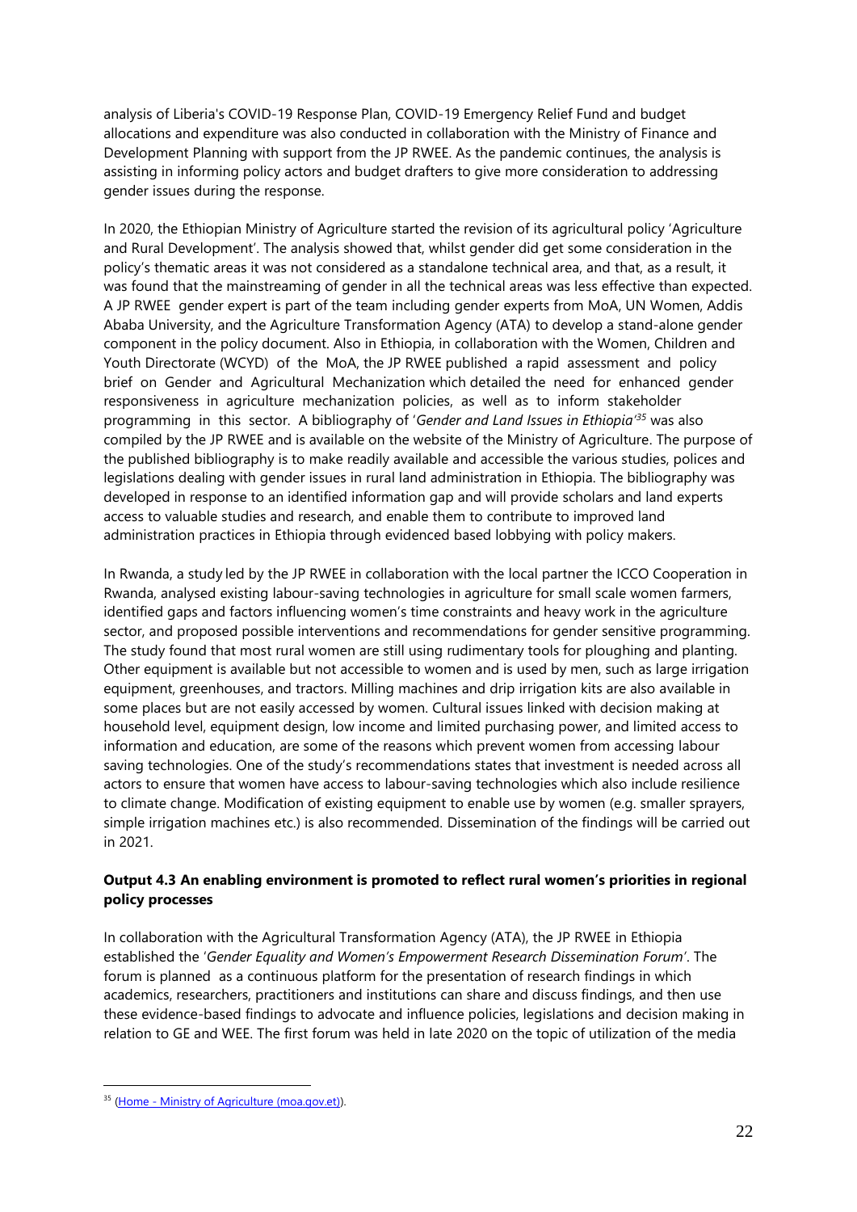analysis of Liberia's COVID-19 Response Plan, COVID-19 Emergency Relief Fund and budget allocations and expenditure was also conducted in collaboration with the Ministry of Finance and Development Planning with support from the JP RWEE. As the pandemic continues, the analysis is assisting in informing policy actors and budget drafters to give more consideration to addressing gender issues during the response.

In 2020, the Ethiopian Ministry of Agriculture started the revision of its agricultural policy 'Agriculture and Rural Development'. The analysis showed that, whilst gender did get some consideration in the policy's thematic areas it was not considered as a standalone technical area, and that, as a result, it was found that the mainstreaming of gender in all the technical areas was less effective than expected. A JP RWEE gender expert is part of the team including gender experts from MoA, UN Women, Addis Ababa University, and the Agriculture Transformation Agency (ATA) to develop a stand-alone gender component in the policy document. Also in Ethiopia, in collaboration with the Women, Children and Youth Directorate (WCYD) of the MoA, the JP RWEE published a rapid assessment and policy brief on Gender and Agricultural Mechanization which detailed the need for enhanced gender responsiveness in agriculture mechanization policies, as well as to inform stakeholder programming in this sector. A bibliography of '*Gender and Land Issues in Ethiopia*'[35] was also compiled by the JP RWEE and is available on the website of the Ministry of Agriculture. The purpose of the published bibliography is to make readily available and accessible the various studies, polices and legislations dealing with gender issues in rural land administration in Ethiopia. The bibliography was developed in response to an identified information gap and will provide scholars and land experts access to valuable studies and research, and enable them to contribute to improved land administration practices in Ethiopia through evidenced based lobbying with policy makers.

In Rwanda, a study led by the JP RWEE in collaboration with the local partner the ICCO Cooperation in Rwanda, analysed existing labour-saving technologies in agriculture for small scale women farmers, identified gaps and factors influencing women's time constraints and heavy work in the agriculture sector, and proposed possible interventions and recommendations for gender sensitive programming. The study found that most rural women are still using rudimentary tools for ploughing and planting. Other equipment is available but not accessible to women and is used by men, such as large irrigation equipment, greenhouses, and tractors. Milling machines and drip irrigation kits are also available in some places but are not easily accessed by women. Cultural issues linked with decision making at household level, equipment design, low income and limited purchasing power, and limited access to information and education, are some of the reasons which prevent women from accessing labour saving technologies. One of the study's recommendations states that investment is needed across all actors to ensure that women have access to labour-saving technologies which also include resilience to climate change. Modification of existing equipment to enable use by women (e.g. smaller sprayers, simple irrigation machines etc.) is also recommended. Dissemination of the findings will be carried out in 2021.

**Output 4.3 An enabling environment is promoted to reflect rural women's priorities in regional policy processes**

In collaboration with the Agricultural Transformation Agency (ATA), the JP RWEE in Ethiopia established the '*Gender Equality and Women's Empowerment Research Dissemination Forum*'. The forum is planned as a continuous platform for the presentation of research findings in which academics, researchers, practitioners and institutions can share and discuss findings, and then use these evidence-based findings to advocate and influence policies, legislations and decision making in relation to GE and WEE. The first forum was held in late 2020 on the topic of utilization of the media

---

[35] (Home - Ministry of Agriculture (moa.gov.et)).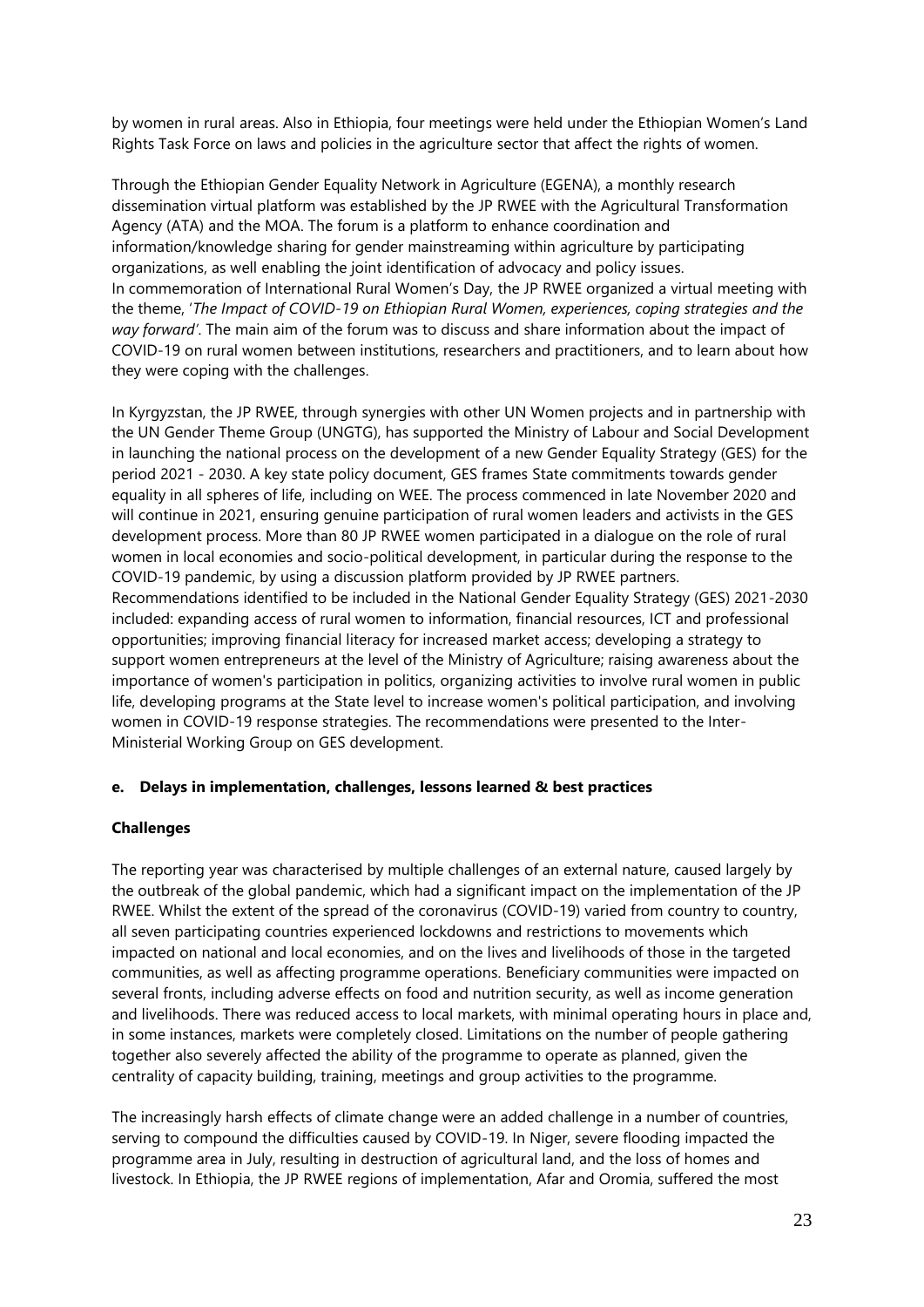by women in rural areas. Also in Ethiopia, four meetings were held under the Ethiopian Women's Land Rights Task Force on laws and policies in the agriculture sector that affect the rights of women.

Through the Ethiopian Gender Equality Network in Agriculture (EGENA), a monthly research dissemination virtual platform was established by the JP RWEE with the Agricultural Transformation Agency (ATA) and the MOA. The forum is a platform to enhance coordination and information/knowledge sharing for gender mainstreaming within agriculture by participating organizations, as well enabling the joint identification of advocacy and policy issues.
In commemoration of International Rural Women's Day, the JP RWEE organized a virtual meeting with the theme, '*The Impact of COVID-19 on Ethiopian Rural Women, experiences, coping strategies and the way forward*'. The main aim of the forum was to discuss and share information about the impact of COVID-19 on rural women between institutions, researchers and practitioners, and to learn about how they were coping with the challenges.

In Kyrgyzstan, the JP RWEE, through synergies with other UN Women projects and in partnership with the UN Gender Theme Group (UNGTG), has supported the Ministry of Labour and Social Development in launching the national process on the development of a new Gender Equality Strategy (GES) for the period 2021 - 2030. A key state policy document, GES frames State commitments towards gender equality in all spheres of life, including on WEE. The process commenced in late November 2020 and will continue in 2021, ensuring genuine participation of rural women leaders and activists in the GES development process. More than 80 JP RWEE women participated in a dialogue on the role of rural women in local economies and socio-political development, in particular during the response to the COVID-19 pandemic, by using a discussion platform provided by JP RWEE partners.
Recommendations identified to be included in the National Gender Equality Strategy (GES) 2021-2030 included: expanding access of rural women to information, financial resources, ICT and professional opportunities; improving financial literacy for increased market access; developing a strategy to support women entrepreneurs at the level of the Ministry of Agriculture; raising awareness about the importance of women's participation in politics, organizing activities to involve rural women in public life, developing programs at the State level to increase women's political participation, and involving women in COVID-19 response strategies. The recommendations were presented to the Inter-Ministerial Working Group on GES development.

### e. Delays in implementation, challenges, lessons learned & best practices

**Challenges**

The reporting year was characterised by multiple challenges of an external nature, caused largely by the outbreak of the global pandemic, which had a significant impact on the implementation of the JP RWEE. Whilst the extent of the spread of the coronavirus (COVID-19) varied from country to country, all seven participating countries experienced lockdowns and restrictions to movements which impacted on national and local economies, and on the lives and livelihoods of those in the targeted communities, as well as affecting programme operations. Beneficiary communities were impacted on several fronts, including adverse effects on food and nutrition security, as well as income generation and livelihoods. There was reduced access to local markets, with minimal operating hours in place and, in some instances, markets were completely closed. Limitations on the number of people gathering together also severely affected the ability of the programme to operate as planned, given the centrality of capacity building, training, meetings and group activities to the programme.

The increasingly harsh effects of climate change were an added challenge in a number of countries, serving to compound the difficulties caused by COVID-19. In Niger, severe flooding impacted the programme area in July, resulting in destruction of agricultural land, and the loss of homes and livestock. In Ethiopia, the JP RWEE regions of implementation, Afar and Oromia, suffered the most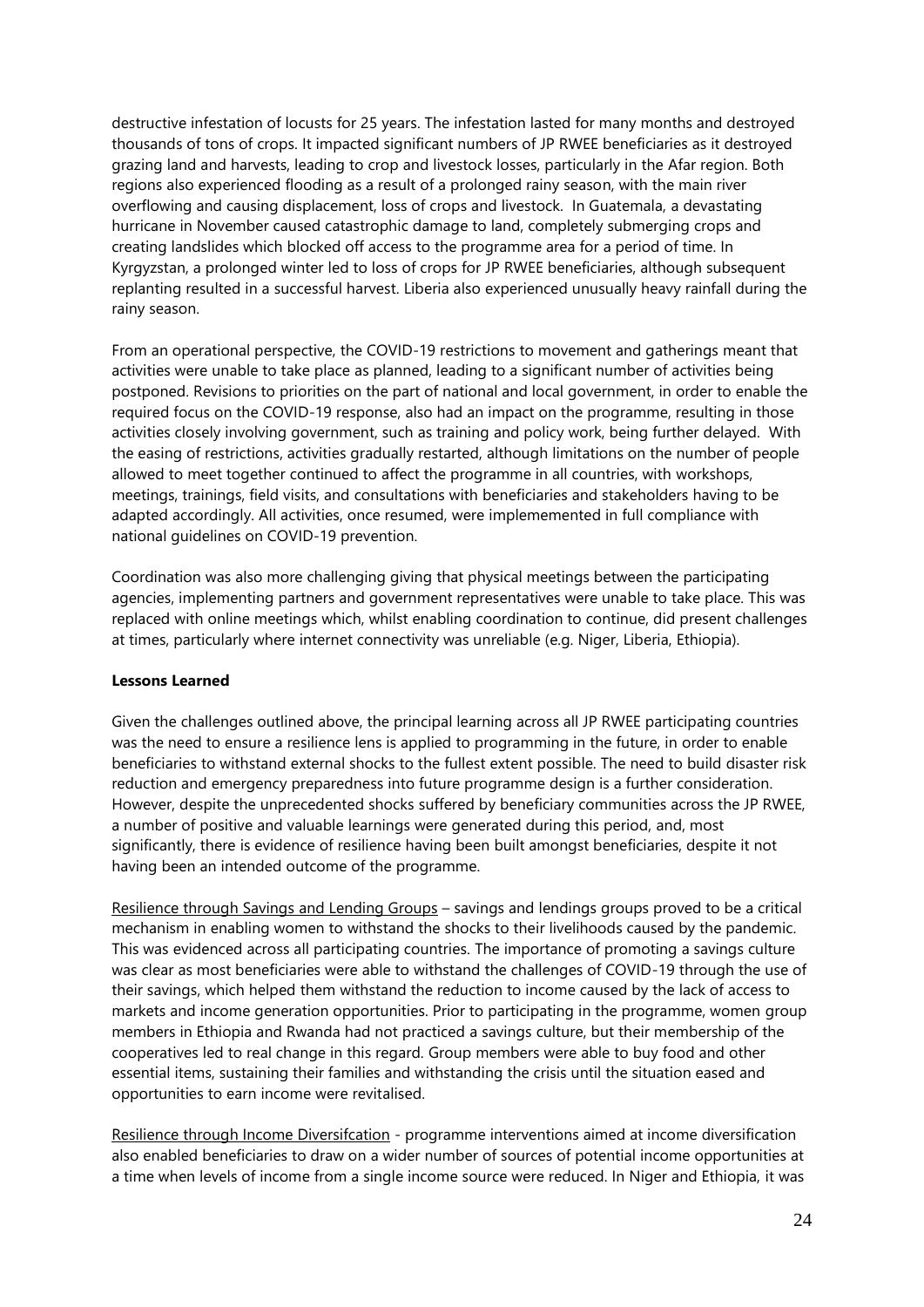destructive infestation of locusts for 25 years. The infestation lasted for many months and destroyed thousands of tons of crops. It impacted significant numbers of JP RWEE beneficiaries as it destroyed grazing land and harvests, leading to crop and livestock losses, particularly in the Afar region. Both regions also experienced flooding as a result of a prolonged rainy season, with the main river overflowing and causing displacement, loss of crops and livestock. In Guatemala, a devastating hurricane in November caused catastrophic damage to land, completely submerging crops and creating landslides which blocked off access to the programme area for a period of time. In Kyrgyzstan, a prolonged winter led to loss of crops for JP RWEE beneficiaries, although subsequent replanting resulted in a successful harvest. Liberia also experienced unusually heavy rainfall during the rainy season.

From an operational perspective, the COVID-19 restrictions to movement and gatherings meant that activities were unable to take place as planned, leading to a significant number of activities being postponed. Revisions to priorities on the part of national and local government, in order to enable the required focus on the COVID-19 response, also had an impact on the programme, resulting in those activities closely involving government, such as training and policy work, being further delayed. With the easing of restrictions, activities gradually restarted, although limitations on the number of people allowed to meet together continued to affect the programme in all countries, with workshops, meetings, trainings, field visits, and consultations with beneficiaries and stakeholders having to be adapted accordingly. All activities, once resumed, were implemenented in full compliance with national guidelines on COVID-19 prevention.

Coordination was also more challenging giving that physical meetings between the participating agencies, implementing partners and government representatives were unable to take place. This was replaced with online meetings which, whilst enabling coordination to continue, did present challenges at times, particularly where internet connectivity was unreliable (e.g. Niger, Liberia, Ethiopia).

**Lessons Learned**

Given the challenges outlined above, the principal learning across all JP RWEE participating countries was the need to ensure a resilience lens is applied to programming in the future, in order to enable beneficiaries to withstand external shocks to the fullest extent possible. The need to build disaster risk reduction and emergency preparedness into future programme design is a further consideration. However, despite the unprecedented shocks suffered by beneficiary communities across the JP RWEE, a number of positive and valuable learnings were generated during this period, and, most significantly, there is evidence of resilience having been built amongst beneficiaries, despite it not having been an intended outcome of the programme.

Resilience through Savings and Lending Groups – savings and lendings groups proved to be a critical mechanism in enabling women to withstand the shocks to their livelihoods caused by the pandemic. This was evidenced across all participating countries. The importance of promoting a savings culture was clear as most beneficiaries were able to withstand the challenges of COVID-19 through the use of their savings, which helped them withstand the reduction to income caused by the lack of access to markets and income generation opportunities. Prior to participating in the programme, women group members in Ethiopia and Rwanda had not practiced a savings culture, but their membership of the cooperatives led to real change in this regard. Group members were able to buy food and other essential items, sustaining their families and withstanding the crisis until the situation eased and opportunities to earn income were revitalised.

Resilience through Income Diversifcation - programme interventions aimed at income diversification also enabled beneficiaries to draw on a wider number of sources of potential income opportunities at a time when levels of income from a single income source were reduced. In Niger and Ethiopia, it was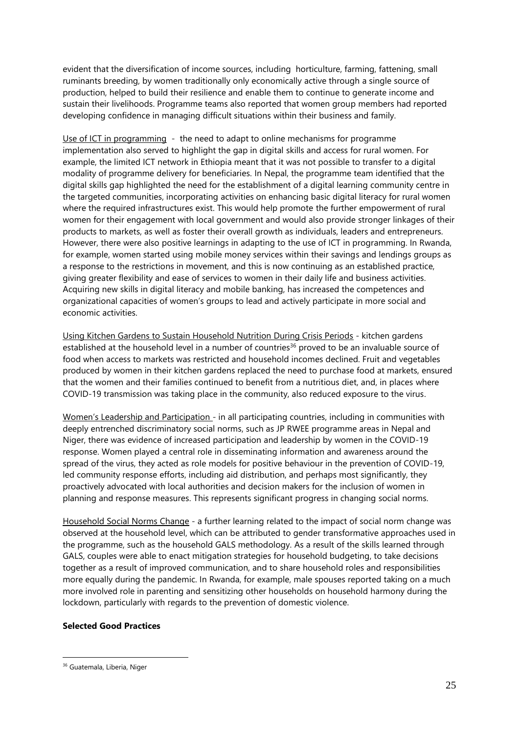evident that the diversification of income sources, including horticulture, farming, fattening, small ruminants breeding, by women traditionally only economically active through a single source of production, helped to build their resilience and enable them to continue to generate income and sustain their livelihoods. Programme teams also reported that women group members had reported developing confidence in managing difficult situations within their business and family.

Use of ICT in programming - the need to adapt to online mechanisms for programme implementation also served to highlight the gap in digital skills and access for rural women. For example, the limited ICT network in Ethiopia meant that it was not possible to transfer to a digital modality of programme delivery for beneficiaries. In Nepal, the programme team identified that the digital skills gap highlighted the need for the establishment of a digital learning community centre in the targeted communities, incorporating activities on enhancing basic digital literacy for rural women where the required infrastructures exist. This would help promote the further empowerment of rural women for their engagement with local government and would also provide stronger linkages of their products to markets, as well as foster their overall growth as individuals, leaders and entrepreneurs. However, there were also positive learnings in adapting to the use of ICT in programming. In Rwanda, for example, women started using mobile money services within their savings and lendings groups as a response to the restrictions in movement, and this is now continuing as an established practice, giving greater flexibility and ease of services to women in their daily life and business activities. Acquiring new skills in digital literacy and mobile banking, has increased the competences and organizational capacities of women's groups to lead and actively participate in more social and economic activities.

Using Kitchen Gardens to Sustain Household Nutrition During Crisis Periods - kitchen gardens established at the household level in a number of countries[36] proved to be an invaluable source of food when access to markets was restricted and household incomes declined. Fruit and vegetables produced by women in their kitchen gardens replaced the need to purchase food at markets, ensured that the women and their families continued to benefit from a nutritious diet, and, in places where COVID-19 transmission was taking place in the community, also reduced exposure to the virus.

Women's Leadership and Participation - in all participating countries, including in communities with deeply entrenched discriminatory social norms, such as JP RWEE programme areas in Nepal and Niger, there was evidence of increased participation and leadership by women in the COVID-19 response. Women played a central role in disseminating information and awareness around the spread of the virus, they acted as role models for positive behaviour in the prevention of COVID-19, led community response efforts, including aid distribution, and perhaps most significantly, they proactively advocated with local authorities and decision makers for the inclusion of women in planning and response measures. This represents significant progress in changing social norms.

Household Social Norms Change - a further learning related to the impact of social norm change was observed at the household level, which can be attributed to gender transformative approaches used in the programme, such as the household GALS methodology. As a result of the skills learned through GALS, couples were able to enact mitigation strategies for household budgeting, to take decisions together as a result of improved communication, and to share household roles and responsibilities more equally during the pandemic. In Rwanda, for example, male spouses reported taking on a much more involved role in parenting and sensitizing other households on household harmony during the lockdown, particularly with regards to the prevention of domestic violence.

**Selected Good Practices**

[36] Guatemala, Liberia, Niger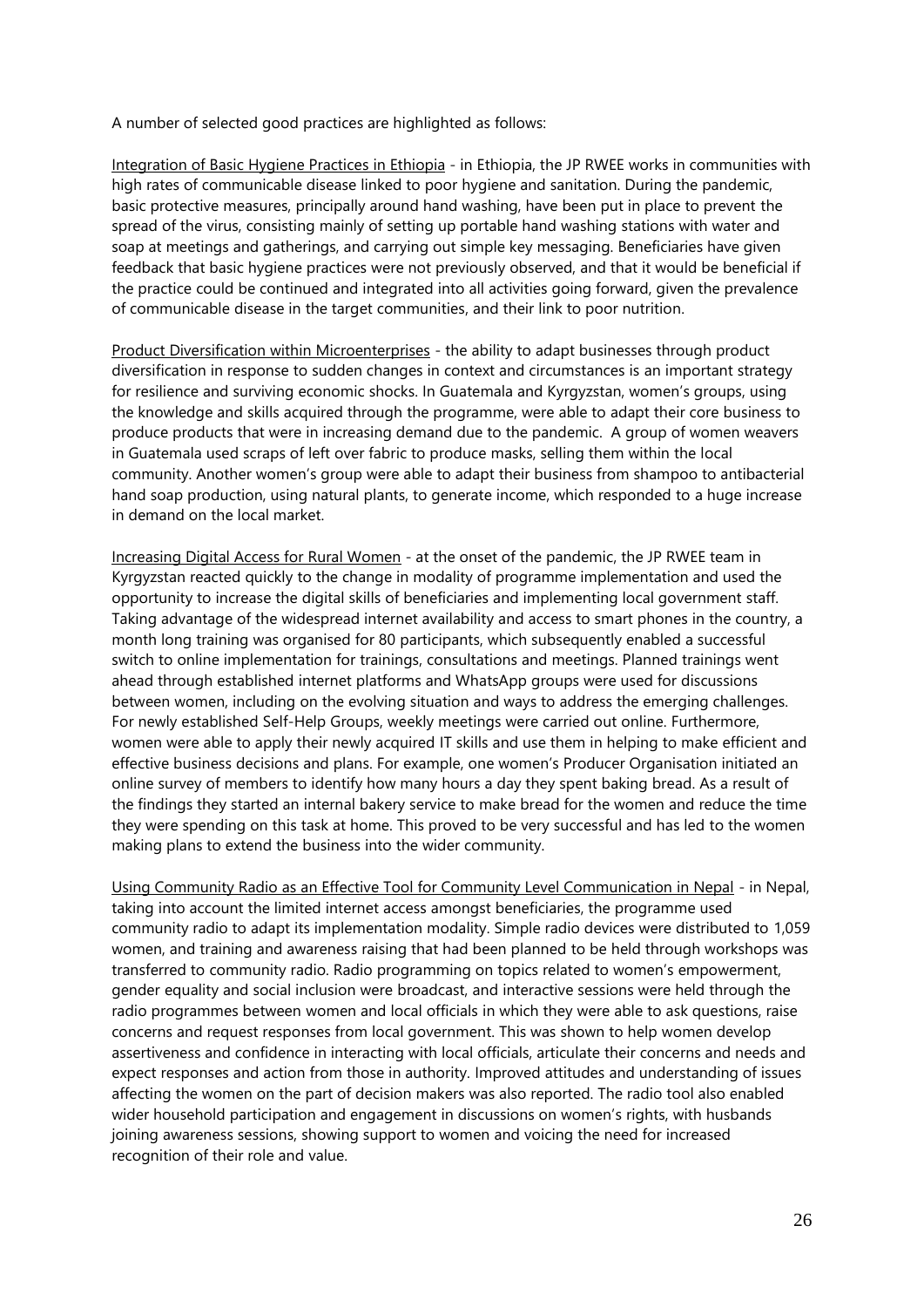A number of selected good practices are highlighted as follows:

<u>Integration of Basic Hygiene Practices in Ethiopia</u> - in Ethiopia, the JP RWEE works in communities with high rates of communicable disease linked to poor hygiene and sanitation. During the pandemic, basic protective measures, principally around hand washing, have been put in place to prevent the spread of the virus, consisting mainly of setting up portable hand washing stations with water and soap at meetings and gatherings, and carrying out simple key messaging. Beneficiaries have given feedback that basic hygiene practices were not previously observed, and that it would be beneficial if the practice could be continued and integrated into all activities going forward, given the prevalence of communicable disease in the target communities, and their link to poor nutrition.

<u>Product Diversification within Microenterprises</u> - the ability to adapt businesses through product diversification in response to sudden changes in context and circumstances is an important strategy for resilience and surviving economic shocks. In Guatemala and Kyrgyzstan, women's groups, using the knowledge and skills acquired through the programme, were able to adapt their core business to produce products that were in increasing demand due to the pandemic. A group of women weavers in Guatemala used scraps of left over fabric to produce masks, selling them within the local community. Another women's group were able to adapt their business from shampoo to antibacterial hand soap production, using natural plants, to generate income, which responded to a huge increase in demand on the local market.

<u>Increasing Digital Access for Rural Women</u> - at the onset of the pandemic, the JP RWEE team in Kyrgyzstan reacted quickly to the change in modality of programme implementation and used the opportunity to increase the digital skills of beneficiaries and implementing local government staff. Taking advantage of the widespread internet availability and access to smart phones in the country, a month long training was organised for 80 participants, which subsequently enabled a successful switch to online implementation for trainings, consultations and meetings. Planned trainings went ahead through established internet platforms and WhatsApp groups were used for discussions between women, including on the evolving situation and ways to address the emerging challenges. For newly established Self-Help Groups, weekly meetings were carried out online. Furthermore, women were able to apply their newly acquired IT skills and use them in helping to make efficient and effective business decisions and plans. For example, one women's Producer Organisation initiated an online survey of members to identify how many hours a day they spent baking bread. As a result of the findings they started an internal bakery service to make bread for the women and reduce the time they were spending on this task at home. This proved to be very successful and has led to the women making plans to extend the business into the wider community.

<u>Using Community Radio as an Effective Tool for Community Level Communication in Nepal</u> - in Nepal, taking into account the limited internet access amongst beneficiaries, the programme used community radio to adapt its implementation modality. Simple radio devices were distributed to 1,059 women, and training and awareness raising that had been planned to be held through workshops was transferred to community radio. Radio programming on topics related to women's empowerment, gender equality and social inclusion were broadcast, and interactive sessions were held through the radio programmes between women and local officials in which they were able to ask questions, raise concerns and request responses from local government. This was shown to help women develop assertiveness and confidence in interacting with local officials, articulate their concerns and needs and expect responses and action from those in authority. Improved attitudes and understanding of issues affecting the women on the part of decision makers was also reported. The radio tool also enabled wider household participation and engagement in discussions on women's rights, with husbands joining awareness sessions, showing support to women and voicing the need for increased recognition of their role and value.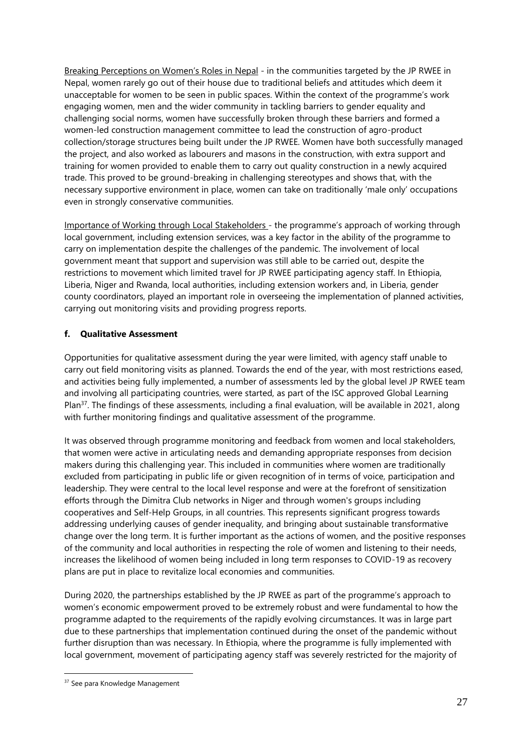Breaking Perceptions on Women's Roles in Nepal - in the communities targeted by the JP RWEE in Nepal, women rarely go out of their house due to traditional beliefs and attitudes which deem it unacceptable for women to be seen in public spaces. Within the context of the programme's work engaging women, men and the wider community in tackling barriers to gender equality and challenging social norms, women have successfully broken through these barriers and formed a women-led construction management committee to lead the construction of agro-product collection/storage structures being built under the JP RWEE. Women have both successfully managed the project, and also worked as labourers and masons in the construction, with extra support and training for women provided to enable them to carry out quality construction in a newly acquired trade. This proved to be ground-breaking in challenging stereotypes and shows that, with the necessary supportive environment in place, women can take on traditionally 'male only' occupations even in strongly conservative communities.

Importance of Working through Local Stakeholders - the programme's approach of working through local government, including extension services, was a key factor in the ability of the programme to carry on implementation despite the challenges of the pandemic. The involvement of local government meant that support and supervision was still able to be carried out, despite the restrictions to movement which limited travel for JP RWEE participating agency staff. In Ethiopia, Liberia, Niger and Rwanda, local authorities, including extension workers and, in Liberia, gender county coordinators, played an important role in overseeing the implementation of planned activities, carrying out monitoring visits and providing progress reports.

#### f. Qualitative Assessment

Opportunities for qualitative assessment during the year were limited, with agency staff unable to carry out field monitoring visits as planned. Towards the end of the year, with most restrictions eased, and activities being fully implemented, a number of assessments led by the global level JP RWEE team and involving all participating countries, were started, as part of the ISC approved Global Learning Plan[37]. The findings of these assessments, including a final evaluation, will be available in 2021, along with further monitoring findings and qualitative assessment of the programme.

It was observed through programme monitoring and feedback from women and local stakeholders, that women were active in articulating needs and demanding appropriate responses from decision makers during this challenging year. This included in communities where women are traditionally excluded from participating in public life or given recognition of in terms of voice, participation and leadership. They were central to the local level response and were at the forefront of sensitization efforts through the Dimitra Club networks in Niger and through women's groups including cooperatives and Self-Help Groups, in all countries. This represents significant progress towards addressing underlying causes of gender inequality, and bringing about sustainable transformative change over the long term. It is further important as the actions of women, and the positive responses of the community and local authorities in respecting the role of women and listening to their needs, increases the likelihood of women being included in long term responses to COVID-19 as recovery plans are put in place to revitalize local economies and communities.

During 2020, the partnerships established by the JP RWEE as part of the programme's approach to women's economic empowerment proved to be extremely robust and were fundamental to how the programme adapted to the requirements of the rapidly evolving circumstances. It was in large part due to these partnerships that implementation continued during the onset of the pandemic without further disruption than was necessary. In Ethiopia, where the programme is fully implemented with local government, movement of participating agency staff was severely restricted for the majority of

[37] See para Knowledge Management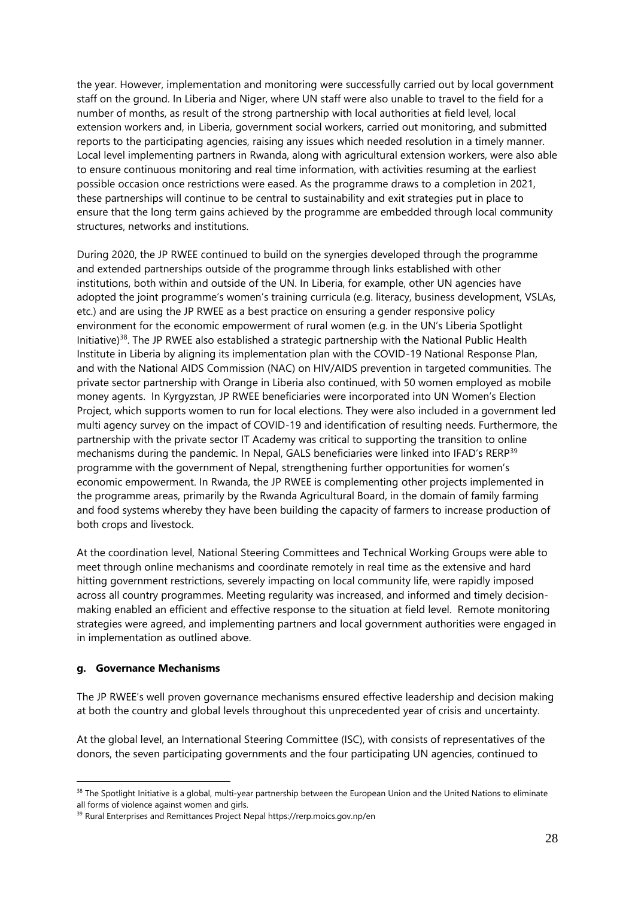the year. However, implementation and monitoring were successfully carried out by local government staff on the ground. In Liberia and Niger, where UN staff were also unable to travel to the field for a number of months, as result of the strong partnership with local authorities at field level, local extension workers and, in Liberia, government social workers, carried out monitoring, and submitted reports to the participating agencies, raising any issues which needed resolution in a timely manner. Local level implementing partners in Rwanda, along with agricultural extension workers, were also able to ensure continuous monitoring and real time information, with activities resuming at the earliest possible occasion once restrictions were eased. As the programme draws to a completion in 2021, these partnerships will continue to be central to sustainability and exit strategies put in place to ensure that the long term gains achieved by the programme are embedded through local community structures, networks and institutions.

During 2020, the JP RWEE continued to build on the synergies developed through the programme and extended partnerships outside of the programme through links established with other institutions, both within and outside of the UN. In Liberia, for example, other UN agencies have adopted the joint programme's women's training curricula (e.g. literacy, business development, VSLAs, etc.) and are using the JP RWEE as a best practice on ensuring a gender responsive policy environment for the economic empowerment of rural women (e.g. in the UN's Liberia Spotlight Initiative)[38]. The JP RWEE also established a strategic partnership with the National Public Health Institute in Liberia by aligning its implementation plan with the COVID-19 National Response Plan, and with the National AIDS Commission (NAC) on HIV/AIDS prevention in targeted communities. The private sector partnership with Orange in Liberia also continued, with 50 women employed as mobile money agents. In Kyrgyzstan, JP RWEE beneficiaries were incorporated into UN Women's Election Project, which supports women to run for local elections. They were also included in a government led multi agency survey on the impact of COVID-19 and identification of resulting needs. Furthermore, the partnership with the private sector IT Academy was critical to supporting the transition to online mechanisms during the pandemic. In Nepal, GALS beneficiaries were linked into IFAD's RERP[39] programme with the government of Nepal, strengthening further opportunities for women's economic empowerment. In Rwanda, the JP RWEE is complementing other projects implemented in the programme areas, primarily by the Rwanda Agricultural Board, in the domain of family farming and food systems whereby they have been building the capacity of farmers to increase production of both crops and livestock.

At the coordination level, National Steering Committees and Technical Working Groups were able to meet through online mechanisms and coordinate remotely in real time as the extensive and hard hitting government restrictions, severely impacting on local community life, were rapidly imposed across all country programmes. Meeting regularity was increased, and informed and timely decision-making enabled an efficient and effective response to the situation at field level. Remote monitoring strategies were agreed, and implementing partners and local government authorities were engaged in in implementation as outlined above.

### g. Governance Mechanisms

The JP RWEE's well proven governance mechanisms ensured effective leadership and decision making at both the country and global levels throughout this unprecedented year of crisis and uncertainty.

At the global level, an International Steering Committee (ISC), with consists of representatives of the donors, the seven participating governments and the four participating UN agencies, continued to

---

[38] The Spotlight Initiative is a global, multi-year partnership between the European Union and the United Nations to eliminate all forms of violence against women and girls.

[39] Rural Enterprises and Remittances Project Nepal https://rerp.moics.gov.np/en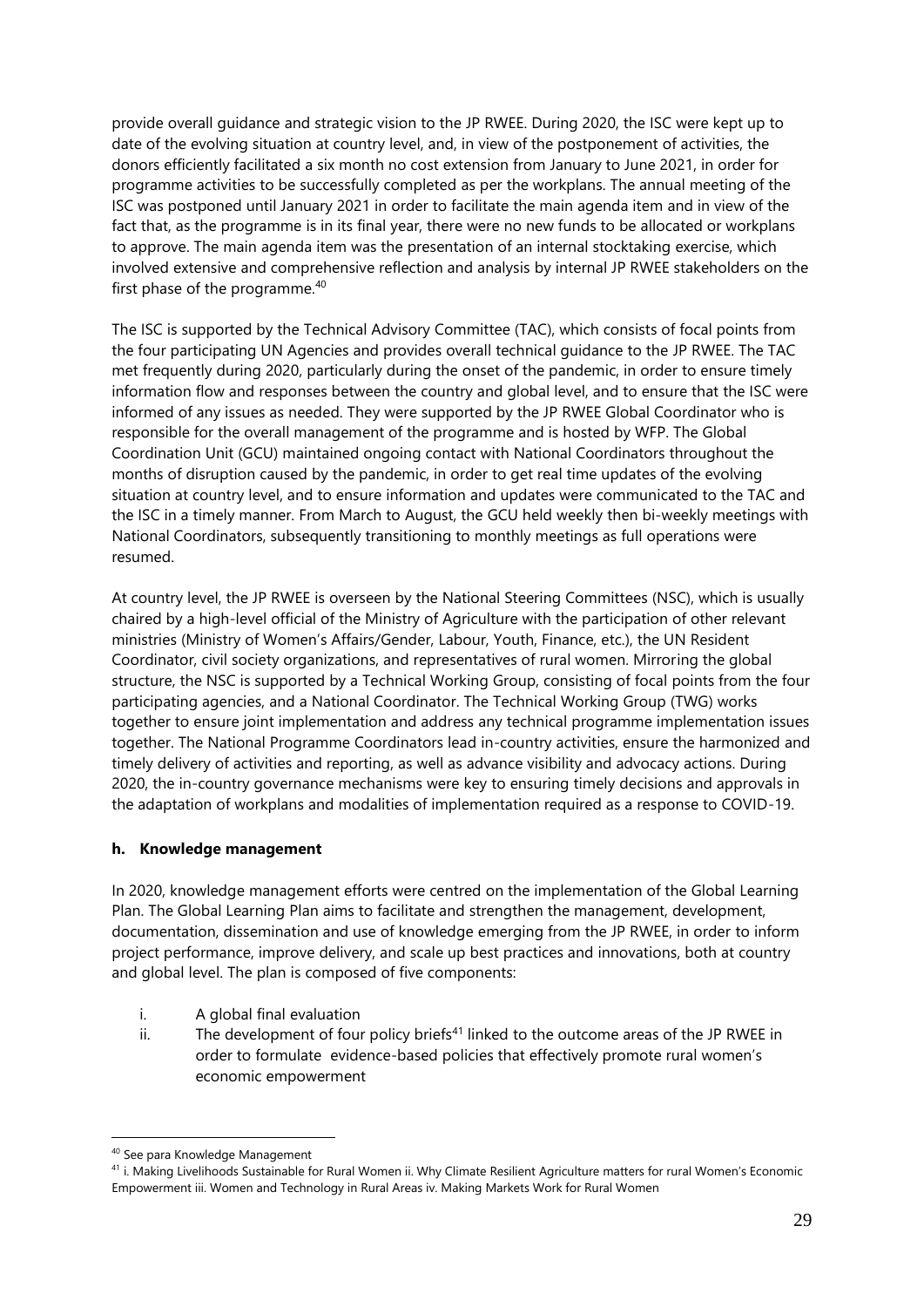provide overall guidance and strategic vision to the JP RWEE. During 2020, the ISC were kept up to date of the evolving situation at country level, and, in view of the postponement of activities, the donors efficiently facilitated a six month no cost extension from January to June 2021, in order for programme activities to be successfully completed as per the workplans. The annual meeting of the ISC was postponed until January 2021 in order to facilitate the main agenda item and in view of the fact that, as the programme is in its final year, there were no new funds to be allocated or workplans to approve. The main agenda item was the presentation of an internal stocktaking exercise, which involved extensive and comprehensive reflection and analysis by internal JP RWEE stakeholders on the first phase of the programme.[40]

The ISC is supported by the Technical Advisory Committee (TAC), which consists of focal points from the four participating UN Agencies and provides overall technical guidance to the JP RWEE. The TAC met frequently during 2020, particularly during the onset of the pandemic, in order to ensure timely information flow and responses between the country and global level, and to ensure that the ISC were informed of any issues as needed. They were supported by the JP RWEE Global Coordinator who is responsible for the overall management of the programme and is hosted by WFP. The Global Coordination Unit (GCU) maintained ongoing contact with National Coordinators throughout the months of disruption caused by the pandemic, in order to get real time updates of the evolving situation at country level, and to ensure information and updates were communicated to the TAC and the ISC in a timely manner. From March to August, the GCU held weekly then bi-weekly meetings with National Coordinators, subsequently transitioning to monthly meetings as full operations were resumed.

At country level, the JP RWEE is overseen by the National Steering Committees (NSC), which is usually chaired by a high-level official of the Ministry of Agriculture with the participation of other relevant ministries (Ministry of Women's Affairs/Gender, Labour, Youth, Finance, etc.), the UN Resident Coordinator, civil society organizations, and representatives of rural women. Mirroring the global structure, the NSC is supported by a Technical Working Group, consisting of focal points from the four participating agencies, and a National Coordinator. The Technical Working Group (TWG) works together to ensure joint implementation and address any technical programme implementation issues together. The National Programme Coordinators lead in-country activities, ensure the harmonized and timely delivery of activities and reporting, as well as advance visibility and advocacy actions. During 2020, the in-country governance mechanisms were key to ensuring timely decisions and approvals in the adaptation of workplans and modalities of implementation required as a response to COVID-19.

#### h. Knowledge management

In 2020, knowledge management efforts were centred on the implementation of the Global Learning Plan. The Global Learning Plan aims to facilitate and strengthen the management, development, documentation, dissemination and use of knowledge emerging from the JP RWEE, in order to inform project performance, improve delivery, and scale up best practices and innovations, both at country and global level. The plan is composed of five components:

i. A global final evaluation
ii. The development of four policy briefs[41] linked to the outcome areas of the JP RWEE in order to formulate evidence-based policies that effectively promote rural women's economic empowerment

---

[40] See para Knowledge Management

[41] i. Making Livelihoods Sustainable for Rural Women ii. Why Climate Resilient Agriculture matters for rural Women's Economic Empowerment iii. Women and Technology in Rural Areas iv. Making Markets Work for Rural Women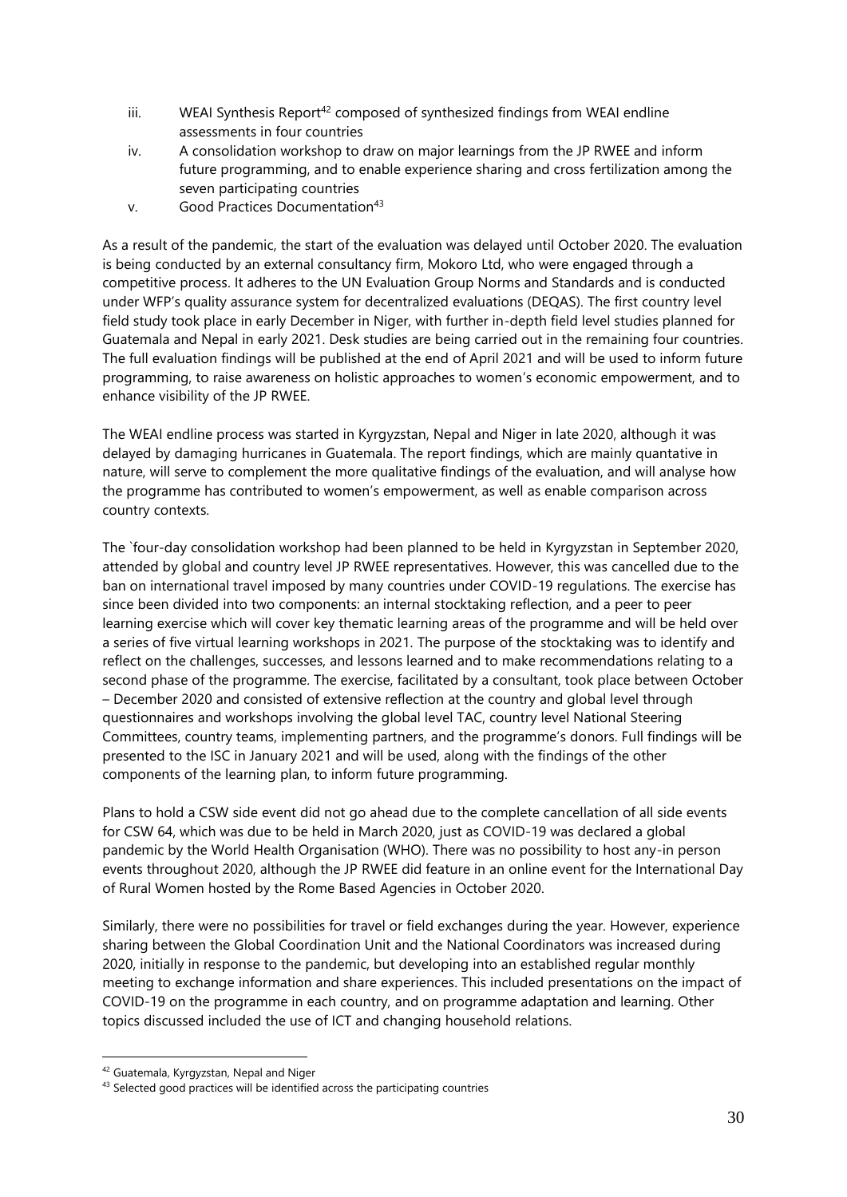iii. WEAI Synthesis Report[42] composed of synthesized findings from WEAI endline assessments in four countries

iv. A consolidation workshop to draw on major learnings from the JP RWEE and inform future programming, and to enable experience sharing and cross fertilization among the seven participating countries

v. Good Practices Documentation[43]

As a result of the pandemic, the start of the evaluation was delayed until October 2020. The evaluation is being conducted by an external consultancy firm, Mokoro Ltd, who were engaged through a competitive process. It adheres to the UN Evaluation Group Norms and Standards and is conducted under WFP's quality assurance system for decentralized evaluations (DEQAS). The first country level field study took place in early December in Niger, with further in-depth field level studies planned for Guatemala and Nepal in early 2021. Desk studies are being carried out in the remaining four countries. The full evaluation findings will be published at the end of April 2021 and will be used to inform future programming, to raise awareness on holistic approaches to women's economic empowerment, and to enhance visibility of the JP RWEE.

The WEAI endline process was started in Kyrgyzstan, Nepal and Niger in late 2020, although it was delayed by damaging hurricanes in Guatemala. The report findings, which are mainly quantative in nature, will serve to complement the more qualitative findings of the evaluation, and will analyse how the programme has contributed to women's empowerment, as well as enable comparison across country contexts.

The `four-day consolidation workshop had been planned to be held in Kyrgyzstan in September 2020, attended by global and country level JP RWEE representatives. However, this was cancelled due to the ban on international travel imposed by many countries under COVID-19 regulations. The exercise has since been divided into two components: an internal stocktaking reflection, and a peer to peer learning exercise which will cover key thematic learning areas of the programme and will be held over a series of five virtual learning workshops in 2021. The purpose of the stocktaking was to identify and reflect on the challenges, successes, and lessons learned and to make recommendations relating to a second phase of the programme. The exercise, facilitated by a consultant, took place between October – December 2020 and consisted of extensive reflection at the country and global level through questionnaires and workshops involving the global level TAC, country level National Steering Committees, country teams, implementing partners, and the programme's donors. Full findings will be presented to the ISC in January 2021 and will be used, along with the findings of the other components of the learning plan, to inform future programming.

Plans to hold a CSW side event did not go ahead due to the complete cancellation of all side events for CSW 64, which was due to be held in March 2020, just as COVID-19 was declared a global pandemic by the World Health Organisation (WHO). There was no possibility to host any-in person events throughout 2020, although the JP RWEE did feature in an online event for the International Day of Rural Women hosted by the Rome Based Agencies in October 2020.

Similarly, there were no possibilities for travel or field exchanges during the year. However, experience sharing between the Global Coordination Unit and the National Coordinators was increased during 2020, initially in response to the pandemic, but developing into an established regular monthly meeting to exchange information and share experiences. This included presentations on the impact of COVID-19 on the programme in each country, and on programme adaptation and learning. Other topics discussed included the use of ICT and changing household relations.

[42] Guatemala, Kyrgyzstan, Nepal and Niger

[43] Selected good practices will be identified across the participating countries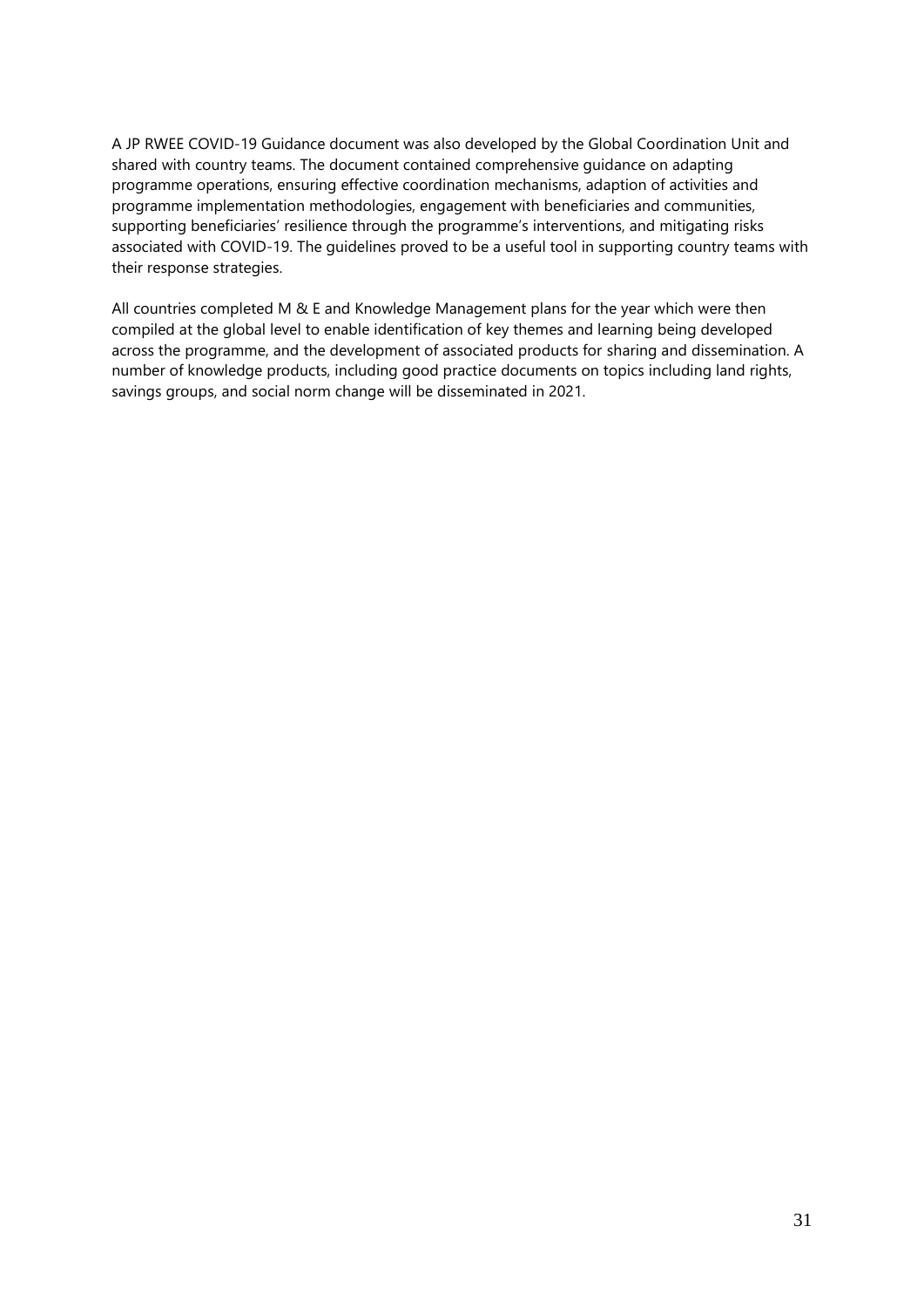A JP RWEE COVID-19 Guidance document was also developed by the Global Coordination Unit and shared with country teams. The document contained comprehensive guidance on adapting programme operations, ensuring effective coordination mechanisms, adaption of activities and programme implementation methodologies, engagement with beneficiaries and communities, supporting beneficiaries' resilience through the programme's interventions, and mitigating risks associated with COVID-19. The guidelines proved to be a useful tool in supporting country teams with their response strategies.

All countries completed M & E and Knowledge Management plans for the year which were then compiled at the global level to enable identification of key themes and learning being developed across the programme, and the development of associated products for sharing and dissemination. A number of knowledge products, including good practice documents on topics including land rights, savings groups, and social norm change will be disseminated in 2021.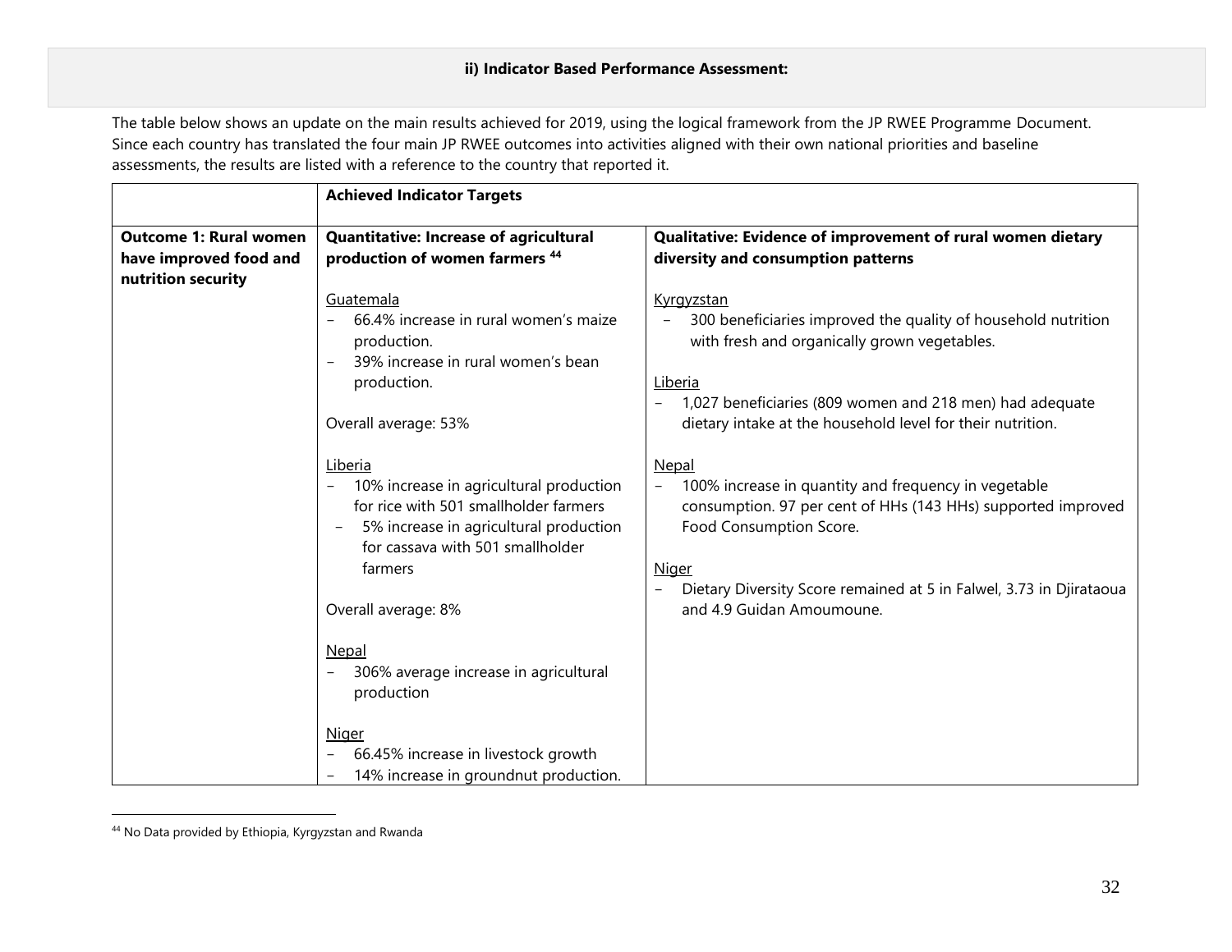**ii) Indicator Based Performance Assessment:**

The table below shows an update on the main results achieved for 2019, using the logical framework from the JP RWEE Programme Document. Since each country has translated the four main JP RWEE outcomes into activities aligned with their own national priorities and baseline assessments, the results are listed with a reference to the country that reported it.

| | **Achieved Indicator Targets** | |
|---|---|---|
| **Outcome 1: Rural women have improved food and nutrition security** | **Quantitative: Increase of agricultural production of women farmers [44]**<br><br><u>Guatemala</u><br>– 66.4% increase in rural women's maize production.<br>– 39% increase in rural women's bean production.<br><br>Overall average: 53%<br><br><u>Liberia</u><br>– 10% increase in agricultural production for rice with 501 smallholder farmers<br>– 5% increase in agricultural production for cassava with 501 smallholder farmers<br><br>Overall average: 8%<br><br><u>Nepal</u><br>– 306% average increase in agricultural production<br><br><u>Niger</u><br>– 66.45% increase in livestock growth<br>– 14% increase in groundnut production. | **Qualitative: Evidence of improvement of rural women dietary diversity and consumption patterns**<br><br><u>Kyrgyzstan</u><br>– 300 beneficiaries improved the quality of household nutrition with fresh and organically grown vegetables.<br><br><u>Liberia</u><br>– 1,027 beneficiaries (809 women and 218 men) had adequate dietary intake at the household level for their nutrition.<br><br><u>Nepal</u><br>– 100% increase in quantity and frequency in vegetable consumption. 97 per cent of HHs (143 HHs) supported improved Food Consumption Score.<br><br><u>Niger</u><br>– Dietary Diversity Score remained at 5 in Falwel, 3.73 in Djirataoua and 4.9 Guidan Amoumoune. |

[44] No Data provided by Ethiopia, Kyrgyzstan and Rwanda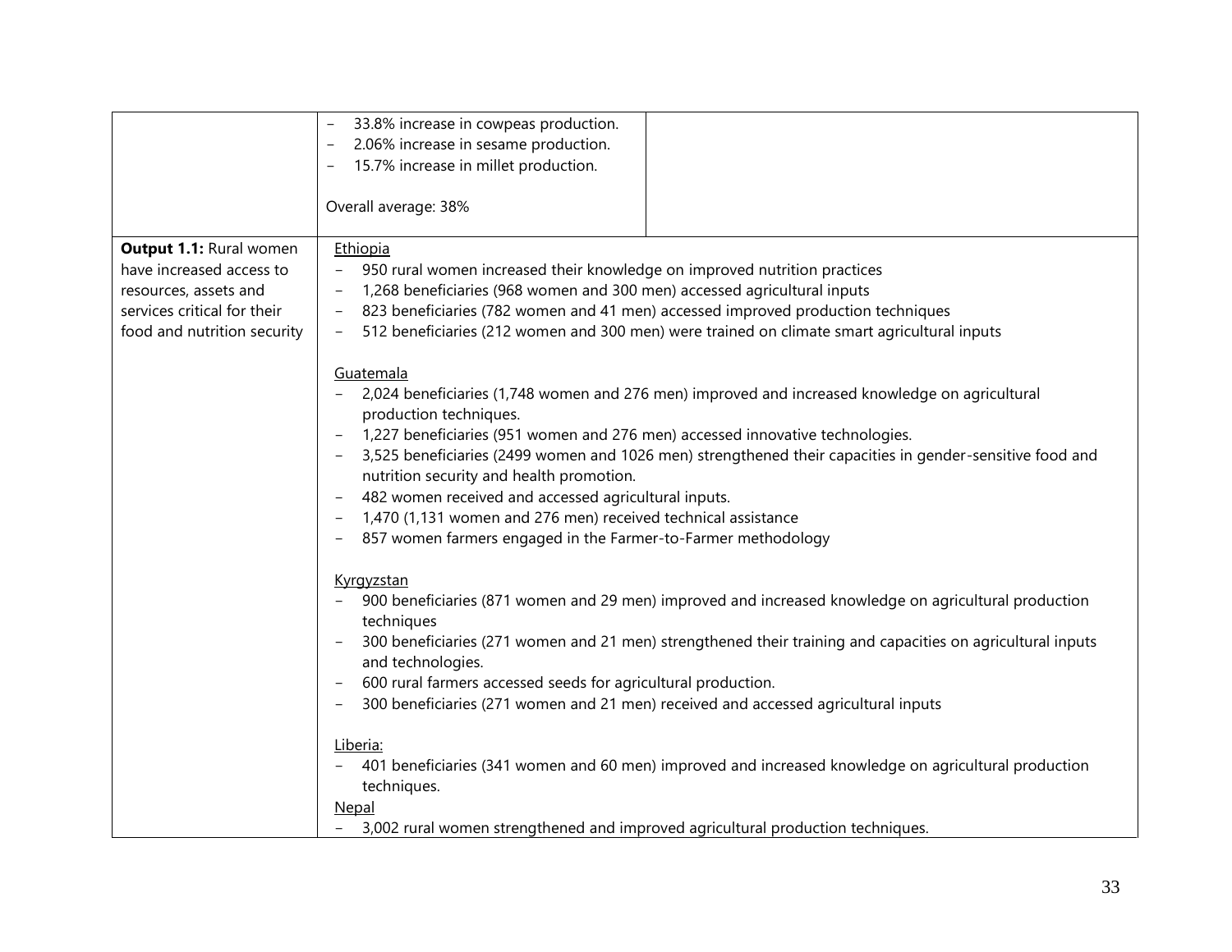| | | |
|---|---|---|
| | – 33.8% increase in cowpeas production.<br>– 2.06% increase in sesame production.<br>– 15.7% increase in millet production.<br><br>Overall average: 38% | |
| **Output 1.1:** Rural women have increased access to resources, assets and services critical for their food and nutrition security | Ethiopia<br>– 950 rural women increased their knowledge on improved nutrition practices<br>– 1,268 beneficiaries (968 women and 300 men) accessed agricultural inputs<br>– 823 beneficiaries (782 women and 41 men) accessed improved production techniques<br>– 512 beneficiaries (212 women and 300 men) were trained on climate smart agricultural inputs<br><br>Guatemala<br>– 2,024 beneficiaries (1,748 women and 276 men) improved and increased knowledge on agricultural production techniques.<br>– 1,227 beneficiaries (951 women and 276 men) accessed innovative technologies.<br>– 3,525 beneficiaries (2499 women and 1026 men) strengthened their capacities in gender-sensitive food and nutrition security and health promotion.<br>– 482 women received and accessed agricultural inputs.<br>– 1,470 (1,131 women and 276 men) received technical assistance<br>– 857 women farmers engaged in the Farmer-to-Farmer methodology<br><br>Kyrgyzstan<br>– 900 beneficiaries (871 women and 29 men) improved and increased knowledge on agricultural production techniques<br>– 300 beneficiaries (271 women and 21 men) strengthened their training and capacities on agricultural inputs and technologies.<br>– 600 rural farmers accessed seeds for agricultural production.<br>– 300 beneficiaries (271 women and 21 men) received and accessed agricultural inputs<br><br>Liberia:<br>– 401 beneficiaries (341 women and 60 men) improved and increased knowledge on agricultural production techniques.<br>Nepal<br>– 3,002 rural women strengthened and improved agricultural production techniques. | |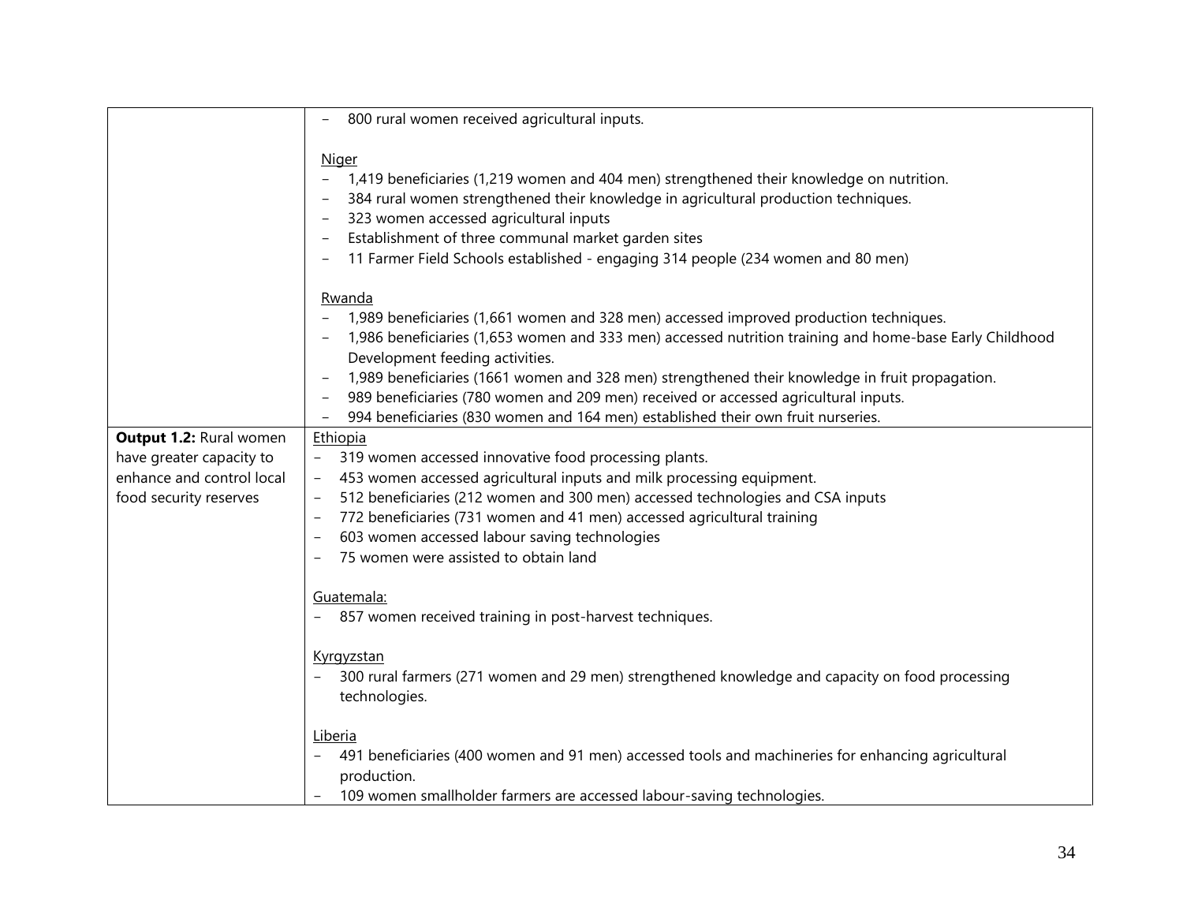| | |
|---|---|
| | – 800 rural women received agricultural inputs.<br><br>Niger<br>– 1,419 beneficiaries (1,219 women and 404 men) strengthened their knowledge on nutrition.<br>– 384 rural women strengthened their knowledge in agricultural production techniques.<br>– 323 women accessed agricultural inputs<br>– Establishment of three communal market garden sites<br>– 11 Farmer Field Schools established - engaging 314 people (234 women and 80 men)<br><br>Rwanda<br>– 1,989 beneficiaries (1,661 women and 328 men) accessed improved production techniques.<br>– 1,986 beneficiaries (1,653 women and 333 men) accessed nutrition training and home-base Early Childhood Development feeding activities.<br>– 1,989 beneficiaries (1661 women and 328 men) strengthened their knowledge in fruit propagation.<br>– 989 beneficiaries (780 women and 209 men) received or accessed agricultural inputs.<br>– 994 beneficiaries (830 women and 164 men) established their own fruit nurseries. |
| **Output 1.2:** Rural women have greater capacity to enhance and control local food security reserves | Ethiopia<br>– 319 women accessed innovative food processing plants.<br>– 453 women accessed agricultural inputs and milk processing equipment.<br>– 512 beneficiaries (212 women and 300 men) accessed technologies and CSA inputs<br>– 772 beneficiaries (731 women and 41 men) accessed agricultural training<br>– 603 women accessed labour saving technologies<br>– 75 women were assisted to obtain land<br><br>Guatemala:<br>– 857 women received training in post-harvest techniques.<br><br>Kyrgyzstan<br>– 300 rural farmers (271 women and 29 men) strengthened knowledge and capacity on food processing technologies.<br><br>Liberia<br>– 491 beneficiaries (400 women and 91 men) accessed tools and machineries for enhancing agricultural production.<br>– 109 women smallholder farmers are accessed labour-saving technologies. |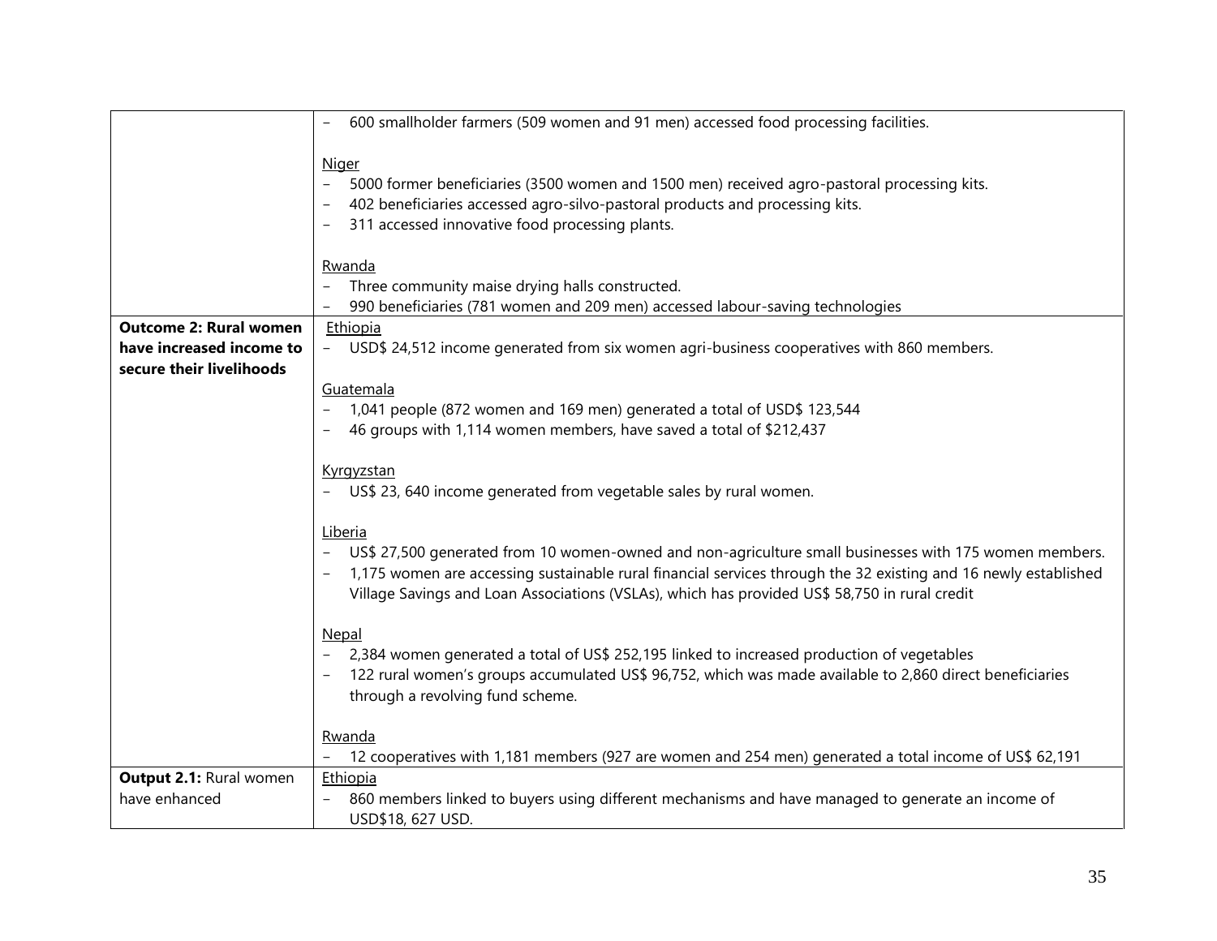| | |
|---|---|
| | – 600 smallholder farmers (509 women and 91 men) accessed food processing facilities.<br><br><u>Niger</u><br>– 5000 former beneficiaries (3500 women and 1500 men) received agro-pastoral processing kits.<br>– 402 beneficiaries accessed agro-silvo-pastoral products and processing kits.<br>– 311 accessed innovative food processing plants.<br><br><u>Rwanda</u><br>– Three community maise drying halls constructed.<br>– 990 beneficiaries (781 women and 209 men) accessed labour-saving technologies |
| **Outcome 2: Rural women have increased income to secure their livelihoods** | <u>Ethiopia</u><br>– USD$ 24,512 income generated from six women agri-business cooperatives with 860 members.<br><br><u>Guatemala</u><br>– 1,041 people (872 women and 169 men) generated a total of USD$ 123,544<br>– 46 groups with 1,114 women members, have saved a total of $212,437<br><br><u>Kyrgyzstan</u><br>– US$ 23, 640 income generated from vegetable sales by rural women.<br><br><u>Liberia</u><br>– US$ 27,500 generated from 10 women-owned and non-agriculture small businesses with 175 women members.<br>– 1,175 women are accessing sustainable rural financial services through the 32 existing and 16 newly established Village Savings and Loan Associations (VSLAs), which has provided US$ 58,750 in rural credit<br><br><u>Nepal</u><br>– 2,384 women generated a total of US$ 252,195 linked to increased production of vegetables<br>– 122 rural women's groups accumulated US$ 96,752, which was made available to 2,860 direct beneficiaries through a revolving fund scheme.<br><br><u>Rwanda</u><br>– 12 cooperatives with 1,181 members (927 are women and 254 men) generated a total income of US$ 62,191 |
| **Output 2.1:** Rural women have enhanced | <u>Ethiopia</u><br>– 860 members linked to buyers using different mechanisms and have managed to generate an income of USD$18, 627 USD. |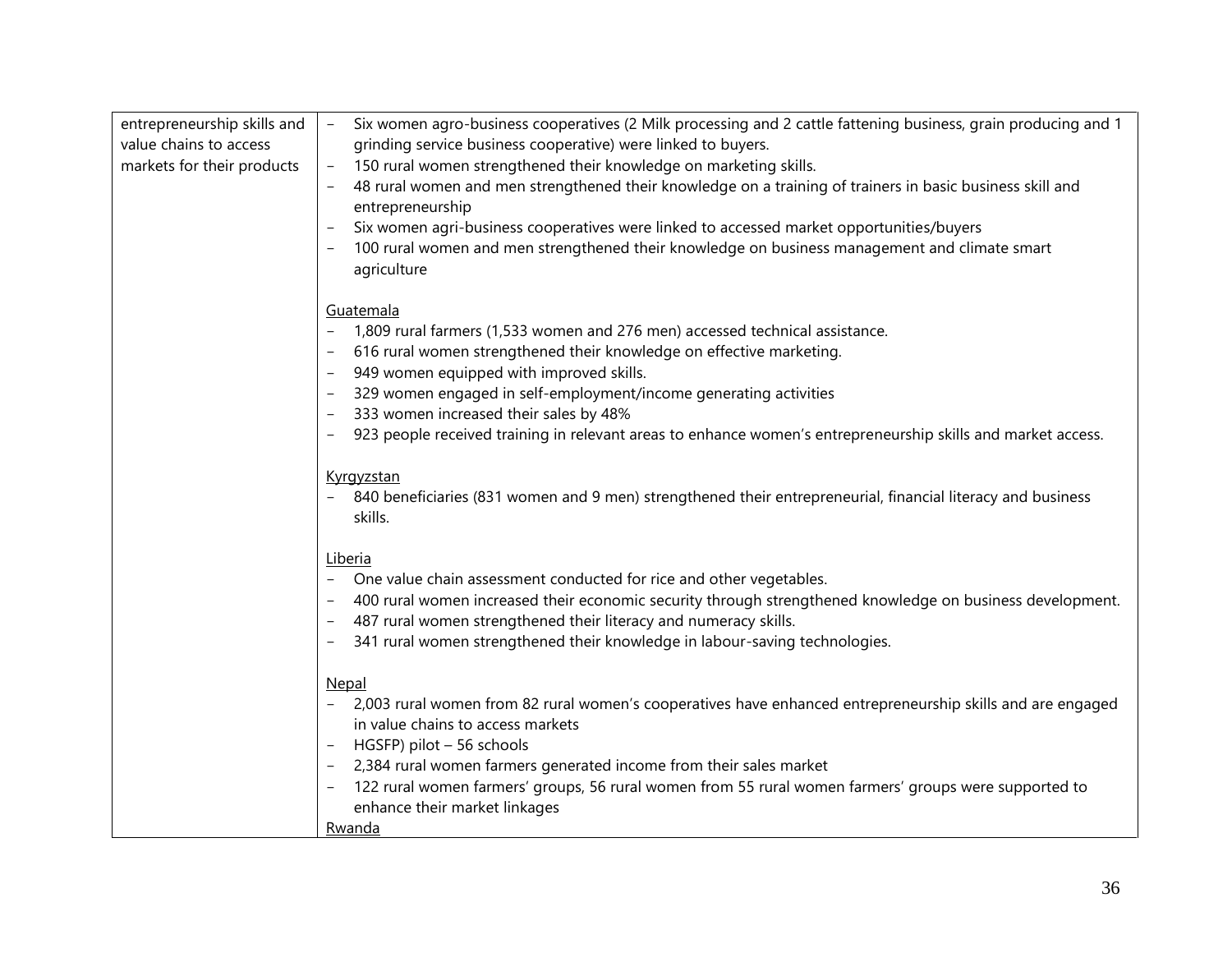| | |
|---|---|
| entrepreneurship skills and value chains to access markets for their products | - Six women agro-business cooperatives (2 Milk processing and 2 cattle fattening business, grain producing and 1 grinding service business cooperative) were linked to buyers.<br>- 150 rural women strengthened their knowledge on marketing skills.<br>- 48 rural women and men strengthened their knowledge on a training of trainers in basic business skill and entrepreneurship<br>- Six women agri-business cooperatives were linked to accessed market opportunities/buyers<br>- 100 rural women and men strengthened their knowledge on business management and climate smart agriculture<br><br><u>Guatemala</u><br>- 1,809 rural farmers (1,533 women and 276 men) accessed technical assistance.<br>- 616 rural women strengthened their knowledge on effective marketing.<br>- 949 women equipped with improved skills.<br>- 329 women engaged in self-employment/income generating activities<br>- 333 women increased their sales by 48%<br>- 923 people received training in relevant areas to enhance women's entrepreneurship skills and market access.<br><br><u>Kyrgyzstan</u><br>- 840 beneficiaries (831 women and 9 men) strengthened their entrepreneurial, financial literacy and business skills.<br><br><u>Liberia</u><br>- One value chain assessment conducted for rice and other vegetables.<br>- 400 rural women increased their economic security through strengthened knowledge on business development.<br>- 487 rural women strengthened their literacy and numeracy skills.<br>- 341 rural women strengthened their knowledge in labour-saving technologies.<br><br><u>Nepal</u><br>- 2,003 rural women from 82 rural women's cooperatives have enhanced entrepreneurship skills and are engaged in value chains to access markets<br>- HGSFP) pilot – 56 schools<br>- 2,384 rural women farmers generated income from their sales market<br>- 122 rural women farmers' groups, 56 rural women from 55 rural women farmers' groups were supported to enhance their market linkages<br><u>Rwanda</u> |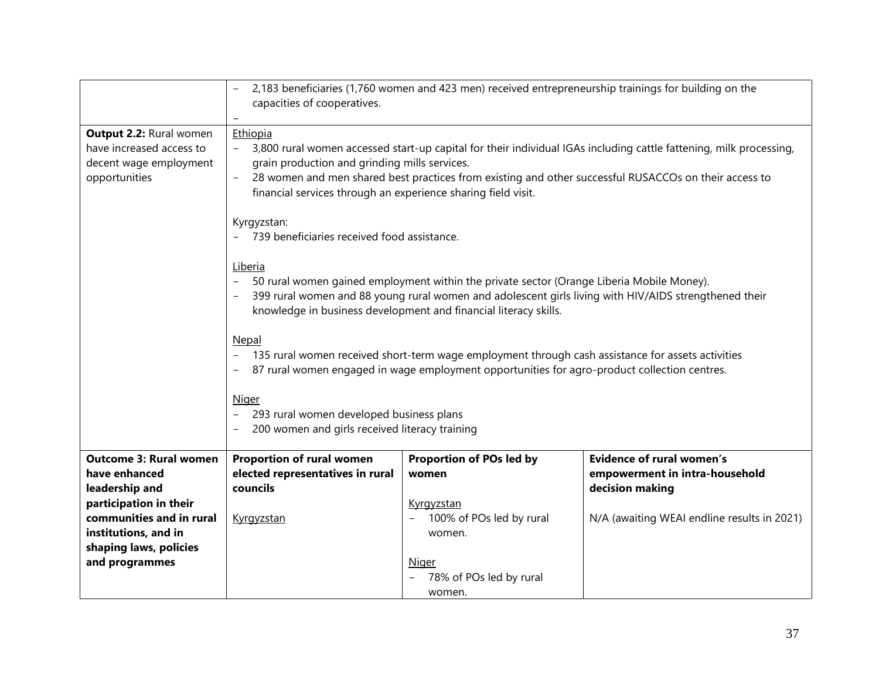| | | | |
|---|---|---|---|
| | – 2,183 beneficiaries (1,760 women and 423 men) received entrepreneurship trainings for building on the capacities of cooperatives.<br>– | | |
| **Output 2.2:** Rural women have increased access to decent wage employment opportunities | Ethiopia<br>– 3,800 rural women accessed start-up capital for their individual IGAs including cattle fattening, milk processing, grain production and grinding mills services.<br>– 28 women and men shared best practices from existing and other successful RUSACCOs on their access to financial services through an experience sharing field visit.<br><br>Kyrgyzstan:<br>– 739 beneficiaries received food assistance.<br><br>Liberia<br>– 50 rural women gained employment within the private sector (Orange Liberia Mobile Money).<br>– 399 rural women and 88 young rural women and adolescent girls living with HIV/AIDS strengthened their knowledge in business development and financial literacy skills.<br><br>Nepal<br>– 135 rural women received short-term wage employment through cash assistance for assets activities<br>– 87 rural women engaged in wage employment opportunities for agro-product collection centres.<br><br>Niger<br>– 293 rural women developed business plans<br>– 200 women and girls received literacy training | | |
| **Outcome 3: Rural women have enhanced leadership and participation in their communities and in rural institutions, and in shaping laws, policies and programmes** | **Proportion of rural women elected representatives in rural councils**<br><br>Kyrgyzstan | **Proportion of POs led by women**<br><br>Kyrgyzstan<br>– 100% of POs led by rural women.<br><br>Niger<br>– 78% of POs led by rural women. | **Evidence of rural women's empowerment in intra-household decision making**<br><br>N/A (awaiting WEAI endline results in 2021) |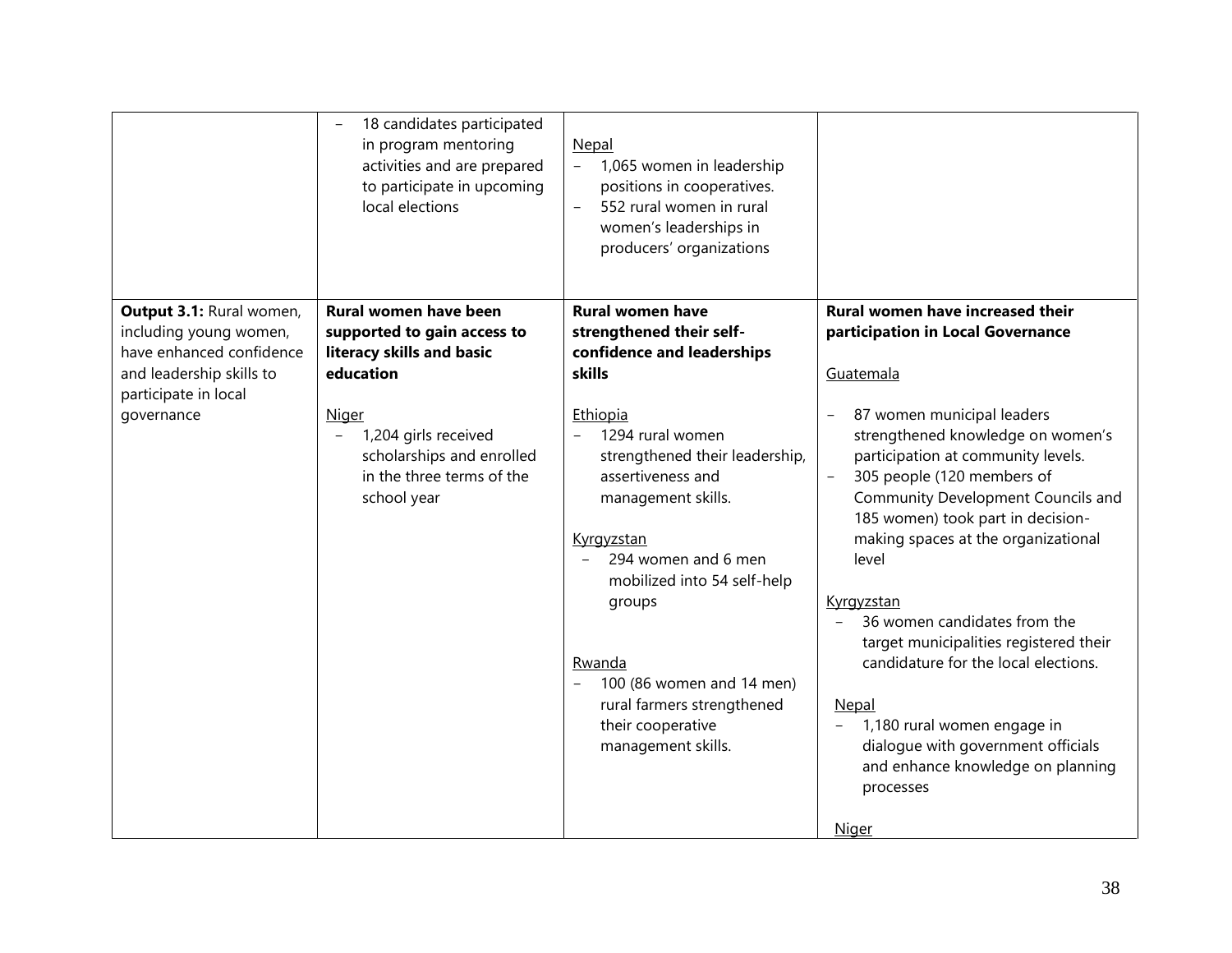| | | | |
|---|---|---|---|
| | – 18 candidates participated in program mentoring activities and are prepared to participate in upcoming local elections | Nepal<br>– 1,065 women in leadership positions in cooperatives.<br>– 552 rural women in rural women's leaderships in producers' organizations | |
| **Output 3.1:** Rural women, including young women, have enhanced confidence and leadership skills to participate in local governance | **Rural women have been supported to gain access to literacy skills and basic education**<br><br>Niger<br>– 1,204 girls received scholarships and enrolled in the three terms of the school year | **Rural women have strengthened their self-confidence and leaderships skills**<br><br>Ethiopia<br>– 1294 rural women strengthened their leadership, assertiveness and management skills.<br><br>Kyrgyzstan<br>– 294 women and 6 men mobilized into 54 self-help groups<br><br>Rwanda<br>– 100 (86 women and 14 men) rural farmers strengthened their cooperative management skills. | **Rural women have increased their participation in Local Governance**<br><br>Guatemala<br>– 87 women municipal leaders strengthened knowledge on women's participation at community levels.<br>– 305 people (120 members of Community Development Councils and 185 women) took part in decision-making spaces at the organizational level<br><br>Kyrgyzstan<br>– 36 women candidates from the target municipalities registered their candidature for the local elections.<br><br>Nepal<br>– 1,180 rural women engage in dialogue with government officials and enhance knowledge on planning processes<br><br>Niger |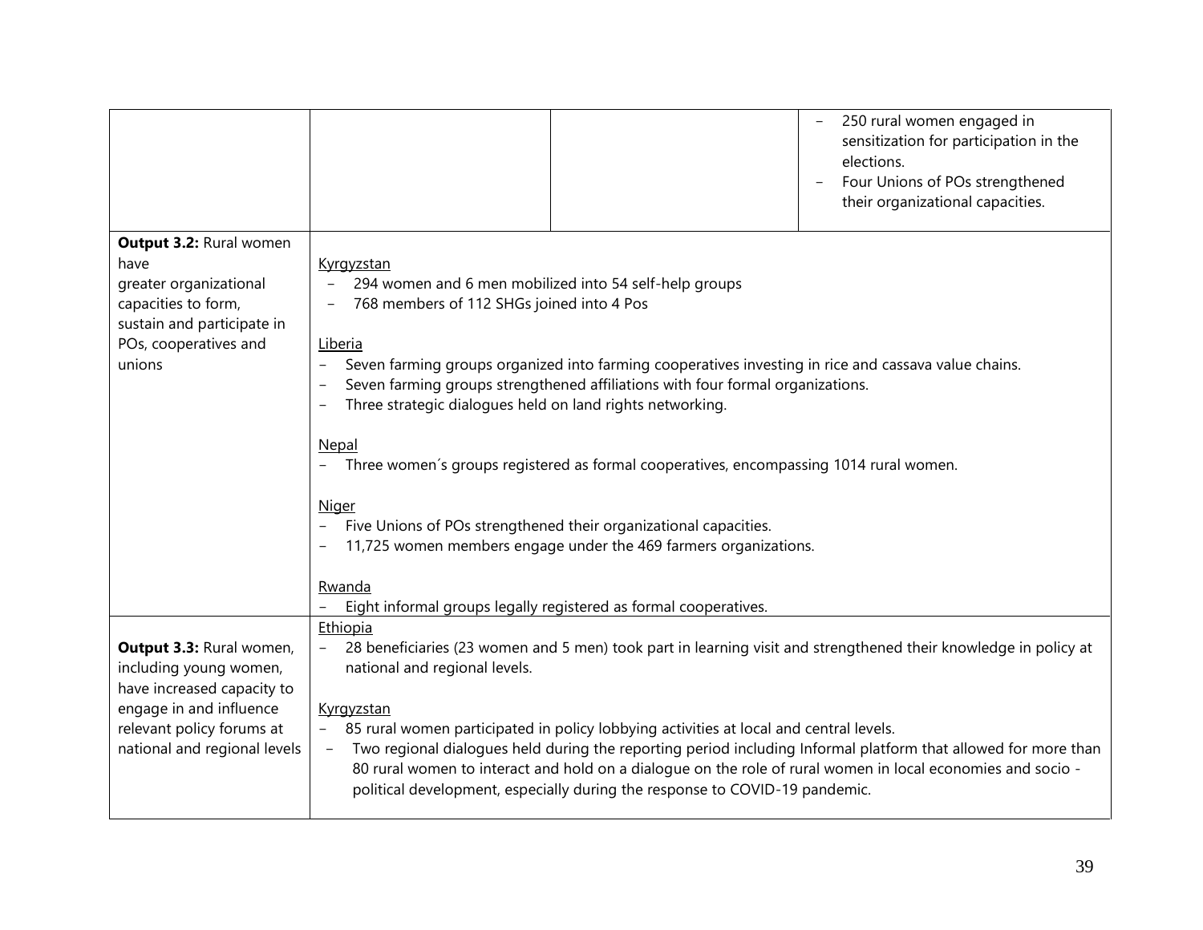| | | | |
|---|---|---|---|
| | | | – 250 rural women engaged in sensitization for participation in the elections.<br>– Four Unions of POs strengthened their organizational capacities. |
| **Output 3.2:** Rural women have greater organizational capacities to form, sustain and participate in POs, cooperatives and unions | Kyrgyzstan<br>– 294 women and 6 men mobilized into 54 self-help groups<br>– 768 members of 112 SHGs joined into 4 Pos<br><br>Liberia<br>– Seven farming groups organized into farming cooperatives investing in rice and cassava value chains.<br>– Seven farming groups strengthened affiliations with four formal organizations.<br>– Three strategic dialogues held on land rights networking.<br><br>Nepal<br>– Three women´s groups registered as formal cooperatives, encompassing 1014 rural women.<br><br>Niger<br>– Five Unions of POs strengthened their organizational capacities.<br>– 11,725 women members engage under the 469 farmers organizations.<br><br>Rwanda<br>– Eight informal groups legally registered as formal cooperatives. | | |
| **Output 3.3:** Rural women, including young women, have increased capacity to engage in and influence relevant policy forums at national and regional levels | Ethiopia<br>– 28 beneficiaries (23 women and 5 men) took part in learning visit and strengthened their knowledge in policy at national and regional levels.<br><br>Kyrgyzstan<br>– 85 rural women participated in policy lobbying activities at local and central levels.<br>– Two regional dialogues held during the reporting period including Informal platform that allowed for more than 80 rural women to interact and hold on a dialogue on the role of rural women in local economies and socio - political development, especially during the response to COVID-19 pandemic. | | |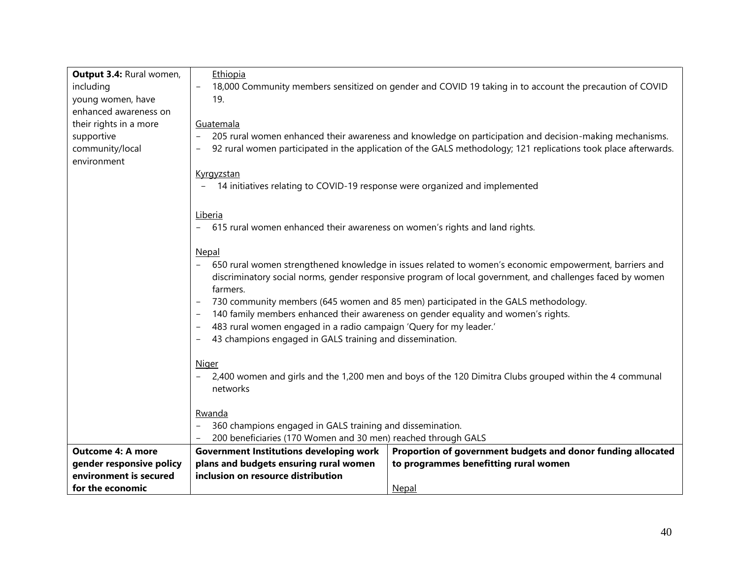| | | |
|---|---|---|
| **Output 3.4:** Rural women, including young women, have enhanced awareness on their rights in a more supportive community/local environment | Ethiopia<br>- 18,000 Community members sensitized on gender and COVID 19 taking in to account the precaution of COVID 19.<br><br>Guatemala<br>- 205 rural women enhanced their awareness and knowledge on participation and decision-making mechanisms.<br>- 92 rural women participated in the application of the GALS methodology; 121 replications took place afterwards.<br><br>Kyrgyzstan<br>- 14 initiatives relating to COVID-19 response were organized and implemented<br><br>Liberia<br>- 615 rural women enhanced their awareness on women's rights and land rights.<br><br>Nepal<br>- 650 rural women strengthened knowledge in issues related to women's economic empowerment, barriers and discriminatory social norms, gender responsive program of local government, and challenges faced by women farmers.<br>- 730 community members (645 women and 85 men) participated in the GALS methodology.<br>- 140 family members enhanced their awareness on gender equality and women's rights.<br>- 483 rural women engaged in a radio campaign 'Query for my leader.'<br>- 43 champions engaged in GALS training and dissemination.<br><br>Niger<br>- 2,400 women and girls and the 1,200 men and boys of the 120 Dimitra Clubs grouped within the 4 communal networks<br><br>Rwanda<br>- 360 champions engaged in GALS training and dissemination.<br>- 200 beneficiaries (170 Women and 30 men) reached through GALS | |
| **Outcome 4: A more gender responsive policy environment is secured for the economic** | **Government Institutions developing work plans and budgets ensuring rural women inclusion on resource distribution** | **Proportion of government budgets and donor funding allocated to programmes benefitting rural women**<br><br>Nepal |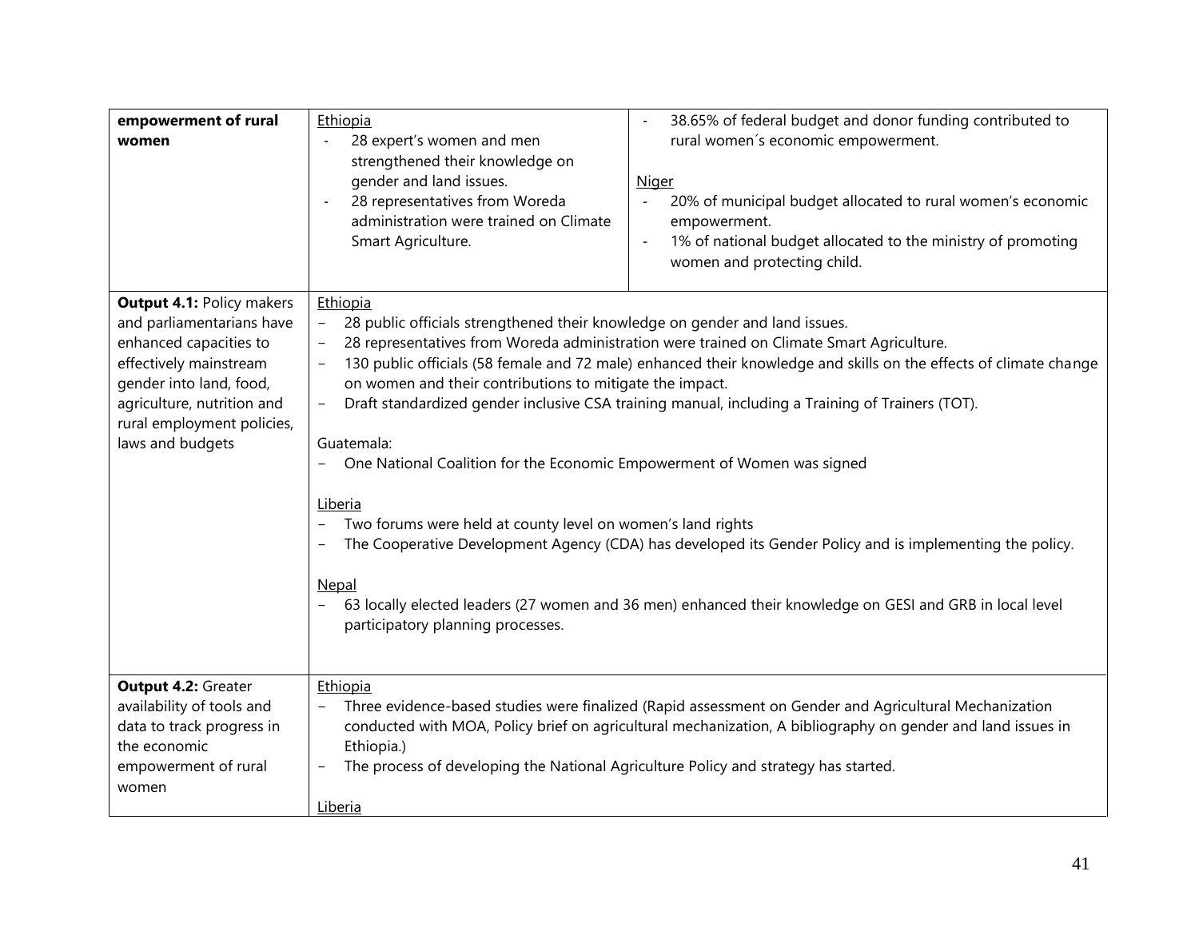| | | |
|---|---|---|
| **empowerment of rural women** | <u>Ethiopia</u><br>- 28 expert's women and men strengthened their knowledge on gender and land issues.<br>- 28 representatives from Woreda administration were trained on Climate Smart Agriculture. | - 38.65% of federal budget and donor funding contributed to rural women´s economic empowerment.<br><br><u>Niger</u><br>- 20% of municipal budget allocated to rural women's economic empowerment.<br>- 1% of national budget allocated to the ministry of promoting women and protecting child. |
| **Output 4.1:** Policy makers and parliamentarians have enhanced capacities to effectively mainstream gender into land, food, agriculture, nutrition and rural employment policies, laws and budgets | <u>Ethiopia</u><br>- 28 public officials strengthened their knowledge on gender and land issues.<br>- 28 representatives from Woreda administration were trained on Climate Smart Agriculture.<br>- 130 public officials (58 female and 72 male) enhanced their knowledge and skills on the effects of climate change on women and their contributions to mitigate the impact.<br>- Draft standardized gender inclusive CSA training manual, including a Training of Trainers (TOT).<br><br>Guatemala:<br>- One National Coalition for the Economic Empowerment of Women was signed<br><br><u>Liberia</u><br>- Two forums were held at county level on women's land rights<br>- The Cooperative Development Agency (CDA) has developed its Gender Policy and is implementing the policy.<br><br><u>Nepal</u><br>- 63 locally elected leaders (27 women and 36 men) enhanced their knowledge on GESI and GRB in local level participatory planning processes. | |
| **Output 4.2:** Greater availability of tools and data to track progress in the economic empowerment of rural women | <u>Ethiopia</u><br>- Three evidence-based studies were finalized (Rapid assessment on Gender and Agricultural Mechanization conducted with MOA, Policy brief on agricultural mechanization, A bibliography on gender and land issues in Ethiopia.)<br>- The process of developing the National Agriculture Policy and strategy has started.<br><br><u>Liberia</u> | |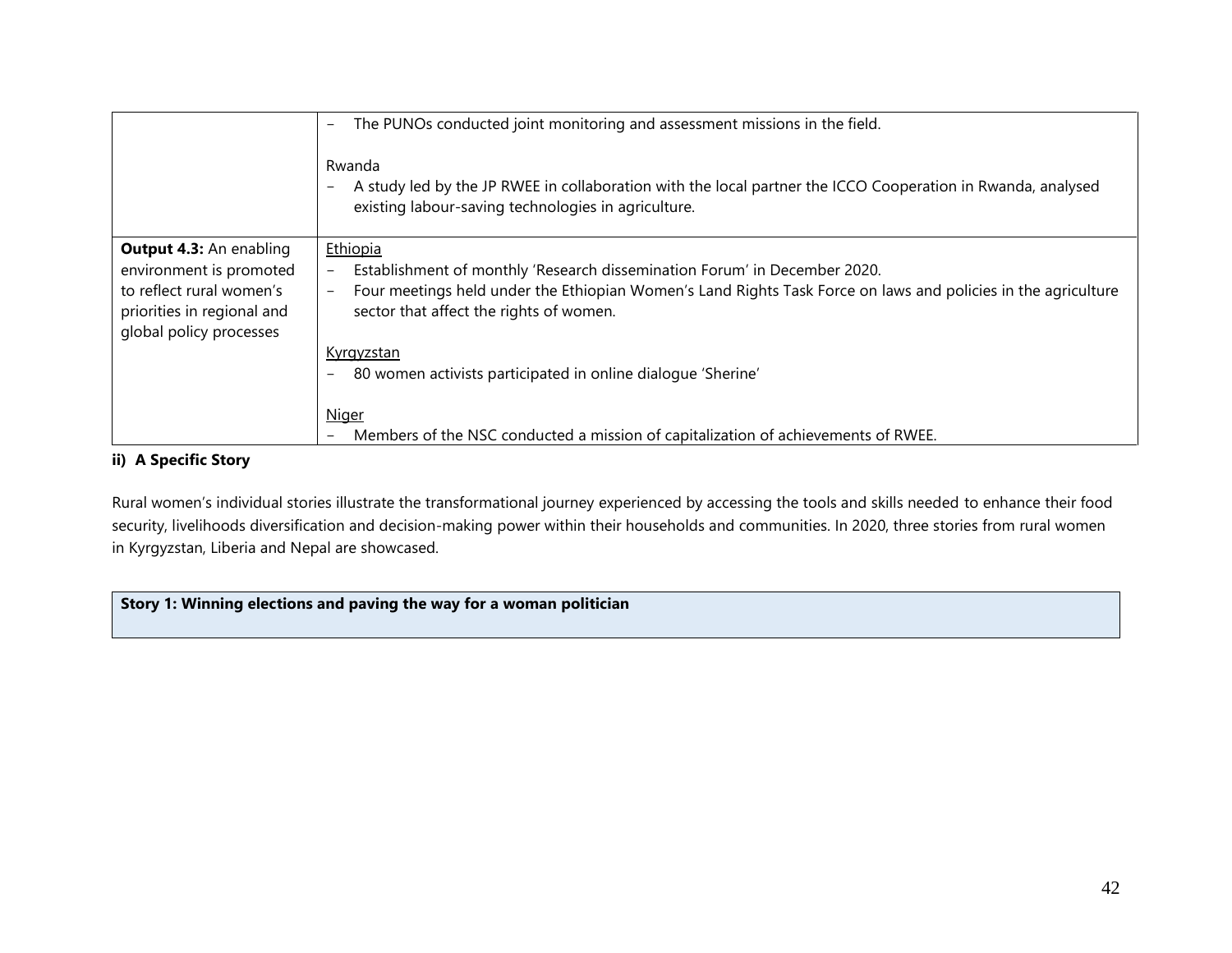| | |
|---|---|
| | - The PUNOs conducted joint monitoring and assessment missions in the field.<br><br>Rwanda<br>- A study led by the JP RWEE in collaboration with the local partner the ICCO Cooperation in Rwanda, analysed existing labour-saving technologies in agriculture. |
| **Output 4.3:** An enabling environment is promoted to reflect rural women's priorities in regional and global policy processes | Ethiopia<br>- Establishment of monthly 'Research dissemination Forum' in December 2020.<br>- Four meetings held under the Ethiopian Women's Land Rights Task Force on laws and policies in the agriculture sector that affect the rights of women.<br><br>Kyrgyzstan<br>- 80 women activists participated in online dialogue 'Sherine'<br><br>Niger<br>- Members of the NSC conducted a mission of capitalization of achievements of RWEE. |

**ii) A Specific Story**

Rural women's individual stories illustrate the transformational journey experienced by accessing the tools and skills needed to enhance their food security, livelihoods diversification and decision-making power within their households and communities. In 2020, three stories from rural women in Kyrgyzstan, Liberia and Nepal are showcased.

**Story 1: Winning elections and paving the way for a woman politician**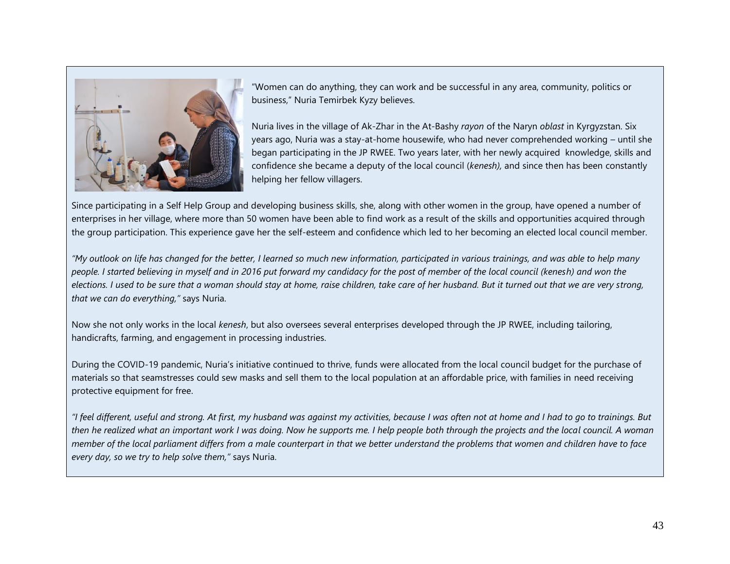"Women can do anything, they can work and be successful in any area, community, politics or business," Nuria Temirbek Kyzy believes.

Nuria lives in the village of Ak-Zhar in the At-Bashy *rayon* of the Naryn *oblast* in Kyrgyzstan. Six years ago, Nuria was a stay-at-home housewife, who had never comprehended working – until she began participating in the JP RWEE. Two years later, with her newly acquired knowledge, skills and confidence she became a deputy of the local council (*kenesh),* and since then has been constantly helping her fellow villagers.

Since participating in a Self Help Group and developing business skills, she, along with other women in the group, have opened a number of enterprises in her village, where more than 50 women have been able to find work as a result of the skills and opportunities acquired through the group participation. This experience gave her the self-esteem and confidence which led to her becoming an elected local council member.

*"My outlook on life has changed for the better, I learned so much new information, participated in various trainings, and was able to help many people. I started believing in myself and in 2016 put forward my candidacy for the post of member of the local council (kenesh) and won the elections. I used to be sure that a woman should stay at home, raise children, take care of her husband. But it turned out that we are very strong, that we can do everything,"* says Nuria.

Now she not only works in the local *kenesh*, but also oversees several enterprises developed through the JP RWEE, including tailoring, handicrafts, farming, and engagement in processing industries.

During the COVID-19 pandemic, Nuria's initiative continued to thrive, funds were allocated from the local council budget for the purchase of materials so that seamstresses could sew masks and sell them to the local population at an affordable price, with families in need receiving protective equipment for free.

*"I feel different, useful and strong. At first, my husband was against my activities, because I was often not at home and I had to go to trainings. But then he realized what an important work I was doing. Now he supports me. I help people both through the projects and the local council. A woman member of the local parliament differs from a male counterpart in that we better understand the problems that women and children have to face every day, so we try to help solve them,"* says Nuria.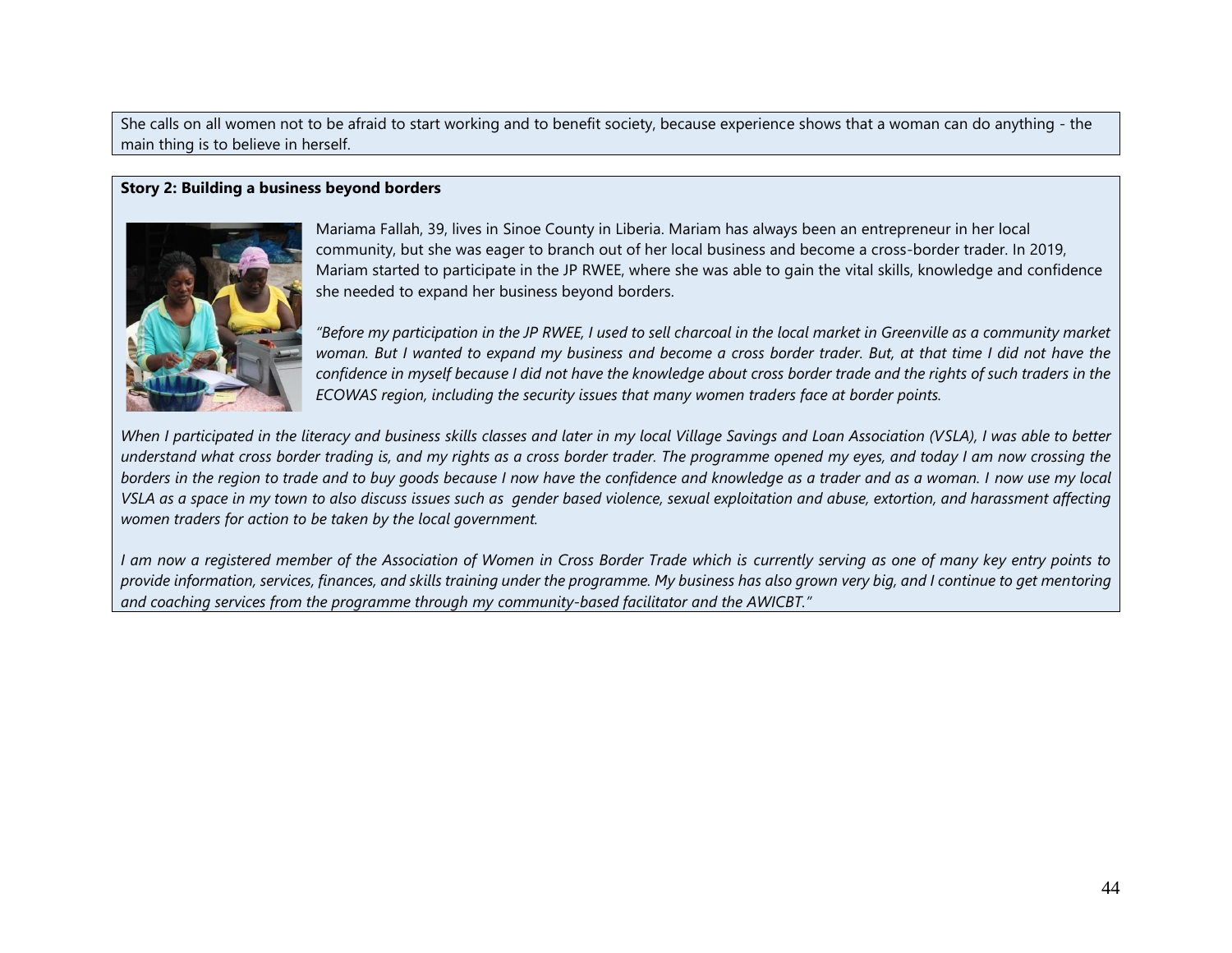She calls on all women not to be afraid to start working and to benefit society, because experience shows that a woman can do anything - the main thing is to believe in herself.

**Story 2: Building a business beyond borders**

Mariama Fallah, 39, lives in Sinoe County in Liberia. Mariam has always been an entrepreneur in her local community, but she was eager to branch out of her local business and become a cross-border trader. In 2019, Mariam started to participate in the JP RWEE, where she was able to gain the vital skills, knowledge and confidence she needed to expand her business beyond borders.

*"Before my participation in the JP RWEE, I used to sell charcoal in the local market in Greenville as a community market woman. But I wanted to expand my business and become a cross border trader. But, at that time I did not have the confidence in myself because I did not have the knowledge about cross border trade and the rights of such traders in the ECOWAS region, including the security issues that many women traders face at border points.*

*When I participated in the literacy and business skills classes and later in my local Village Savings and Loan Association (VSLA), I was able to better understand what cross border trading is, and my rights as a cross border trader. The programme opened my eyes, and today I am now crossing the borders in the region to trade and to buy goods because I now have the confidence and knowledge as a trader and as a woman. I now use my local VSLA as a space in my town to also discuss issues such as gender based violence, sexual exploitation and abuse, extortion, and harassment affecting women traders for action to be taken by the local government.*

*I am now a registered member of the Association of Women in Cross Border Trade which is currently serving as one of many key entry points to provide information, services, finances, and skills training under the programme. My business has also grown very big, and I continue to get mentoring and coaching services from the programme through my community-based facilitator and the AWICBT."*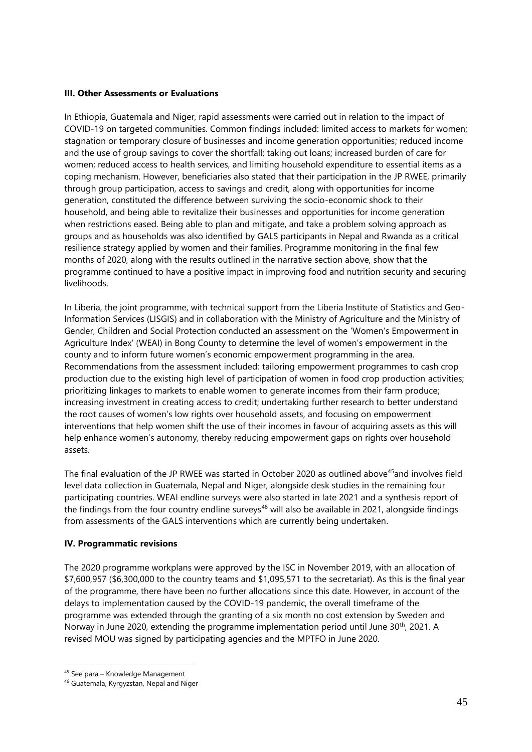### III. Other Assessments or Evaluations

In Ethiopia, Guatemala and Niger, rapid assessments were carried out in relation to the impact of COVID-19 on targeted communities. Common findings included: limited access to markets for women; stagnation or temporary closure of businesses and income generation opportunities; reduced income and the use of group savings to cover the shortfall; taking out loans; increased burden of care for women; reduced access to health services, and limiting household expenditure to essential items as a coping mechanism. However, beneficiaries also stated that their participation in the JP RWEE, primarily through group participation, access to savings and credit, along with opportunities for income generation, constituted the difference between surviving the socio-economic shock to their household, and being able to revitalize their businesses and opportunities for income generation when restrictions eased. Being able to plan and mitigate, and take a problem solving approach as groups and as households was also identified by GALS participants in Nepal and Rwanda as a critical resilience strategy applied by women and their families. Programme monitoring in the final few months of 2020, along with the results outlined in the narrative section above, show that the programme continued to have a positive impact in improving food and nutrition security and securing livelihoods.

In Liberia, the joint programme, with technical support from the Liberia Institute of Statistics and Geo-Information Services (LISGIS) and in collaboration with the Ministry of Agriculture and the Ministry of Gender, Children and Social Protection conducted an assessment on the 'Women's Empowerment in Agriculture Index' (WEAI) in Bong County to determine the level of women's empowerment in the county and to inform future women's economic empowerment programming in the area. Recommendations from the assessment included: tailoring empowerment programmes to cash crop production due to the existing high level of participation of women in food crop production activities; prioritizing linkages to markets to enable women to generate incomes from their farm produce; increasing investment in creating access to credit; undertaking further research to better understand the root causes of women's low rights over household assets, and focusing on empowerment interventions that help women shift the use of their incomes in favour of acquiring assets as this will help enhance women's autonomy, thereby reducing empowerment gaps on rights over household assets.

The final evaluation of the JP RWEE was started in October 2020 as outlined above[45]and involves field level data collection in Guatemala, Nepal and Niger, alongside desk studies in the remaining four participating countries. WEAI endline surveys were also started in late 2021 and a synthesis report of the findings from the four country endline surveys[46] will also be available in 2021, alongside findings from assessments of the GALS interventions which are currently being undertaken.

### IV. Programmatic revisions

The 2020 programme workplans were approved by the ISC in November 2019, with an allocation of $7,600,957 ($6,300,000 to the country teams and $1,095,571 to the secretariat). As this is the final year of the programme, there have been no further allocations since this date. However, in account of the delays to implementation caused by the COVID-19 pandemic, the overall timeframe of the programme was extended through the granting of a six month no cost extension by Sweden and Norway in June 2020, extending the programme implementation period until June 30th, 2021. A revised MOU was signed by participating agencies and the MPTFO in June 2020.

---

[45] See para – Knowledge Management

[46] Guatemala, Kyrgyzstan, Nepal and Niger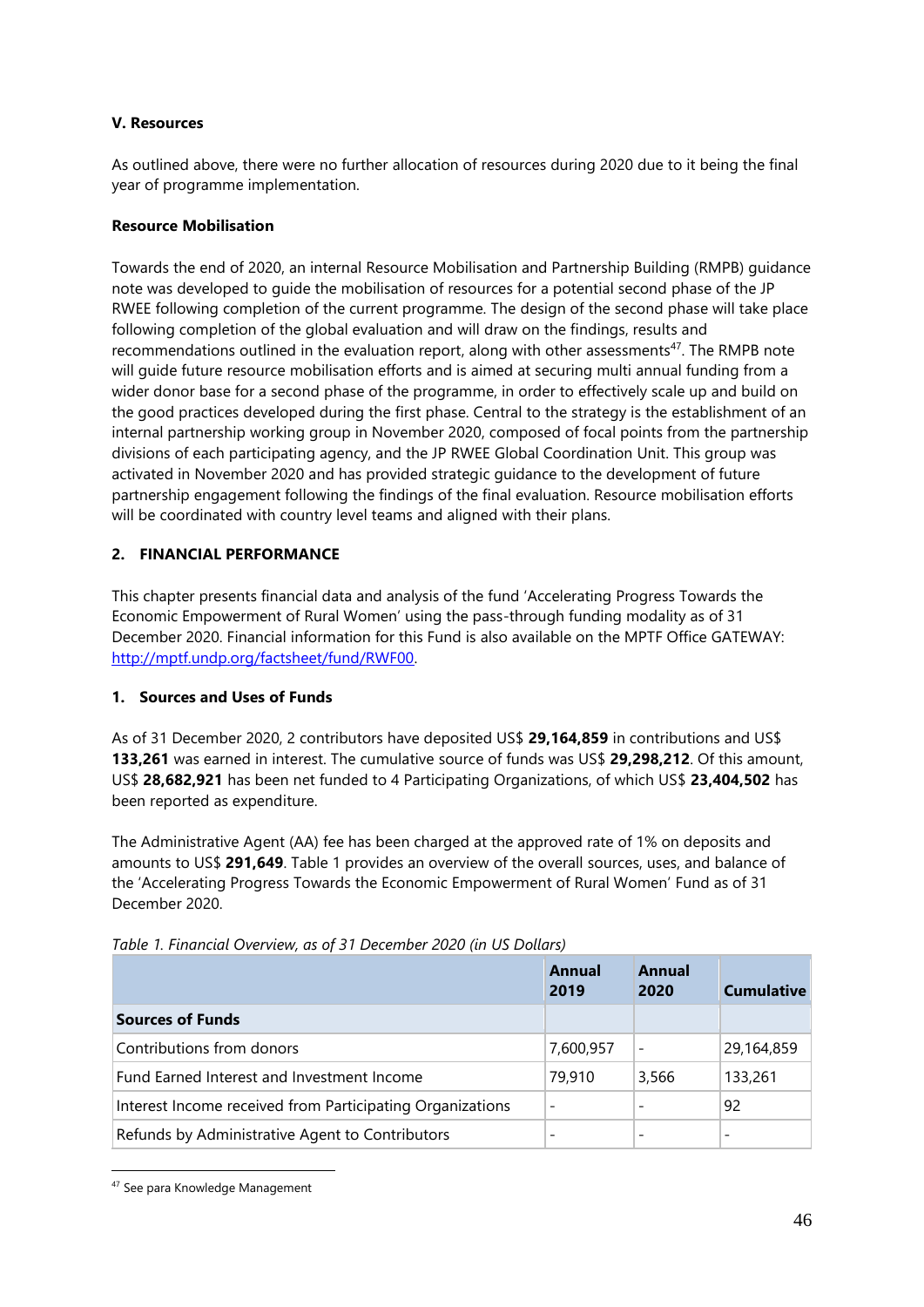### V. Resources

As outlined above, there were no further allocation of resources during 2020 due to it being the final year of programme implementation.

#### Resource Mobilisation

Towards the end of 2020, an internal Resource Mobilisation and Partnership Building (RMPB) guidance note was developed to guide the mobilisation of resources for a potential second phase of the JP RWEE following completion of the current programme. The design of the second phase will take place following completion of the global evaluation and will draw on the findings, results and recommendations outlined in the evaluation report, along with other assessments[47]. The RMPB note will guide future resource mobilisation efforts and is aimed at securing multi annual funding from a wider donor base for a second phase of the programme, in order to effectively scale up and build on the good practices developed during the first phase. Central to the strategy is the establishment of an internal partnership working group in November 2020, composed of focal points from the partnership divisions of each participating agency, and the JP RWEE Global Coordination Unit. This group was activated in November 2020 and has provided strategic guidance to the development of future partnership engagement following the findings of the final evaluation. Resource mobilisation efforts will be coordinated with country level teams and aligned with their plans.

## 2. FINANCIAL PERFORMANCE

This chapter presents financial data and analysis of the fund 'Accelerating Progress Towards the Economic Empowerment of Rural Women' using the pass-through funding modality as of 31 December 2020. Financial information for this Fund is also available on the MPTF Office GATEWAY: [http://mptf.undp.org/factsheet/fund/RWF00](http://mptf.undp.org/factsheet/fund/RWF00).

### 1. Sources and Uses of Funds

As of 31 December 2020, 2 contributors have deposited US$ **29,164,859** in contributions and US$ **133,261** was earned in interest. The cumulative source of funds was US$ **29,298,212**. Of this amount, US$ **28,682,921** has been net funded to 4 Participating Organizations, of which US$ **23,404,502** has been reported as expenditure.

The Administrative Agent (AA) fee has been charged at the approved rate of 1% on deposits and amounts to US$ **291,649**. Table 1 provides an overview of the overall sources, uses, and balance of the 'Accelerating Progress Towards the Economic Empowerment of Rural Women' Fund as of 31 December 2020.

*Table 1. Financial Overview, as of 31 December 2020 (in US Dollars)*

| | Annual 2019 | Annual 2020 | Cumulative |
|---|---|---|---|
| **Sources of Funds** | | | |
| Contributions from donors | 7,600,957 | - | 29,164,859 |
| Fund Earned Interest and Investment Income | 79,910 | 3,566 | 133,261 |
| Interest Income received from Participating Organizations | - | - | 92 |
| Refunds by Administrative Agent to Contributors | - | - | - |

[47] See para Knowledge Management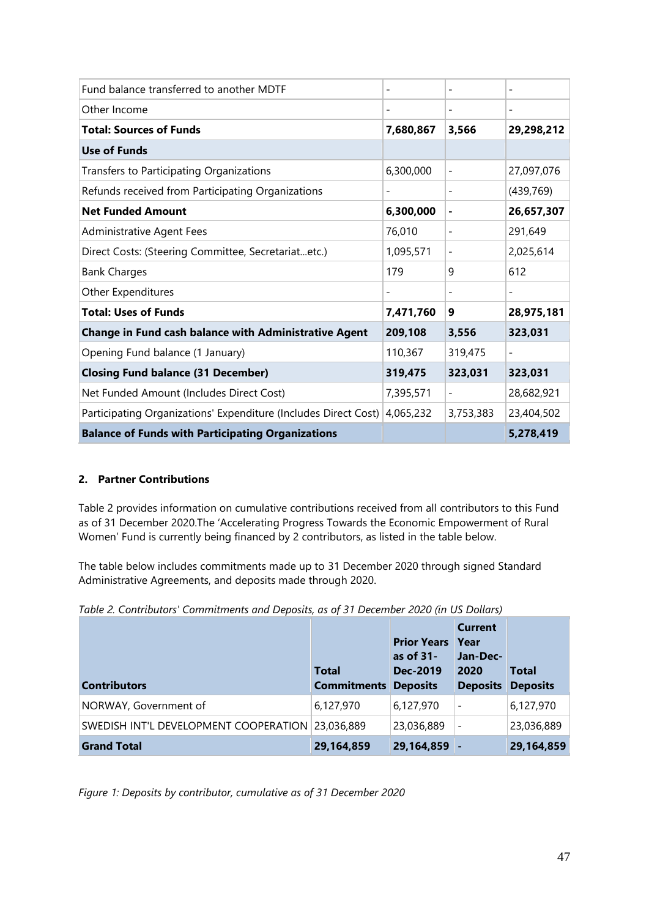| | | | |
|---|---|---|---|
| Fund balance transferred to another MDTF | - | - | - |
| Other Income | - | - | - |
| **Total: Sources of Funds** | **7,680,867** | **3,566** | **29,298,212** |
| **Use of Funds** | | | |
| Transfers to Participating Organizations | 6,300,000 | - | 27,097,076 |
| Refunds received from Participating Organizations | - | - | (439,769) |
| **Net Funded Amount** | **6,300,000** | **-** | **26,657,307** |
| Administrative Agent Fees | 76,010 | - | 291,649 |
| Direct Costs: (Steering Committee, Secretariat...etc.) | 1,095,571 | - | 2,025,614 |
| Bank Charges | 179 | 9 | 612 |
| Other Expenditures | - | - | - |
| **Total: Uses of Funds** | **7,471,760** | **9** | **28,975,181** |
| **Change in Fund cash balance with Administrative Agent** | **209,108** | **3,556** | **323,031** |
| Opening Fund balance (1 January) | 110,367 | 319,475 | - |
| **Closing Fund balance (31 December)** | **319,475** | **323,031** | **323,031** |
| Net Funded Amount (Includes Direct Cost) | 7,395,571 | - | 28,682,921 |
| Participating Organizations' Expenditure (Includes Direct Cost) | 4,065,232 | 3,753,383 | 23,404,502 |
| **Balance of Funds with Participating Organizations** | | | **5,278,419** |

## 2. Partner Contributions

Table 2 provides information on cumulative contributions received from all contributors to this Fund as of 31 December 2020.The 'Accelerating Progress Towards the Economic Empowerment of Rural Women' Fund is currently being financed by 2 contributors, as listed in the table below.

The table below includes commitments made up to 31 December 2020 through signed Standard Administrative Agreements, and deposits made through 2020.

*Table 2. Contributors' Commitments and Deposits, as of 31 December 2020 (in US Dollars)*

| Contributors | Total Commitments | Prior Years as of 31-Dec-2019 Deposits | Current Year Jan-Dec-2020 Deposits | Total Deposits |
|---|---|---|---|---|
| NORWAY, Government of | 6,127,970 | 6,127,970 | - | 6,127,970 |
| SWEDISH INT'L DEVELOPMENT COOPERATION | 23,036,889 | 23,036,889 | - | 23,036,889 |
| **Grand Total** | **29,164,859** | **29,164,859** | **-** | **29,164,859** |

*Figure 1: Deposits by contributor, cumulative as of 31 December 2020*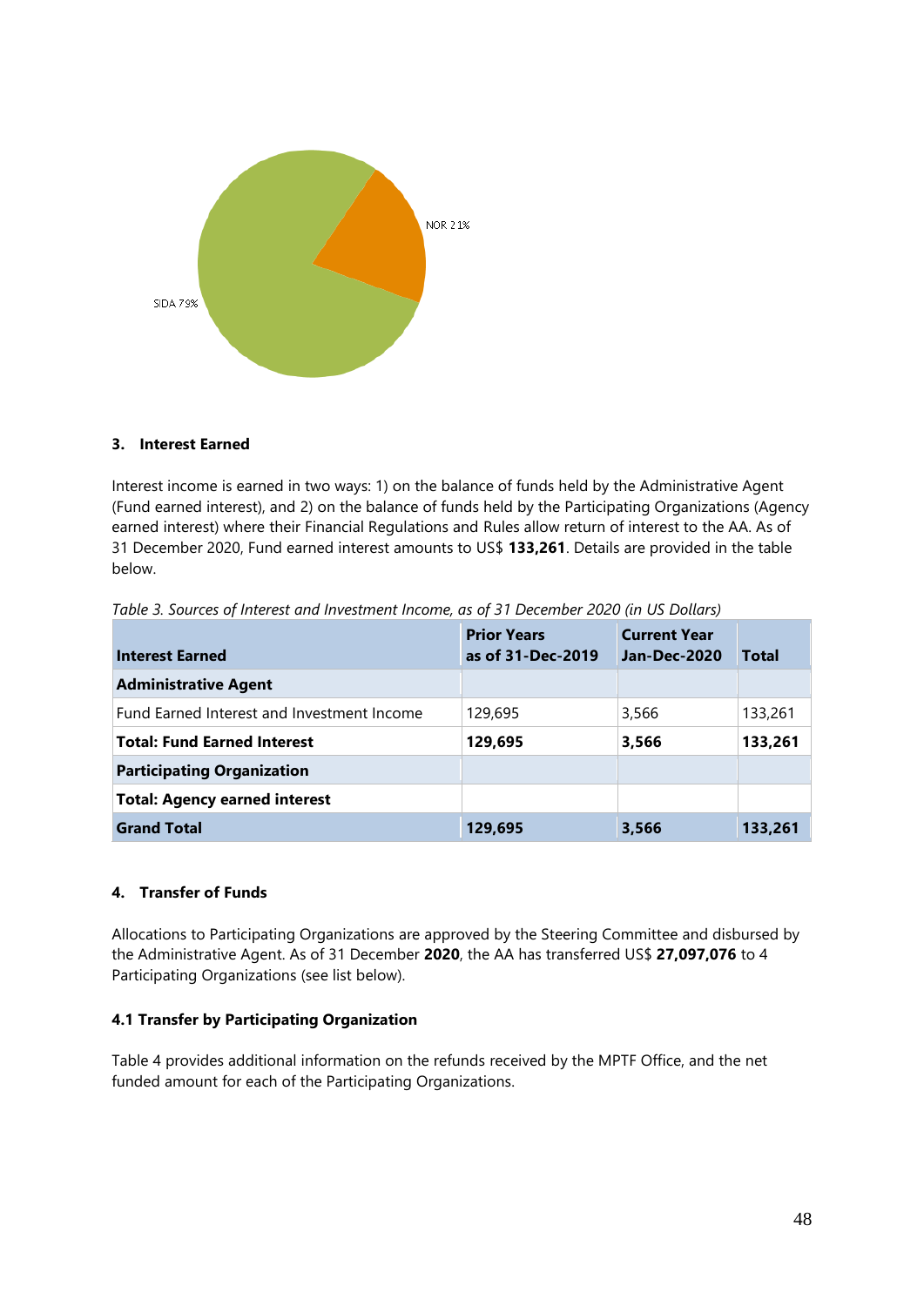NOR 21%

SIDA 79%

### 3. Interest Earned

Interest income is earned in two ways: 1) on the balance of funds held by the Administrative Agent (Fund earned interest), and 2) on the balance of funds held by the Participating Organizations (Agency earned interest) where their Financial Regulations and Rules allow return of interest to the AA. As of 31 December 2020, Fund earned interest amounts to US$ **133,261**. Details are provided in the table below.

*Table 3. Sources of Interest and Investment Income, as of 31 December 2020 (in US Dollars)*

| Interest Earned | Prior Years as of 31-Dec-2019 | Current Year Jan-Dec-2020 | Total |
|---|---|---|---|
| **Administrative Agent** | | | |
| Fund Earned Interest and Investment Income | 129,695 | 3,566 | 133,261 |
| **Total: Fund Earned Interest** | **129,695** | **3,566** | **133,261** |
| **Participating Organization** | | | |
| **Total: Agency earned interest** | | | |
| **Grand Total** | **129,695** | **3,566** | **133,261** |

### 4. Transfer of Funds

Allocations to Participating Organizations are approved by the Steering Committee and disbursed by the Administrative Agent. As of 31 December **2020**, the AA has transferred US$ **27,097,076** to 4 Participating Organizations (see list below).

#### 4.1 Transfer by Participating Organization

Table 4 provides additional information on the refunds received by the MPTF Office, and the net funded amount for each of the Participating Organizations.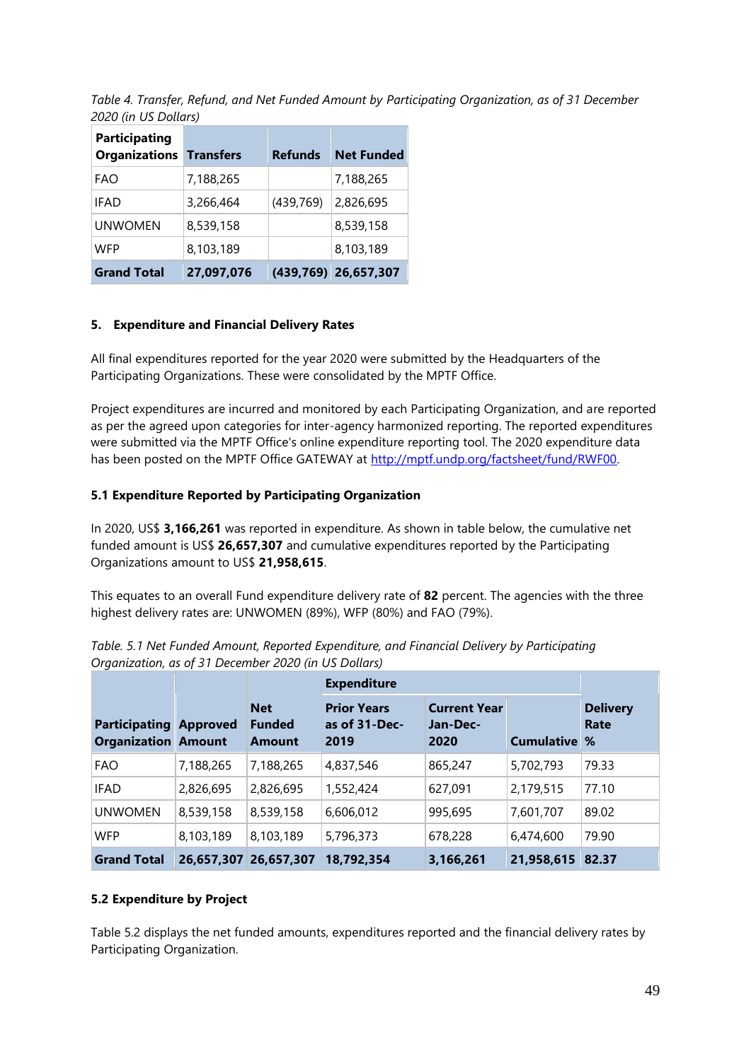*Table 4. Transfer, Refund, and Net Funded Amount by Participating Organization, as of 31 December 2020 (in US Dollars)*

| Participating Organizations | Transfers | Refunds | Net Funded |
|---|---|---|---|
| FAO | 7,188,265 | | 7,188,265 |
| IFAD | 3,266,464 | (439,769) | 2,826,695 |
| UNWOMEN | 8,539,158 | | 8,539,158 |
| WFP | 8,103,189 | | 8,103,189 |
| **Grand Total** | **27,097,076** | **(439,769)** | **26,657,307** |

#### 5. Expenditure and Financial Delivery Rates

All final expenditures reported for the year 2020 were submitted by the Headquarters of the Participating Organizations. These were consolidated by the MPTF Office.

Project expenditures are incurred and monitored by each Participating Organization, and are reported as per the agreed upon categories for inter-agency harmonized reporting. The reported expenditures were submitted via the MPTF Office's online expenditure reporting tool. The 2020 expenditure data has been posted on the MPTF Office GATEWAY at http://mptf.undp.org/factsheet/fund/RWF00.

#### 5.1 Expenditure Reported by Participating Organization

In 2020, US$ **3,166,261** was reported in expenditure. As shown in table below, the cumulative net funded amount is US$ **26,657,307** and cumulative expenditures reported by the Participating Organizations amount to US$ **21,958,615**.

This equates to an overall Fund expenditure delivery rate of **82** percent. The agencies with the three highest delivery rates are: UNWOMEN (89%), WFP (80%) and FAO (79%).

*Table. 5.1 Net Funded Amount, Reported Expenditure, and Financial Delivery by Participating Organization, as of 31 December 2020 (in US Dollars)*

| | | | Expenditure | | | |
|---|---|---|---|---|---|---|
| Participating Organization | Approved Amount | Net Funded Amount | Prior Years as of 31-Dec-2019 | Current Year Jan-Dec-2020 | Cumulative | Delivery Rate % |
| FAO | 7,188,265 | 7,188,265 | 4,837,546 | 865,247 | 5,702,793 | 79.33 |
| IFAD | 2,826,695 | 2,826,695 | 1,552,424 | 627,091 | 2,179,515 | 77.10 |
| UNWOMEN | 8,539,158 | 8,539,158 | 6,606,012 | 995,695 | 7,601,707 | 89.02 |
| WFP | 8,103,189 | 8,103,189 | 5,796,373 | 678,228 | 6,474,600 | 79.90 |
| **Grand Total** | **26,657,307** | **26,657,307** | **18,792,354** | **3,166,261** | **21,958,615** | **82.37** |

#### 5.2 Expenditure by Project

Table 5.2 displays the net funded amounts, expenditures reported and the financial delivery rates by Participating Organization.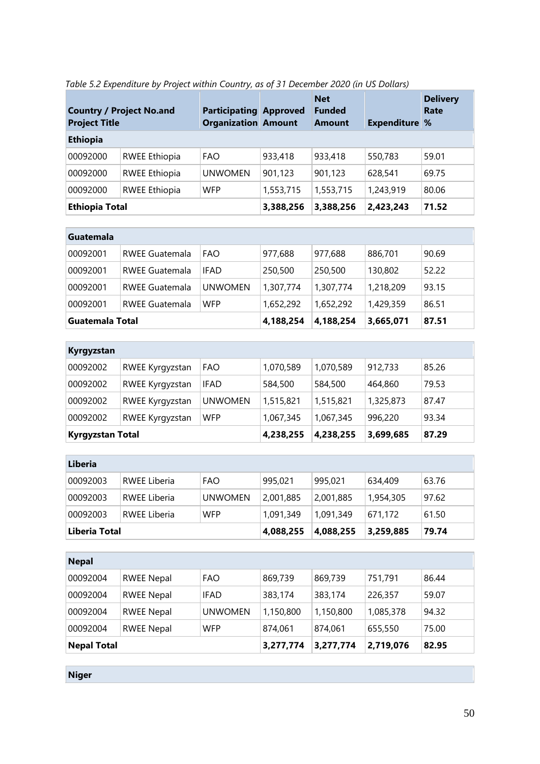*Table 5.2 Expenditure by Project within Country, as of 31 December 2020 (in US Dollars)*

| Country / Project No.and Project Title | | Participating Organization | Approved Amount | Net Funded Amount | Expenditure | Delivery Rate % |
|---|---|---|---|---|---|---|
| **Ethiopia** | | | | | | |
| 00092000 | RWEE Ethiopia | FAO | 933,418 | 933,418 | 550,783 | 59.01 |
| 00092000 | RWEE Ethiopia | UNWOMEN | 901,123 | 901,123 | 628,541 | 69.75 |
| 00092000 | RWEE Ethiopia | WFP | 1,553,715 | 1,553,715 | 1,243,919 | 80.06 |
| **Ethiopia Total** | | | **3,388,256** | **3,388,256** | **2,423,243** | **71.52** |
| **Guatemala** | | | | | | |
| 00092001 | RWEE Guatemala | FAO | 977,688 | 977,688 | 886,701 | 90.69 |
| 00092001 | RWEE Guatemala | IFAD | 250,500 | 250,500 | 130,802 | 52.22 |
| 00092001 | RWEE Guatemala | UNWOMEN | 1,307,774 | 1,307,774 | 1,218,209 | 93.15 |
| 00092001 | RWEE Guatemala | WFP | 1,652,292 | 1,652,292 | 1,429,359 | 86.51 |
| **Guatemala Total** | | | **4,188,254** | **4,188,254** | **3,665,071** | **87.51** |
| **Kyrgyzstan** | | | | | | |
| 00092002 | RWEE Kyrgyzstan | FAO | 1,070,589 | 1,070,589 | 912,733 | 85.26 |
| 00092002 | RWEE Kyrgyzstan | IFAD | 584,500 | 584,500 | 464,860 | 79.53 |
| 00092002 | RWEE Kyrgyzstan | UNWOMEN | 1,515,821 | 1,515,821 | 1,325,873 | 87.47 |
| 00092002 | RWEE Kyrgyzstan | WFP | 1,067,345 | 1,067,345 | 996,220 | 93.34 |
| **Kyrgyzstan Total** | | | **4,238,255** | **4,238,255** | **3,699,685** | **87.29** |
| **Liberia** | | | | | | |
| 00092003 | RWEE Liberia | FAO | 995,021 | 995,021 | 634,409 | 63.76 |
| 00092003 | RWEE Liberia | UNWOMEN | 2,001,885 | 2,001,885 | 1,954,305 | 97.62 |
| 00092003 | RWEE Liberia | WFP | 1,091,349 | 1,091,349 | 671,172 | 61.50 |
| **Liberia Total** | | | **4,088,255** | **4,088,255** | **3,259,885** | **79.74** |
| **Nepal** | | | | | | |
| 00092004 | RWEE Nepal | FAO | 869,739 | 869,739 | 751,791 | 86.44 |
| 00092004 | RWEE Nepal | IFAD | 383,174 | 383,174 | 226,357 | 59.07 |
| 00092004 | RWEE Nepal | UNWOMEN | 1,150,800 | 1,150,800 | 1,085,378 | 94.32 |
| 00092004 | RWEE Nepal | WFP | 874,061 | 874,061 | 655,550 | 75.00 |
| **Nepal Total** | | | **3,277,774** | **3,277,774** | **2,719,076** | **82.95** |
| **Niger** | | | | | | |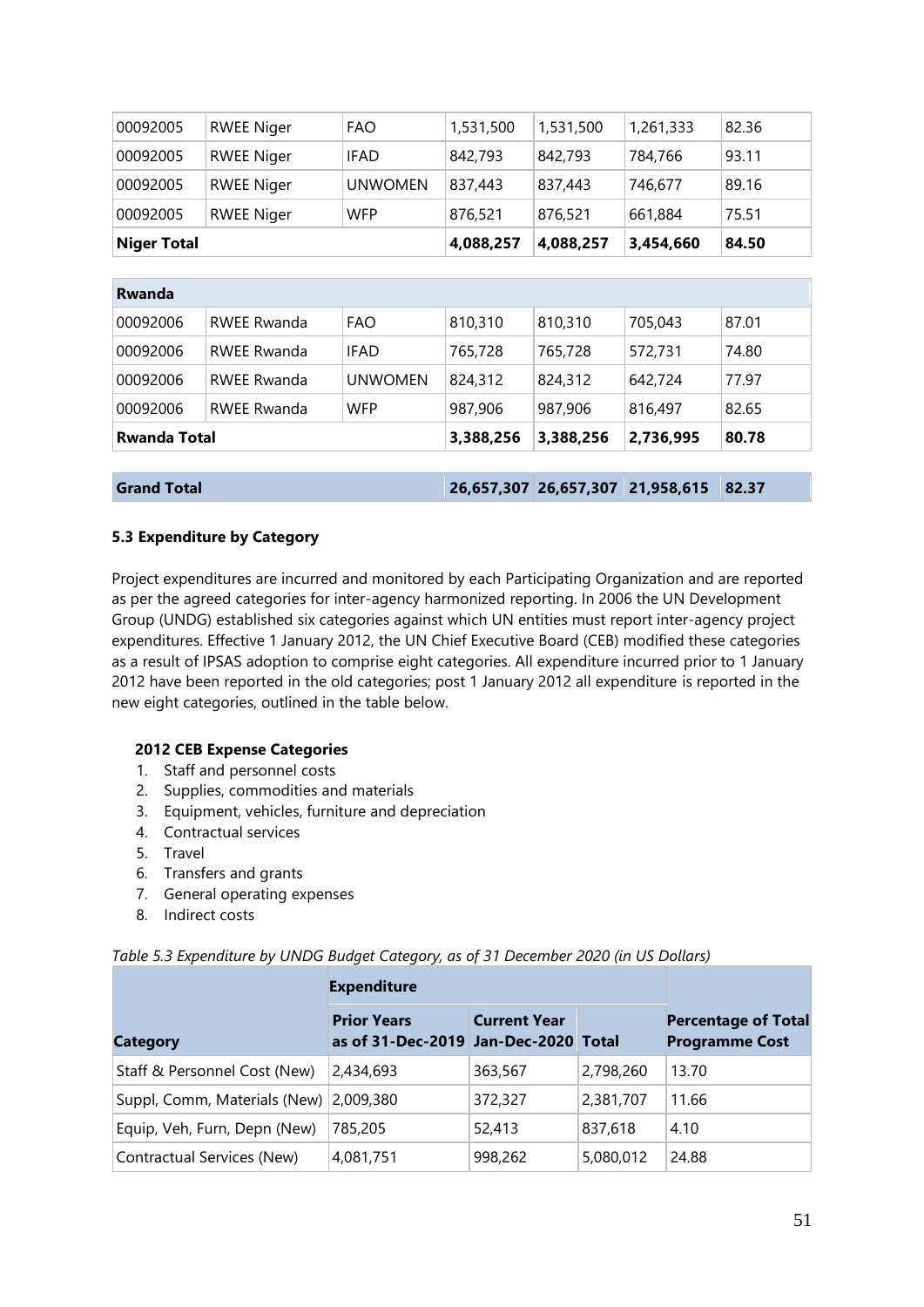| | | | | | | |
|---|---|---|---|---|---|---|
| 00092005 | RWEE Niger | FAO | 1,531,500 | 1,531,500 | 1,261,333 | 82.36 |
| 00092005 | RWEE Niger | IFAD | 842,793 | 842,793 | 784,766 | 93.11 |
| 00092005 | RWEE Niger | UNWOMEN | 837,443 | 837,443 | 746,677 | 89.16 |
| 00092005 | RWEE Niger | WFP | 876,521 | 876,521 | 661,884 | 75.51 |
| **Niger Total** | | | **4,088,257** | **4,088,257** | **3,454,660** | **84.50** |
| **Rwanda** | | | | | | |
| 00092006 | RWEE Rwanda | FAO | 810,310 | 810,310 | 705,043 | 87.01 |
| 00092006 | RWEE Rwanda | IFAD | 765,728 | 765,728 | 572,731 | 74.80 |
| 00092006 | RWEE Rwanda | UNWOMEN | 824,312 | 824,312 | 642,724 | 77.97 |
| 00092006 | RWEE Rwanda | WFP | 987,906 | 987,906 | 816,497 | 82.65 |
| **Rwanda Total** | | | **3,388,256** | **3,388,256** | **2,736,995** | **80.78** |
| **Grand Total** | | | **26,657,307** | **26,657,307** | **21,958,615** | **82.37** |

### 5.3 Expenditure by Category

Project expenditures are incurred and monitored by each Participating Organization and are reported as per the agreed categories for inter-agency harmonized reporting. In 2006 the UN Development Group (UNDG) established six categories against which UN entities must report inter-agency project expenditures. Effective 1 January 2012, the UN Chief Executive Board (CEB) modified these categories as a result of IPSAS adoption to comprise eight categories. All expenditure incurred prior to 1 January 2012 have been reported in the old categories; post 1 January 2012 all expenditure is reported in the new eight categories, outlined in the table below.

**2012 CEB Expense Categories**

1. Staff and personnel costs
2. Supplies, commodities and materials
3. Equipment, vehicles, furniture and depreciation
4. Contractual services
5. Travel
6. Transfers and grants
7. General operating expenses
8. Indirect costs

*Table 5.3 Expenditure by UNDG Budget Category, as of 31 December 2020 (in US Dollars)*

| | **Expenditure** | | | |
|---|---|---|---|---|
| **Category** | **Prior Years as of 31-Dec-2019** | **Current Year Jan-Dec-2020** | **Total** | **Percentage of Total Programme Cost** |
| Staff & Personnel Cost (New) | 2,434,693 | 363,567 | 2,798,260 | 13.70 |
| Suppl, Comm, Materials (New) | 2,009,380 | 372,327 | 2,381,707 | 11.66 |
| Equip, Veh, Furn, Depn (New) | 785,205 | 52,413 | 837,618 | 4.10 |
| Contractual Services (New) | 4,081,751 | 998,262 | 5,080,012 | 24.88 |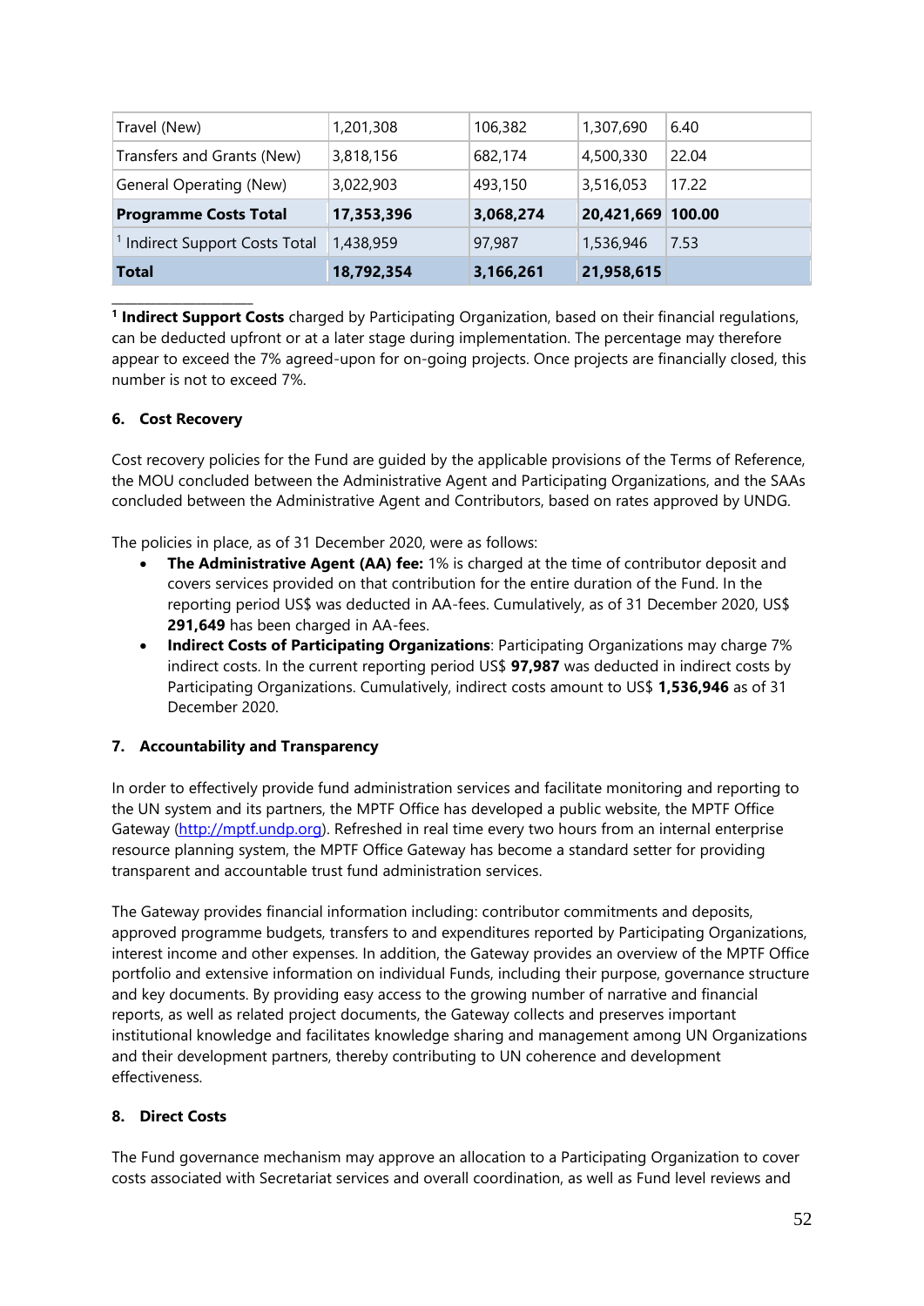| Travel (New) | 1,201,308 | 106,382 | 1,307,690 | 6.40 |
|---|---|---|---|---|
| Transfers and Grants (New) | 3,818,156 | 682,174 | 4,500,330 | 22.04 |
| General Operating (New) | 3,022,903 | 493,150 | 3,516,053 | 17.22 |
| **Programme Costs Total** | **17,353,396** | **3,068,274** | **20,421,669** | **100.00** |
| [1] Indirect Support Costs Total | 1,438,959 | 97,987 | 1,536,946 | 7.53 |
| **Total** | **18,792,354** | **3,166,261** | **21,958,615** | |

[1] **Indirect Support Costs** charged by Participating Organization, based on their financial regulations, can be deducted upfront or at a later stage during implementation. The percentage may therefore appear to exceed the 7% agreed-upon for on-going projects. Once projects are financially closed, this number is not to exceed 7%.

#### 6. Cost Recovery

Cost recovery policies for the Fund are guided by the applicable provisions of the Terms of Reference, the MOU concluded between the Administrative Agent and Participating Organizations, and the SAAs concluded between the Administrative Agent and Contributors, based on rates approved by UNDG.

The policies in place, as of 31 December 2020, were as follows:

- **The Administrative Agent (AA) fee:** 1% is charged at the time of contributor deposit and covers services provided on that contribution for the entire duration of the Fund. In the reporting period US$ was deducted in AA-fees. Cumulatively, as of 31 December 2020, US$ **291,649** has been charged in AA-fees.
- **Indirect Costs of Participating Organizations**: Participating Organizations may charge 7% indirect costs. In the current reporting period US$ **97,987** was deducted in indirect costs by Participating Organizations. Cumulatively, indirect costs amount to US$ **1,536,946** as of 31 December 2020.

#### 7. Accountability and Transparency

In order to effectively provide fund administration services and facilitate monitoring and reporting to the UN system and its partners, the MPTF Office has developed a public website, the MPTF Office Gateway (http://mptf.undp.org). Refreshed in real time every two hours from an internal enterprise resource planning system, the MPTF Office Gateway has become a standard setter for providing transparent and accountable trust fund administration services.

The Gateway provides financial information including: contributor commitments and deposits, approved programme budgets, transfers to and expenditures reported by Participating Organizations, interest income and other expenses. In addition, the Gateway provides an overview of the MPTF Office portfolio and extensive information on individual Funds, including their purpose, governance structure and key documents. By providing easy access to the growing number of narrative and financial reports, as well as related project documents, the Gateway collects and preserves important institutional knowledge and facilitates knowledge sharing and management among UN Organizations and their development partners, thereby contributing to UN coherence and development effectiveness.

#### 8. Direct Costs

The Fund governance mechanism may approve an allocation to a Participating Organization to cover costs associated with Secretariat services and overall coordination, as well as Fund level reviews and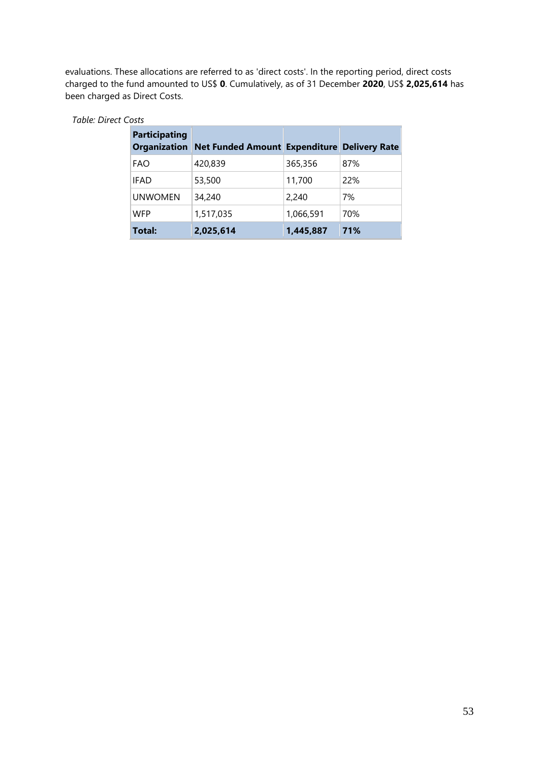evaluations. These allocations are referred to as 'direct costs'. In the reporting period, direct costs charged to the fund amounted to US$ **0**. Cumulatively, as of 31 December **2020**, US$ **2,025,614** has been charged as Direct Costs.

*Table: Direct Costs*

| Participating Organization | Net Funded Amount | Expenditure | Delivery Rate |
|---|---|---|---|
| FAO | 420,839 | 365,356 | 87% |
| IFAD | 53,500 | 11,700 | 22% |
| UNWOMEN | 34,240 | 2,240 | 7% |
| WFP | 1,517,035 | 1,066,591 | 70% |
| **Total:** | **2,025,614** | **1,445,887** | **71%** |